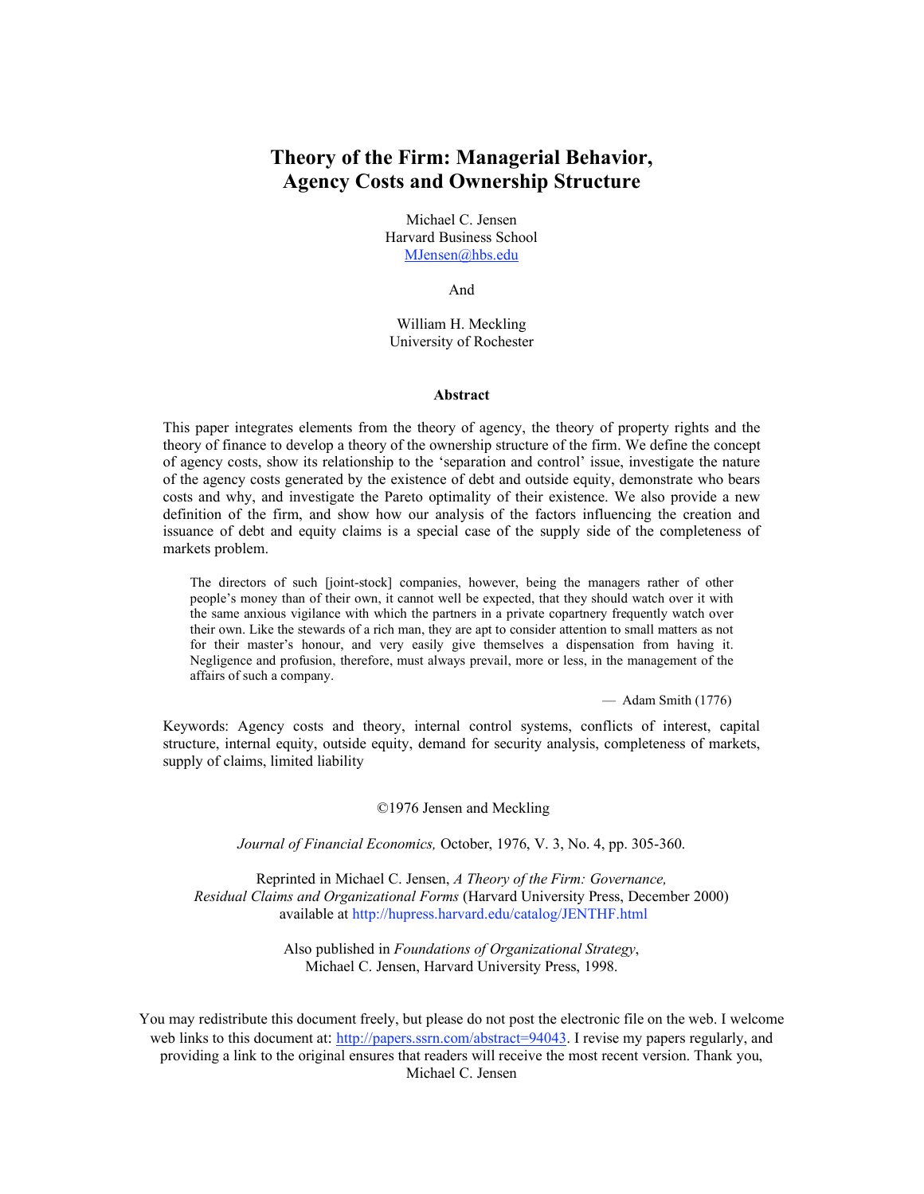# Theory of the Firm: Managerial Behavior, Agency Costs and Ownership Structure

Michael C. Jensen
Harvard Business School
MJensen@hbs.edu

And

William H. Meckling
University of Rochester

### Abstract

This paper integrates elements from the theory of agency, the theory of property rights and the theory of finance to develop a theory of the ownership structure of the firm. We define the concept of agency costs, show its relationship to the 'separation and control' issue, investigate the nature of the agency costs generated by the existence of debt and outside equity, demonstrate who bears costs and why, and investigate the Pareto optimality of their existence. We also provide a new definition of the firm, and show how our analysis of the factors influencing the creation and issuance of debt and equity claims is a special case of the supply side of the completeness of markets problem.

> The directors of such [joint-stock] companies, however, being the managers rather of other people's money than of their own, it cannot well be expected, that they should watch over it with the same anxious vigilance with which the partners in a private copartnery frequently watch over their own. Like the stewards of a rich man, they are apt to consider attention to small matters as not for their master's honour, and very easily give themselves a dispensation from having it. Negligence and profusion, therefore, must always prevail, more or less, in the management of the affairs of such a company.
>
> — Adam Smith (1776)

Keywords: Agency costs and theory, internal control systems, conflicts of interest, capital structure, internal equity, outside equity, demand for security analysis, completeness of markets, supply of claims, limited liability

©1976 Jensen and Meckling

*Journal of Financial Economics,* October, 1976, V. 3, No. 4, pp. 305-360.

Reprinted in Michael C. Jensen, *A Theory of the Firm: Governance, Residual Claims and Organizational Forms* (Harvard University Press, December 2000) available at http://hupress.harvard.edu/catalog/JENTHF.html

Also published in *Foundations of Organizational Strategy*, Michael C. Jensen, Harvard University Press, 1998.

You may redistribute this document freely, but please do not post the electronic file on the web. I welcome web links to this document at: http://papers.ssrn.com/abstract=94043. I revise my papers regularly, and providing a link to the original ensures that readers will receive the most recent version. Thank you, Michael C. Jensen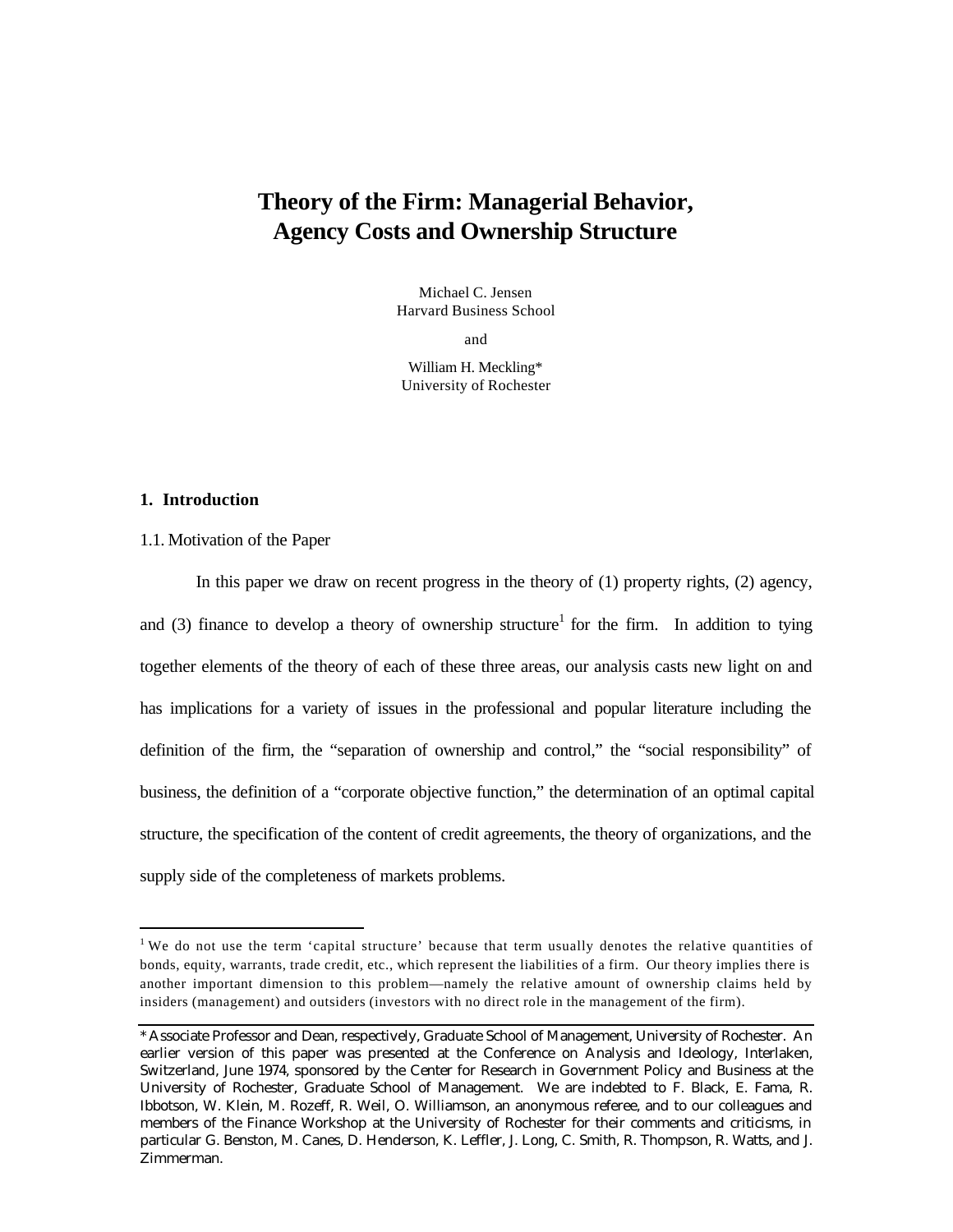# Theory of the Firm: Managerial Behavior, Agency Costs and Ownership Structure

Michael C. Jensen
Harvard Business School

and

William H. Meckling*
University of Rochester

## 1. Introduction

### 1.1. Motivation of the Paper

In this paper we draw on recent progress in the theory of (1) property rights, (2) agency, and (3) finance to develop a theory of ownership structure[1] for the firm. In addition to tying together elements of the theory of each of these three areas, our analysis casts new light on and has implications for a variety of issues in the professional and popular literature including the definition of the firm, the "separation of ownership and control," the "social responsibility" of business, the definition of a "corporate objective function," the determination of an optimal capital structure, the specification of the content of credit agreements, the theory of organizations, and the supply side of the completeness of markets problems.

---

[1] We do not use the term 'capital structure' because that term usually denotes the relative quantities of bonds, equity, warrants, trade credit, etc., which represent the liabilities of a firm. Our theory implies there is another important dimension to this problem—namely the relative amount of ownership claims held by insiders (management) and outsiders (investors with no direct role in the management of the firm).

---

* Associate Professor and Dean, respectively, Graduate School of Management, University of Rochester. An earlier version of this paper was presented at the Conference on Analysis and Ideology, Interlaken, Switzerland, June 1974, sponsored by the Center for Research in Government Policy and Business at the University of Rochester, Graduate School of Management. We are indebted to F. Black, E. Fama, R. Ibbotson, W. Klein, M. Rozeff, R. Weil, O. Williamson, an anonymous referee, and to our colleagues and members of the Finance Workshop at the University of Rochester for their comments and criticisms, in particular G. Benston, M. Canes, D. Henderson, K. Leffler, J. Long, C. Smith, R. Thompson, R. Watts, and J. Zimmerman.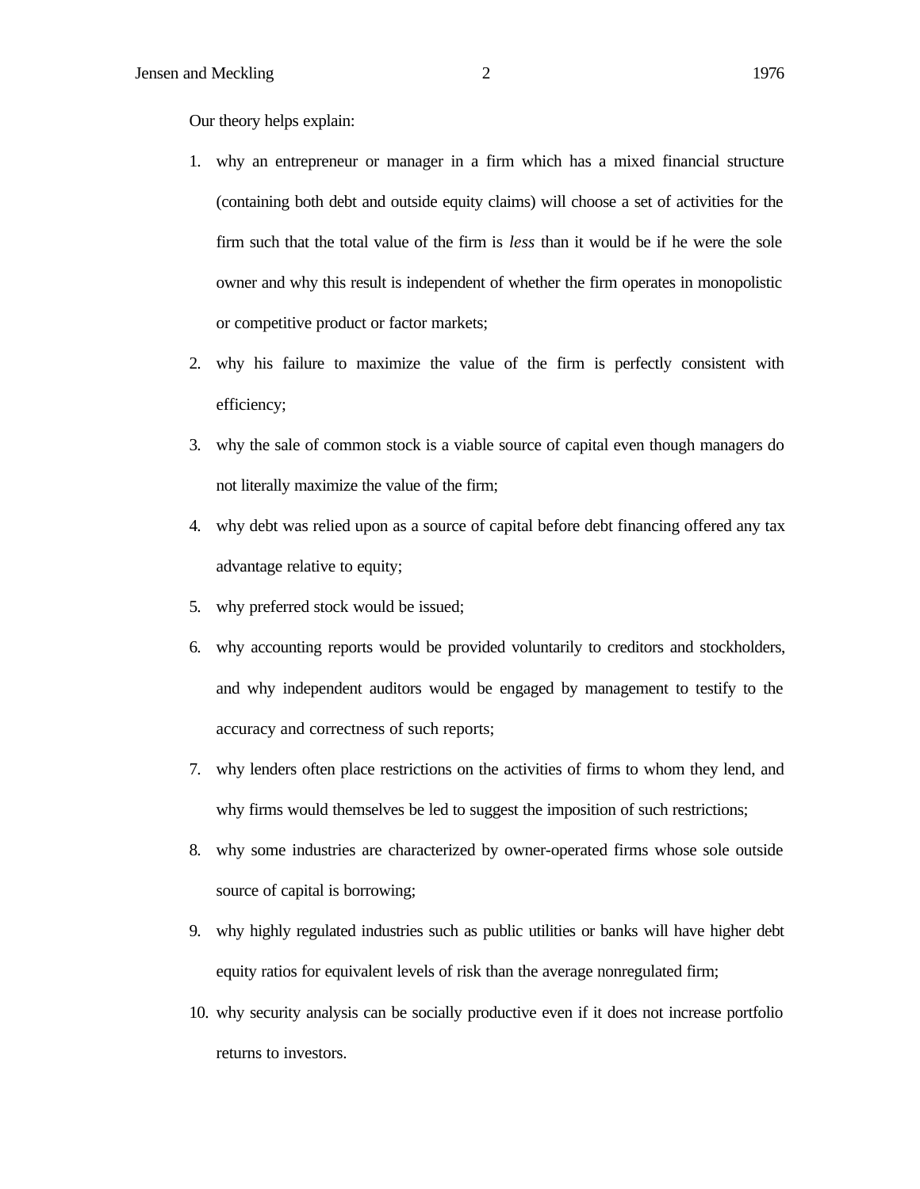Our theory helps explain:

1. why an entrepreneur or manager in a firm which has a mixed financial structure (containing both debt and outside equity claims) will choose a set of activities for the firm such that the total value of the firm is *less* than it would be if he were the sole owner and why this result is independent of whether the firm operates in monopolistic or competitive product or factor markets;
2. why his failure to maximize the value of the firm is perfectly consistent with efficiency;
3. why the sale of common stock is a viable source of capital even though managers do not literally maximize the value of the firm;
4. why debt was relied upon as a source of capital before debt financing offered any tax advantage relative to equity;
5. why preferred stock would be issued;
6. why accounting reports would be provided voluntarily to creditors and stockholders, and why independent auditors would be engaged by management to testify to the accuracy and correctness of such reports;
7. why lenders often place restrictions on the activities of firms to whom they lend, and why firms would themselves be led to suggest the imposition of such restrictions;
8. why some industries are characterized by owner-operated firms whose sole outside source of capital is borrowing;
9. why highly regulated industries such as public utilities or banks will have higher debt equity ratios for equivalent levels of risk than the average nonregulated firm;
10. why security analysis can be socially productive even if it does not increase portfolio returns to investors.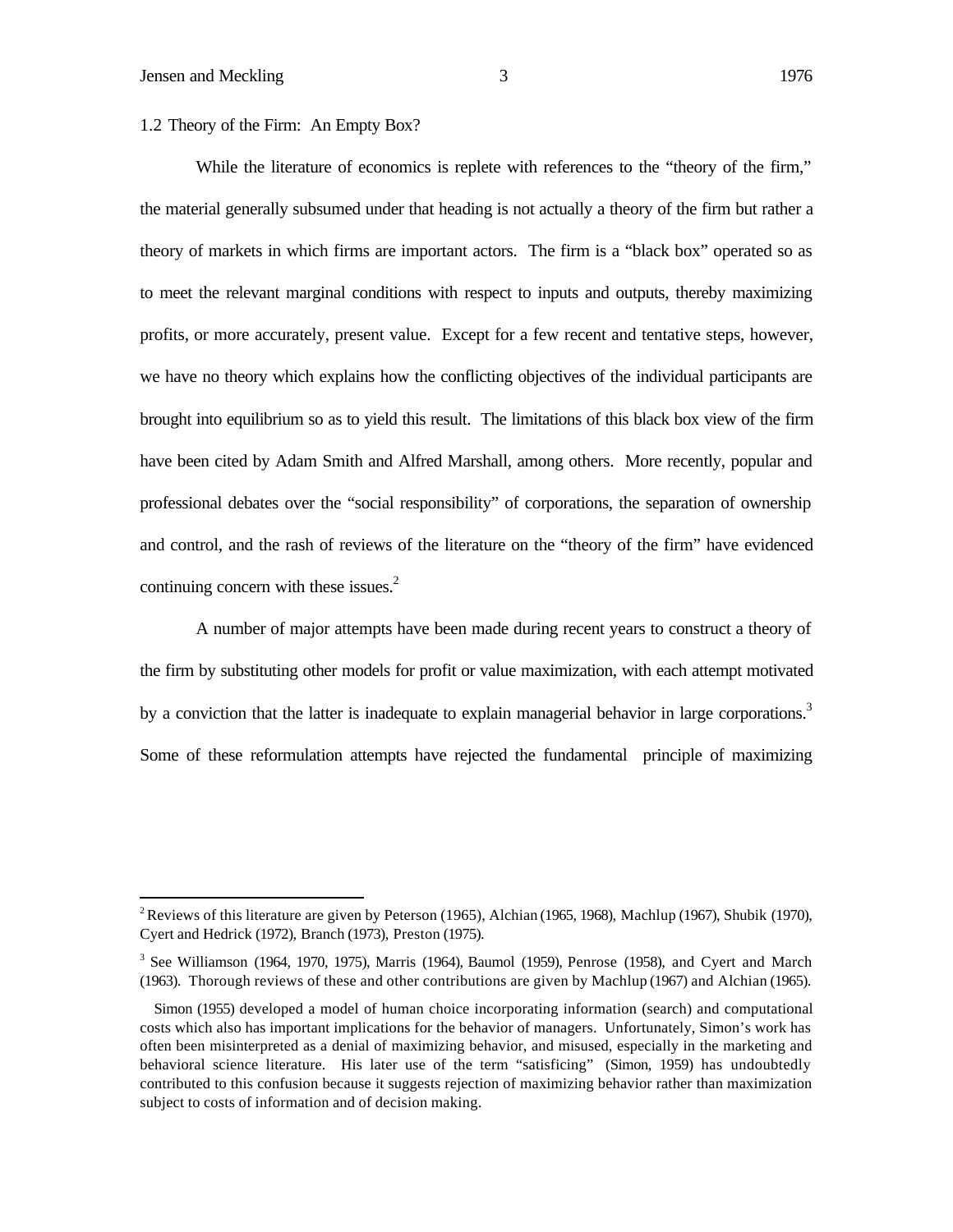### 1.2 Theory of the Firm: An Empty Box?

While the literature of economics is replete with references to the "theory of the firm," the material generally subsumed under that heading is not actually a theory of the firm but rather a theory of markets in which firms are important actors. The firm is a "black box" operated so as to meet the relevant marginal conditions with respect to inputs and outputs, thereby maximizing profits, or more accurately, present value. Except for a few recent and tentative steps, however, we have no theory which explains how the conflicting objectives of the individual participants are brought into equilibrium so as to yield this result. The limitations of this black box view of the firm have been cited by Adam Smith and Alfred Marshall, among others. More recently, popular and professional debates over the "social responsibility" of corporations, the separation of ownership and control, and the rash of reviews of the literature on the "theory of the firm" have evidenced continuing concern with these issues.[2]

A number of major attempts have been made during recent years to construct a theory of the firm by substituting other models for profit or value maximization, with each attempt motivated by a conviction that the latter is inadequate to explain managerial behavior in large corporations.[3] Some of these reformulation attempts have rejected the fundamental principle of maximizing

---

[2] Reviews of this literature are given by Peterson (1965), Alchian (1965, 1968), Machlup (1967), Shubik (1970), Cyert and Hedrick (1972), Branch (1973), Preston (1975).

[3] See Williamson (1964, 1970, 1975), Marris (1964), Baumol (1959), Penrose (1958), and Cyert and March (1963). Thorough reviews of these and other contributions are given by Machlup (1967) and Alchian (1965).

Simon (1955) developed a model of human choice incorporating information (search) and computational costs which also has important implications for the behavior of managers. Unfortunately, Simon's work has often been misinterpreted as a denial of maximizing behavior, and misused, especially in the marketing and behavioral science literature. His later use of the term "satisficing" (Simon, 1959) has undoubtedly contributed to this confusion because it suggests rejection of maximizing behavior rather than maximization subject to costs of information and of decision making.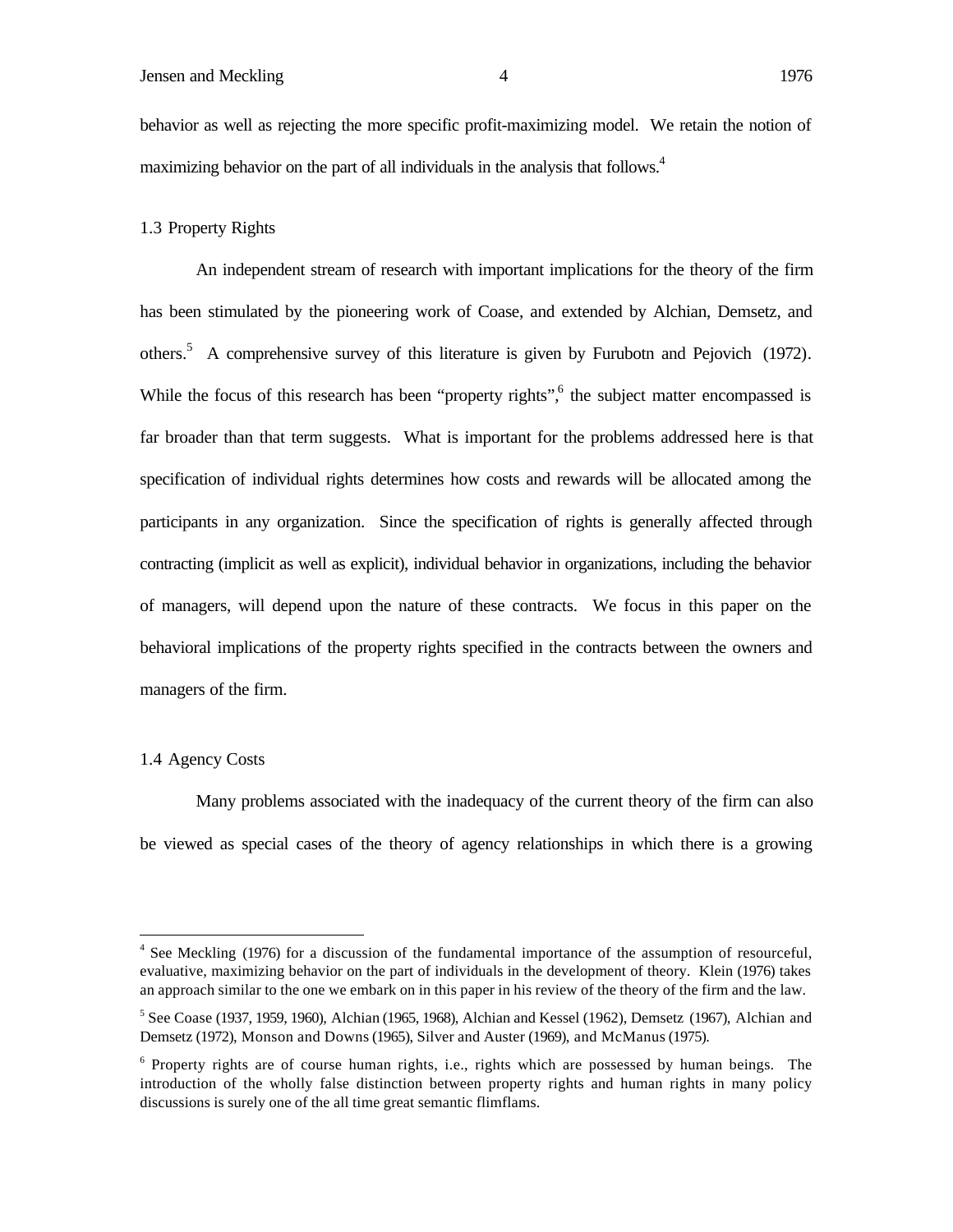behavior as well as rejecting the more specific profit-maximizing model. We retain the notion of maximizing behavior on the part of all individuals in the analysis that follows.[4]

### 1.3 Property Rights

An independent stream of research with important implications for the theory of the firm has been stimulated by the pioneering work of Coase, and extended by Alchian, Demsetz, and others.[5] A comprehensive survey of this literature is given by Furubotn and Pejovich (1972). While the focus of this research has been "property rights",[6] the subject matter encompassed is far broader than that term suggests. What is important for the problems addressed here is that specification of individual rights determines how costs and rewards will be allocated among the participants in any organization. Since the specification of rights is generally affected through contracting (implicit as well as explicit), individual behavior in organizations, including the behavior of managers, will depend upon the nature of these contracts. We focus in this paper on the behavioral implications of the property rights specified in the contracts between the owners and managers of the firm.

### 1.4 Agency Costs

Many problems associated with the inadequacy of the current theory of the firm can also be viewed as special cases of the theory of agency relationships in which there is a growing

---

[4] See Meckling (1976) for a discussion of the fundamental importance of the assumption of resourceful, evaluative, maximizing behavior on the part of individuals in the development of theory. Klein (1976) takes an approach similar to the one we embark on in this paper in his review of the theory of the firm and the law.

[5] See Coase (1937, 1959, 1960), Alchian (1965, 1968), Alchian and Kessel (1962), Demsetz (1967), Alchian and Demsetz (1972), Monson and Downs (1965), Silver and Auster (1969), and McManus (1975).

[6] Property rights are of course human rights, i.e., rights which are possessed by human beings. The introduction of the wholly false distinction between property rights and human rights in many policy discussions is surely one of the all time great semantic flimflams.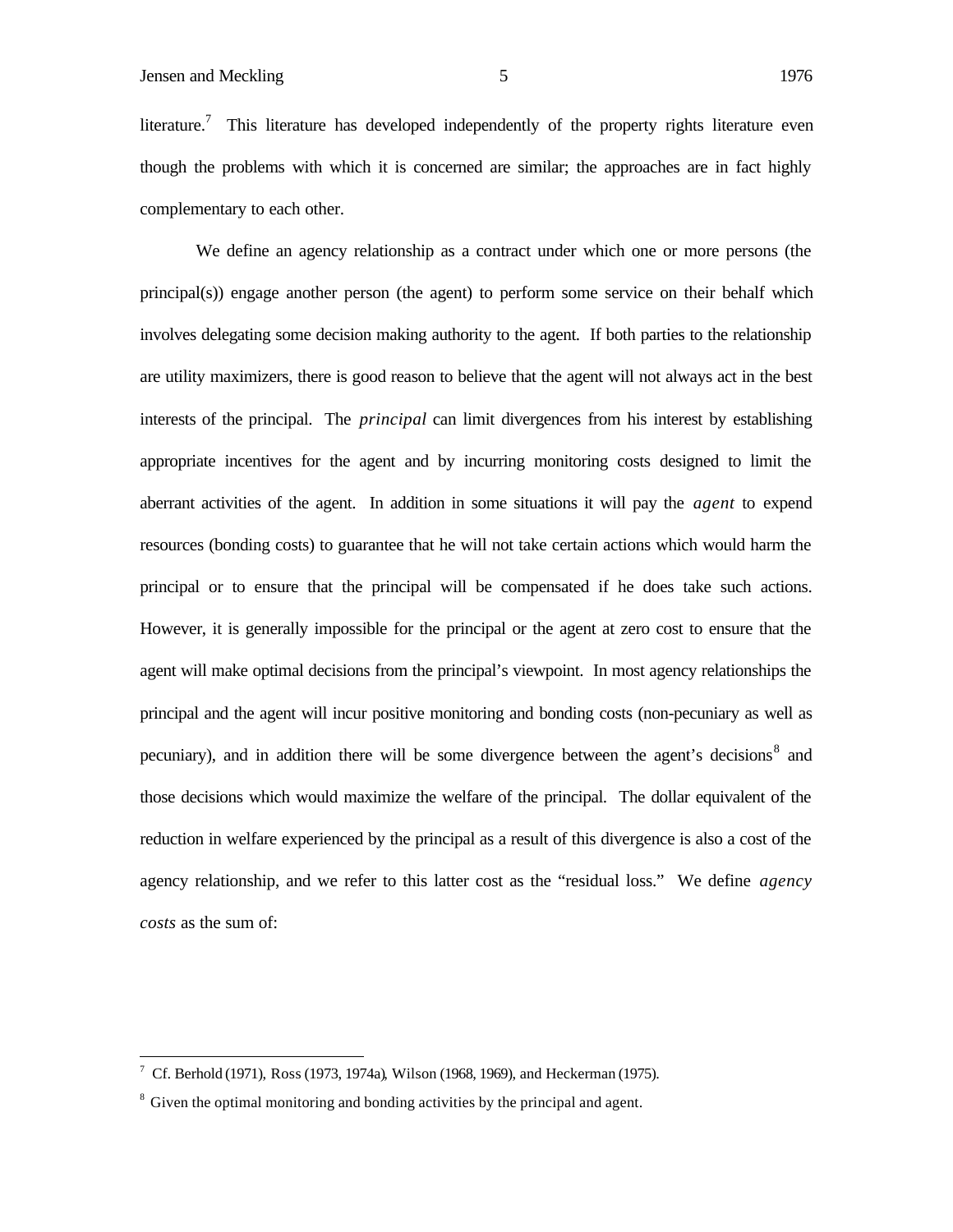literature.[7] This literature has developed independently of the property rights literature even though the problems with which it is concerned are similar; the approaches are in fact highly complementary to each other.

We define an agency relationship as a contract under which one or more persons (the principal(s)) engage another person (the agent) to perform some service on their behalf which involves delegating some decision making authority to the agent. If both parties to the relationship are utility maximizers, there is good reason to believe that the agent will not always act in the best interests of the principal. The *principal* can limit divergences from his interest by establishing appropriate incentives for the agent and by incurring monitoring costs designed to limit the aberrant activities of the agent. In addition in some situations it will pay the *agent* to expend resources (bonding costs) to guarantee that he will not take certain actions which would harm the principal or to ensure that the principal will be compensated if he does take such actions. However, it is generally impossible for the principal or the agent at zero cost to ensure that the agent will make optimal decisions from the principal's viewpoint. In most agency relationships the principal and the agent will incur positive monitoring and bonding costs (non-pecuniary as well as pecuniary), and in addition there will be some divergence between the agent's decisions[8] and those decisions which would maximize the welfare of the principal. The dollar equivalent of the reduction in welfare experienced by the principal as a result of this divergence is also a cost of the agency relationship, and we refer to this latter cost as the "residual loss." We define *agency costs* as the sum of:

[7] Cf. Berhold (1971), Ross (1973, 1974a), Wilson (1968, 1969), and Heckerman (1975).

[8] Given the optimal monitoring and bonding activities by the principal and agent.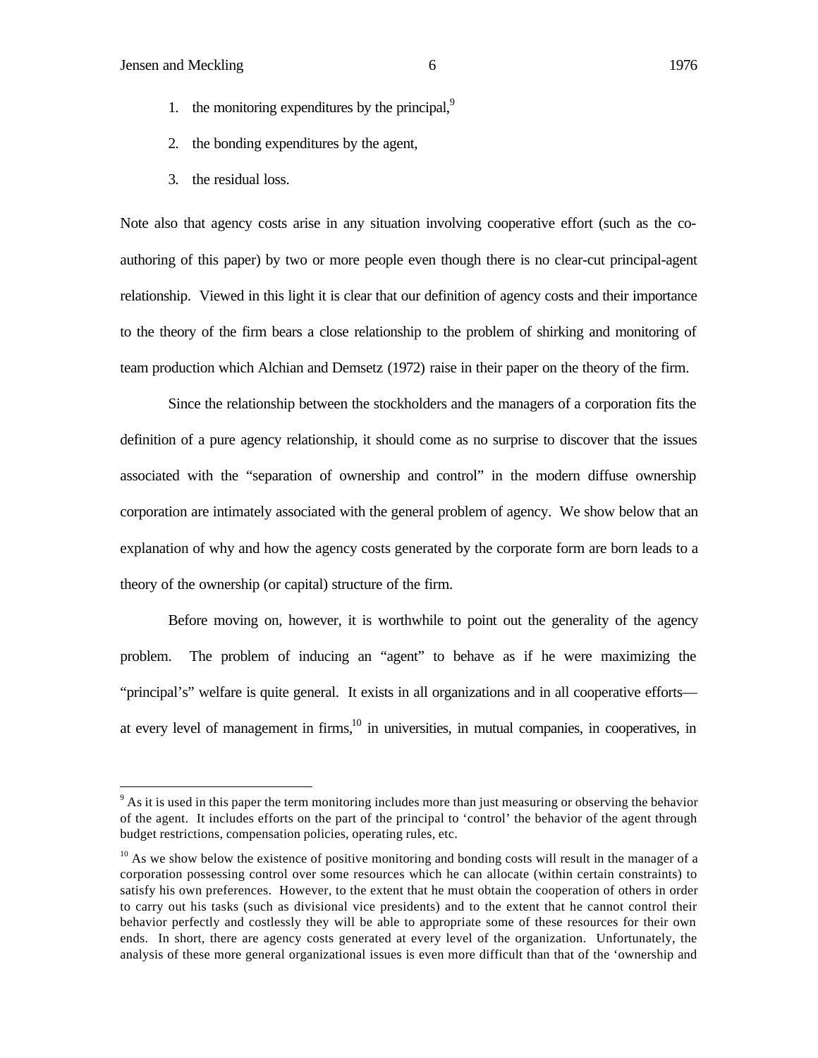1. the monitoring expenditures by the principal,[9]
2. the bonding expenditures by the agent,
3. the residual loss.

Note also that agency costs arise in any situation involving cooperative effort (such as the co-authoring of this paper) by two or more people even though there is no clear-cut principal-agent relationship. Viewed in this light it is clear that our definition of agency costs and their importance to the theory of the firm bears a close relationship to the problem of shirking and monitoring of team production which Alchian and Demsetz (1972) raise in their paper on the theory of the firm.

Since the relationship between the stockholders and the managers of a corporation fits the definition of a pure agency relationship, it should come as no surprise to discover that the issues associated with the "separation of ownership and control" in the modern diffuse ownership corporation are intimately associated with the general problem of agency. We show below that an explanation of why and how the agency costs generated by the corporate form are born leads to a theory of the ownership (or capital) structure of the firm.

Before moving on, however, it is worthwhile to point out the generality of the agency problem. The problem of inducing an "agent" to behave as if he were maximizing the "principal's" welfare is quite general. It exists in all organizations and in all cooperative efforts—at every level of management in firms,[10] in universities, in mutual companies, in cooperatives, in

---

[9] As it is used in this paper the term monitoring includes more than just measuring or observing the behavior of the agent. It includes efforts on the part of the principal to 'control' the behavior of the agent through budget restrictions, compensation policies, operating rules, etc.

[10] As we show below the existence of positive monitoring and bonding costs will result in the manager of a corporation possessing control over some resources which he can allocate (within certain constraints) to satisfy his own preferences. However, to the extent that he must obtain the cooperation of others in order to carry out his tasks (such as divisional vice presidents) and to the extent that he cannot control their behavior perfectly and costlessly they will be able to appropriate some of these resources for their own ends. In short, there are agency costs generated at every level of the organization. Unfortunately, the analysis of these more general organizational issues is even more difficult than that of the 'ownership and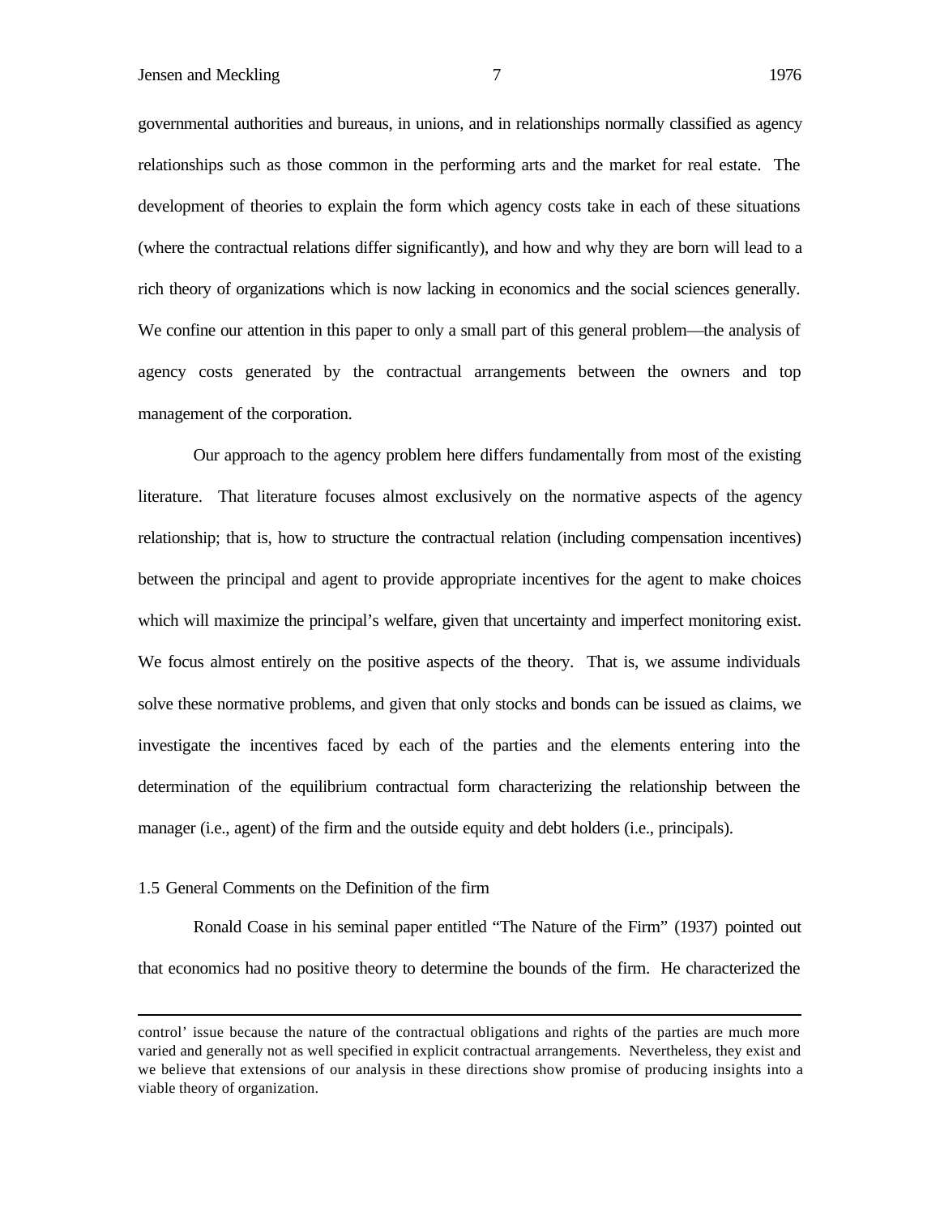governmental authorities and bureaus, in unions, and in relationships normally classified as agency relationships such as those common in the performing arts and the market for real estate. The development of theories to explain the form which agency costs take in each of these situations (where the contractual relations differ significantly), and how and why they are born will lead to a rich theory of organizations which is now lacking in economics and the social sciences generally. We confine our attention in this paper to only a small part of this general problem—the analysis of agency costs generated by the contractual arrangements between the owners and top management of the corporation.

Our approach to the agency problem here differs fundamentally from most of the existing literature. That literature focuses almost exclusively on the normative aspects of the agency relationship; that is, how to structure the contractual relation (including compensation incentives) between the principal and agent to provide appropriate incentives for the agent to make choices which will maximize the principal's welfare, given that uncertainty and imperfect monitoring exist. We focus almost entirely on the positive aspects of the theory. That is, we assume individuals solve these normative problems, and given that only stocks and bonds can be issued as claims, we investigate the incentives faced by each of the parties and the elements entering into the determination of the equilibrium contractual form characterizing the relationship between the manager (i.e., agent) of the firm and the outside equity and debt holders (i.e., principals).

### 1.5 General Comments on the Definition of the firm

Ronald Coase in his seminal paper entitled "The Nature of the Firm" (1937) pointed out that economics had no positive theory to determine the bounds of the firm. He characterized the

---

control' issue because the nature of the contractual obligations and rights of the parties are much more varied and generally not as well specified in explicit contractual arrangements. Nevertheless, they exist and we believe that extensions of our analysis in these directions show promise of producing insights into a viable theory of organization.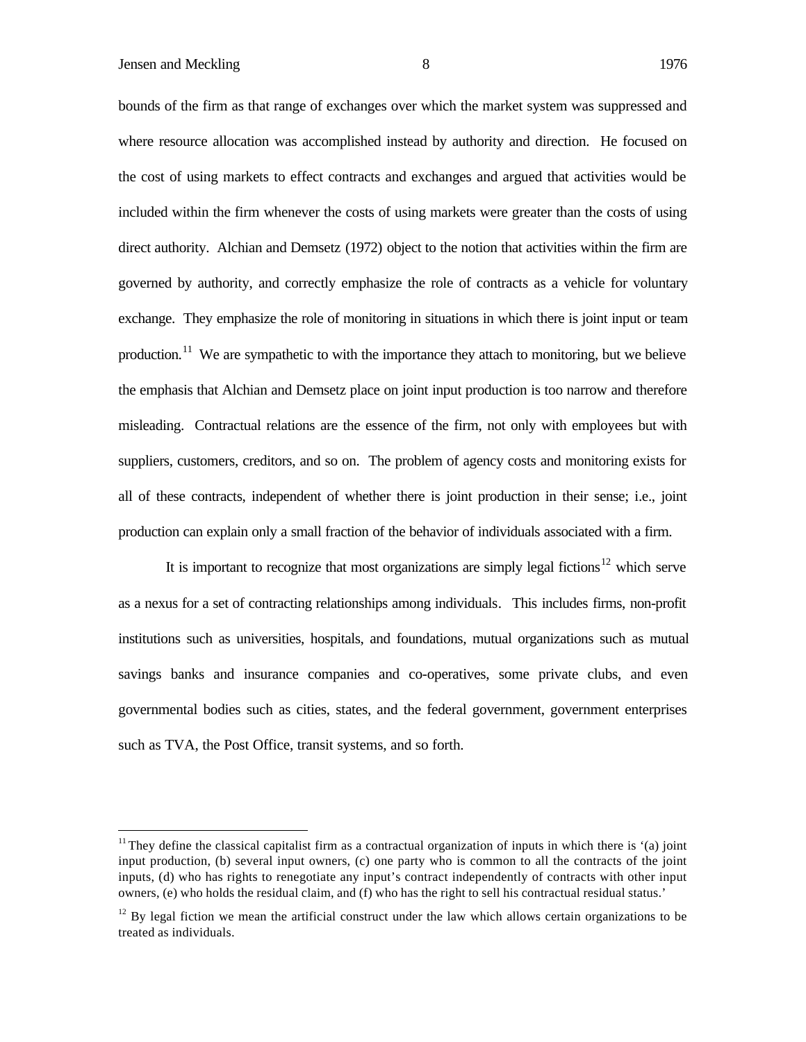bounds of the firm as that range of exchanges over which the market system was suppressed and where resource allocation was accomplished instead by authority and direction. He focused on the cost of using markets to effect contracts and exchanges and argued that activities would be included within the firm whenever the costs of using markets were greater than the costs of using direct authority. Alchian and Demsetz (1972) object to the notion that activities within the firm are governed by authority, and correctly emphasize the role of contracts as a vehicle for voluntary exchange. They emphasize the role of monitoring in situations in which there is joint input or team production.[11] We are sympathetic to with the importance they attach to monitoring, but we believe the emphasis that Alchian and Demsetz place on joint input production is too narrow and therefore misleading. Contractual relations are the essence of the firm, not only with employees but with suppliers, customers, creditors, and so on. The problem of agency costs and monitoring exists for all of these contracts, independent of whether there is joint production in their sense; i.e., joint production can explain only a small fraction of the behavior of individuals associated with a firm.

It is important to recognize that most organizations are simply legal fictions[12] which serve as a nexus for a set of contracting relationships among individuals. This includes firms, non-profit institutions such as universities, hospitals, and foundations, mutual organizations such as mutual savings banks and insurance companies and co-operatives, some private clubs, and even governmental bodies such as cities, states, and the federal government, government enterprises such as TVA, the Post Office, transit systems, and so forth.

---

[11] They define the classical capitalist firm as a contractual organization of inputs in which there is '(a) joint input production, (b) several input owners, (c) one party who is common to all the contracts of the joint inputs, (d) who has rights to renegotiate any input's contract independently of contracts with other input owners, (e) who holds the residual claim, and (f) who has the right to sell his contractual residual status.'

[12] By legal fiction we mean the artificial construct under the law which allows certain organizations to be treated as individuals.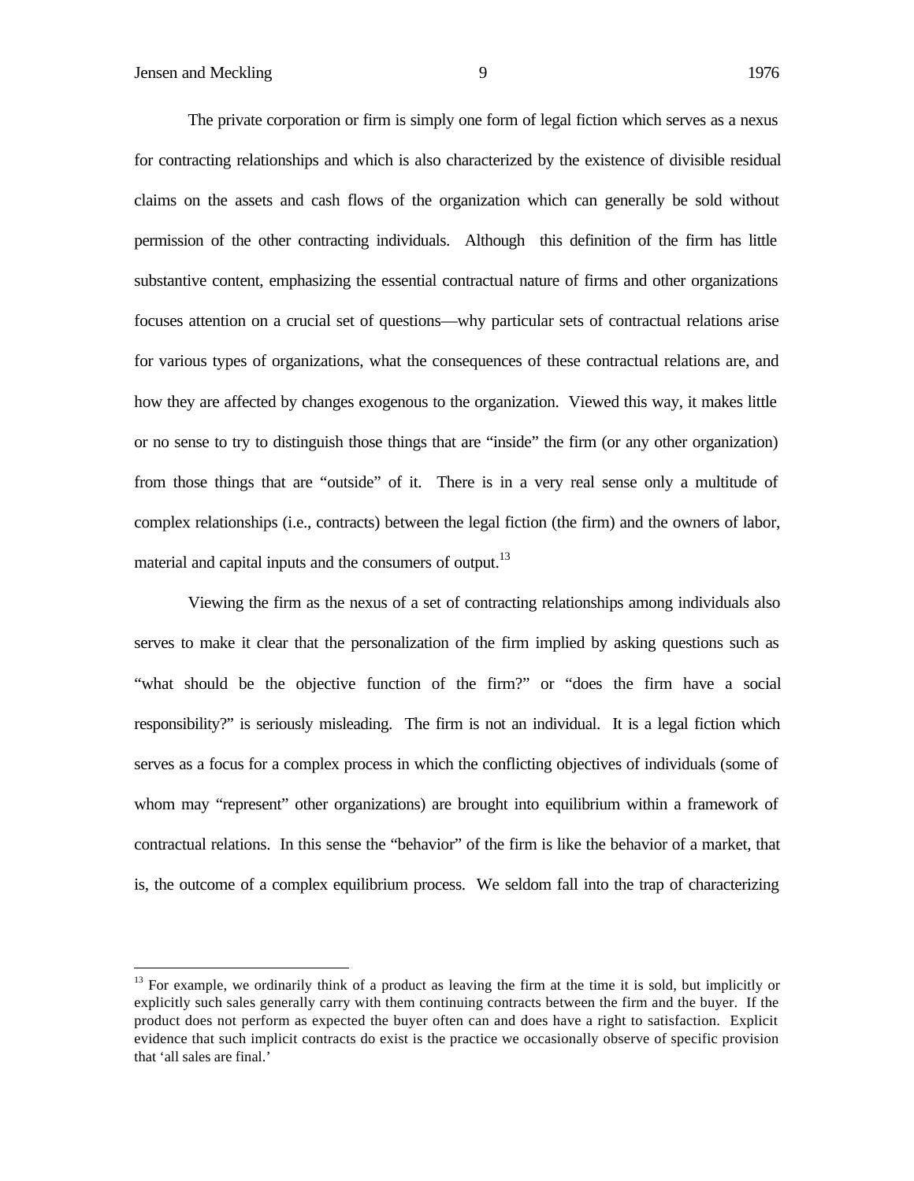The private corporation or firm is simply one form of legal fiction which serves as a nexus for contracting relationships and which is also characterized by the existence of divisible residual claims on the assets and cash flows of the organization which can generally be sold without permission of the other contracting individuals. Although this definition of the firm has little substantive content, emphasizing the essential contractual nature of firms and other organizations focuses attention on a crucial set of questions—why particular sets of contractual relations arise for various types of organizations, what the consequences of these contractual relations are, and how they are affected by changes exogenous to the organization. Viewed this way, it makes little or no sense to try to distinguish those things that are "inside" the firm (or any other organization) from those things that are "outside" of it. There is in a very real sense only a multitude of complex relationships (i.e., contracts) between the legal fiction (the firm) and the owners of labor, material and capital inputs and the consumers of output.[13]

Viewing the firm as the nexus of a set of contracting relationships among individuals also serves to make it clear that the personalization of the firm implied by asking questions such as "what should be the objective function of the firm?" or "does the firm have a social responsibility?" is seriously misleading. The firm is not an individual. It is a legal fiction which serves as a focus for a complex process in which the conflicting objectives of individuals (some of whom may "represent" other organizations) are brought into equilibrium within a framework of contractual relations. In this sense the "behavior" of the firm is like the behavior of a market, that is, the outcome of a complex equilibrium process. We seldom fall into the trap of characterizing

---

[13] For example, we ordinarily think of a product as leaving the firm at the time it is sold, but implicitly or explicitly such sales generally carry with them continuing contracts between the firm and the buyer. If the product does not perform as expected the buyer often can and does have a right to satisfaction. Explicit evidence that such implicit contracts do exist is the practice we occasionally observe of specific provision that 'all sales are final.'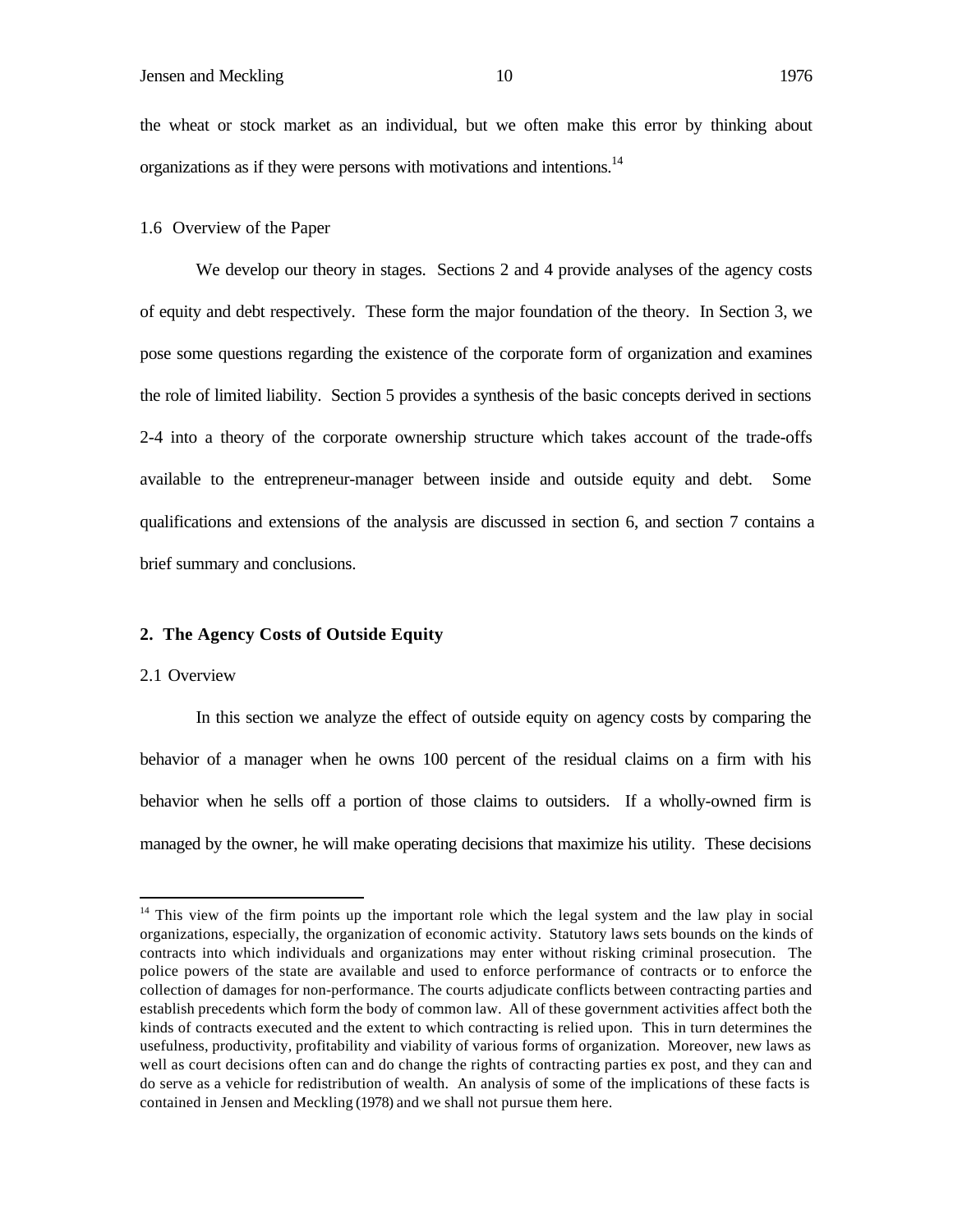the wheat or stock market as an individual, but we often make this error by thinking about organizations as if they were persons with motivations and intentions.[14]

### 1.6 Overview of the Paper

We develop our theory in stages. Sections 2 and 4 provide analyses of the agency costs of equity and debt respectively. These form the major foundation of the theory. In Section 3, we pose some questions regarding the existence of the corporate form of organization and examines the role of limited liability. Section 5 provides a synthesis of the basic concepts derived in sections 2-4 into a theory of the corporate ownership structure which takes account of the trade-offs available to the entrepreneur-manager between inside and outside equity and debt. Some qualifications and extensions of the analysis are discussed in section 6, and section 7 contains a brief summary and conclusions.

## 2. The Agency Costs of Outside Equity

### 2.1 Overview

In this section we analyze the effect of outside equity on agency costs by comparing the behavior of a manager when he owns 100 percent of the residual claims on a firm with his behavior when he sells off a portion of those claims to outsiders. If a wholly-owned firm is managed by the owner, he will make operating decisions that maximize his utility. These decisions

---

[14] This view of the firm points up the important role which the legal system and the law play in social organizations, especially, the organization of economic activity. Statutory laws sets bounds on the kinds of contracts into which individuals and organizations may enter without risking criminal prosecution. The police powers of the state are available and used to enforce performance of contracts or to enforce the collection of damages for non-performance. The courts adjudicate conflicts between contracting parties and establish precedents which form the body of common law. All of these government activities affect both the kinds of contracts executed and the extent to which contracting is relied upon. This in turn determines the usefulness, productivity, profitability and viability of various forms of organization. Moreover, new laws as well as court decisions often can and do change the rights of contracting parties ex post, and they can and do serve as a vehicle for redistribution of wealth. An analysis of some of the implications of these facts is contained in Jensen and Meckling (1978) and we shall not pursue them here.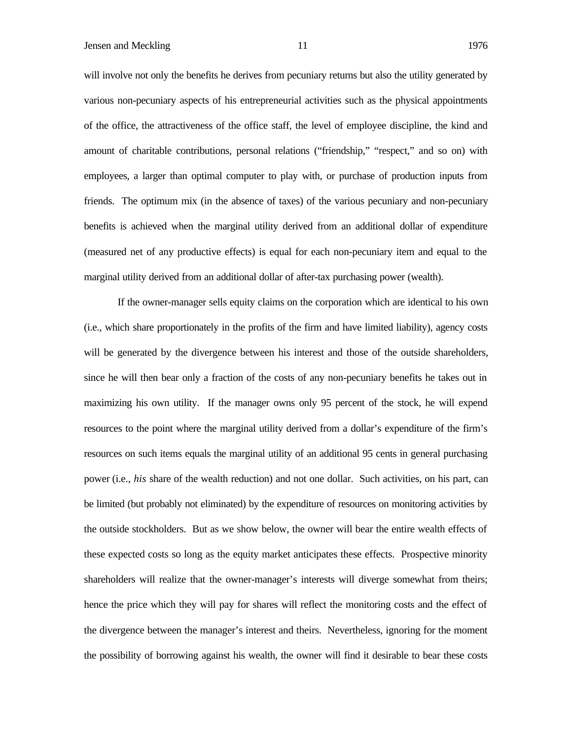will involve not only the benefits he derives from pecuniary returns but also the utility generated by various non-pecuniary aspects of his entrepreneurial activities such as the physical appointments of the office, the attractiveness of the office staff, the level of employee discipline, the kind and amount of charitable contributions, personal relations ("friendship," "respect," and so on) with employees, a larger than optimal computer to play with, or purchase of production inputs from friends. The optimum mix (in the absence of taxes) of the various pecuniary and non-pecuniary benefits is achieved when the marginal utility derived from an additional dollar of expenditure (measured net of any productive effects) is equal for each non-pecuniary item and equal to the marginal utility derived from an additional dollar of after-tax purchasing power (wealth).

If the owner-manager sells equity claims on the corporation which are identical to his own (i.e., which share proportionately in the profits of the firm and have limited liability), agency costs will be generated by the divergence between his interest and those of the outside shareholders, since he will then bear only a fraction of the costs of any non-pecuniary benefits he takes out in maximizing his own utility. If the manager owns only 95 percent of the stock, he will expend resources to the point where the marginal utility derived from a dollar's expenditure of the firm's resources on such items equals the marginal utility of an additional 95 cents in general purchasing power (i.e., *his* share of the wealth reduction) and not one dollar. Such activities, on his part, can be limited (but probably not eliminated) by the expenditure of resources on monitoring activities by the outside stockholders. But as we show below, the owner will bear the entire wealth effects of these expected costs so long as the equity market anticipates these effects. Prospective minority shareholders will realize that the owner-manager's interests will diverge somewhat from theirs; hence the price which they will pay for shares will reflect the monitoring costs and the effect of the divergence between the manager's interest and theirs. Nevertheless, ignoring for the moment the possibility of borrowing against his wealth, the owner will find it desirable to bear these costs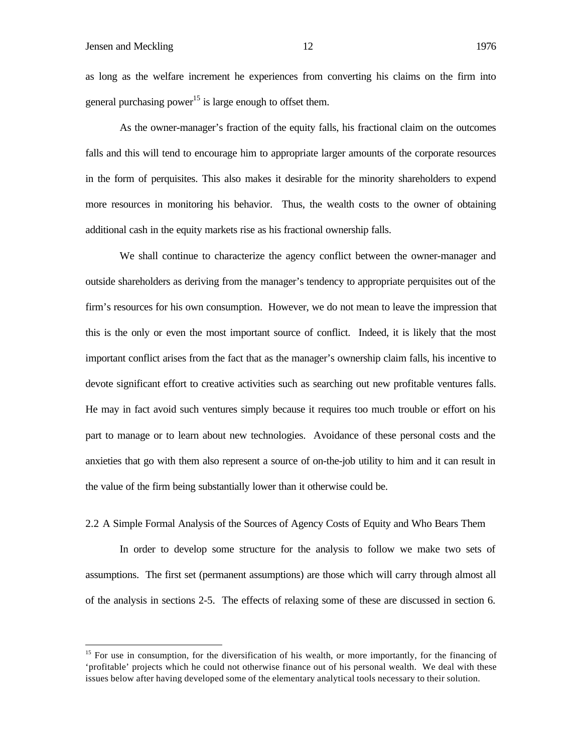as long as the welfare increment he experiences from converting his claims on the firm into general purchasing power[15] is large enough to offset them.

As the owner-manager's fraction of the equity falls, his fractional claim on the outcomes falls and this will tend to encourage him to appropriate larger amounts of the corporate resources in the form of perquisites. This also makes it desirable for the minority shareholders to expend more resources in monitoring his behavior. Thus, the wealth costs to the owner of obtaining additional cash in the equity markets rise as his fractional ownership falls.

We shall continue to characterize the agency conflict between the owner-manager and outside shareholders as deriving from the manager's tendency to appropriate perquisites out of the firm's resources for his own consumption. However, we do not mean to leave the impression that this is the only or even the most important source of conflict. Indeed, it is likely that the most important conflict arises from the fact that as the manager's ownership claim falls, his incentive to devote significant effort to creative activities such as searching out new profitable ventures falls. He may in fact avoid such ventures simply because it requires too much trouble or effort on his part to manage or to learn about new technologies. Avoidance of these personal costs and the anxieties that go with them also represent a source of on-the-job utility to him and it can result in the value of the firm being substantially lower than it otherwise could be.

## 2.2 A Simple Formal Analysis of the Sources of Agency Costs of Equity and Who Bears Them

In order to develop some structure for the analysis to follow we make two sets of assumptions. The first set (permanent assumptions) are those which will carry through almost all of the analysis in sections 2-5. The effects of relaxing some of these are discussed in section 6.

---

[15] For use in consumption, for the diversification of his wealth, or more importantly, for the financing of 'profitable' projects which he could not otherwise finance out of his personal wealth. We deal with these issues below after having developed some of the elementary analytical tools necessary to their solution.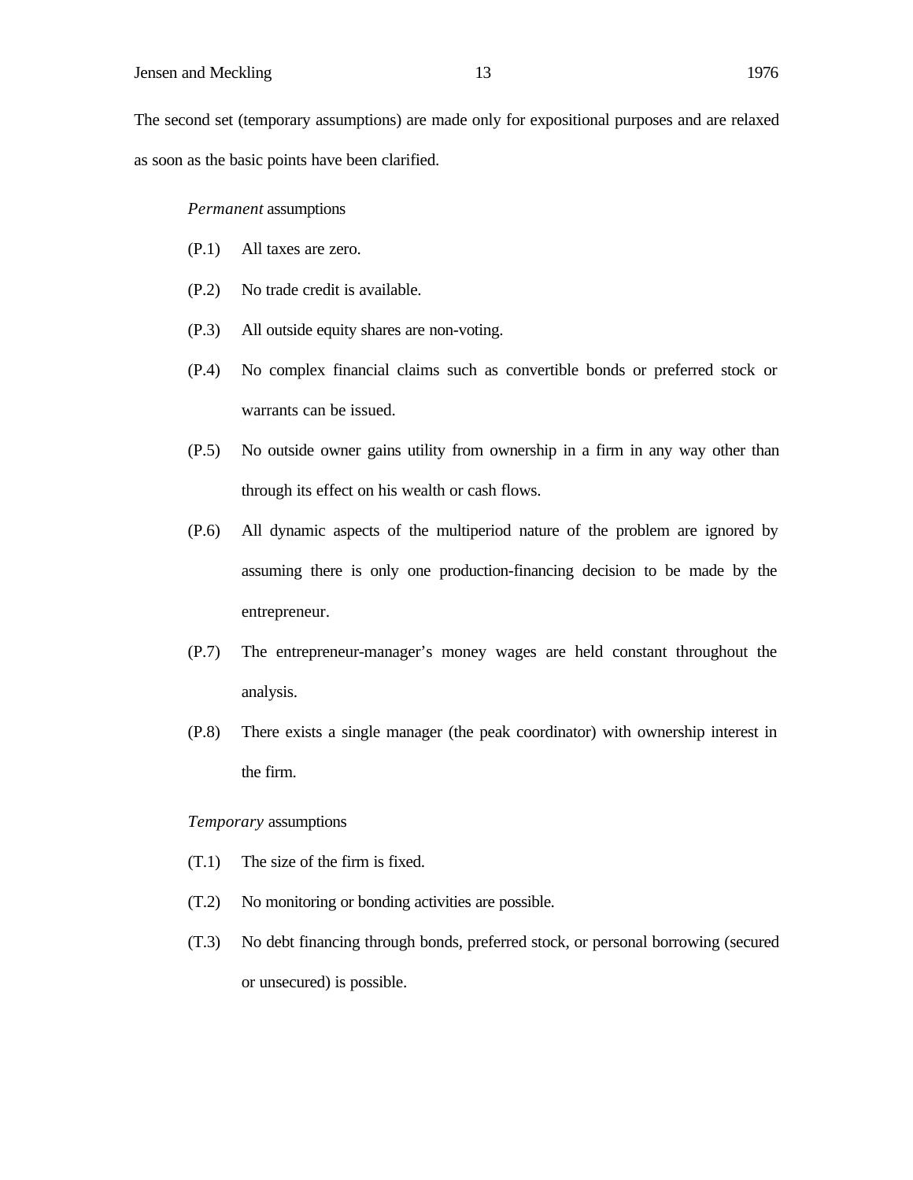The second set (temporary assumptions) are made only for expositional purposes and are relaxed as soon as the basic points have been clarified.

*Permanent* assumptions

(P.1) All taxes are zero.

(P.2) No trade credit is available.

(P.3) All outside equity shares are non-voting.

(P.4) No complex financial claims such as convertible bonds or preferred stock or warrants can be issued.

(P.5) No outside owner gains utility from ownership in a firm in any way other than through its effect on his wealth or cash flows.

(P.6) All dynamic aspects of the multiperiod nature of the problem are ignored by assuming there is only one production-financing decision to be made by the entrepreneur.

(P.7) The entrepreneur-manager's money wages are held constant throughout the analysis.

(P.8) There exists a single manager (the peak coordinator) with ownership interest in the firm.

*Temporary* assumptions

(T.1) The size of the firm is fixed.

(T.2) No monitoring or bonding activities are possible.

(T.3) No debt financing through bonds, preferred stock, or personal borrowing (secured or unsecured) is possible.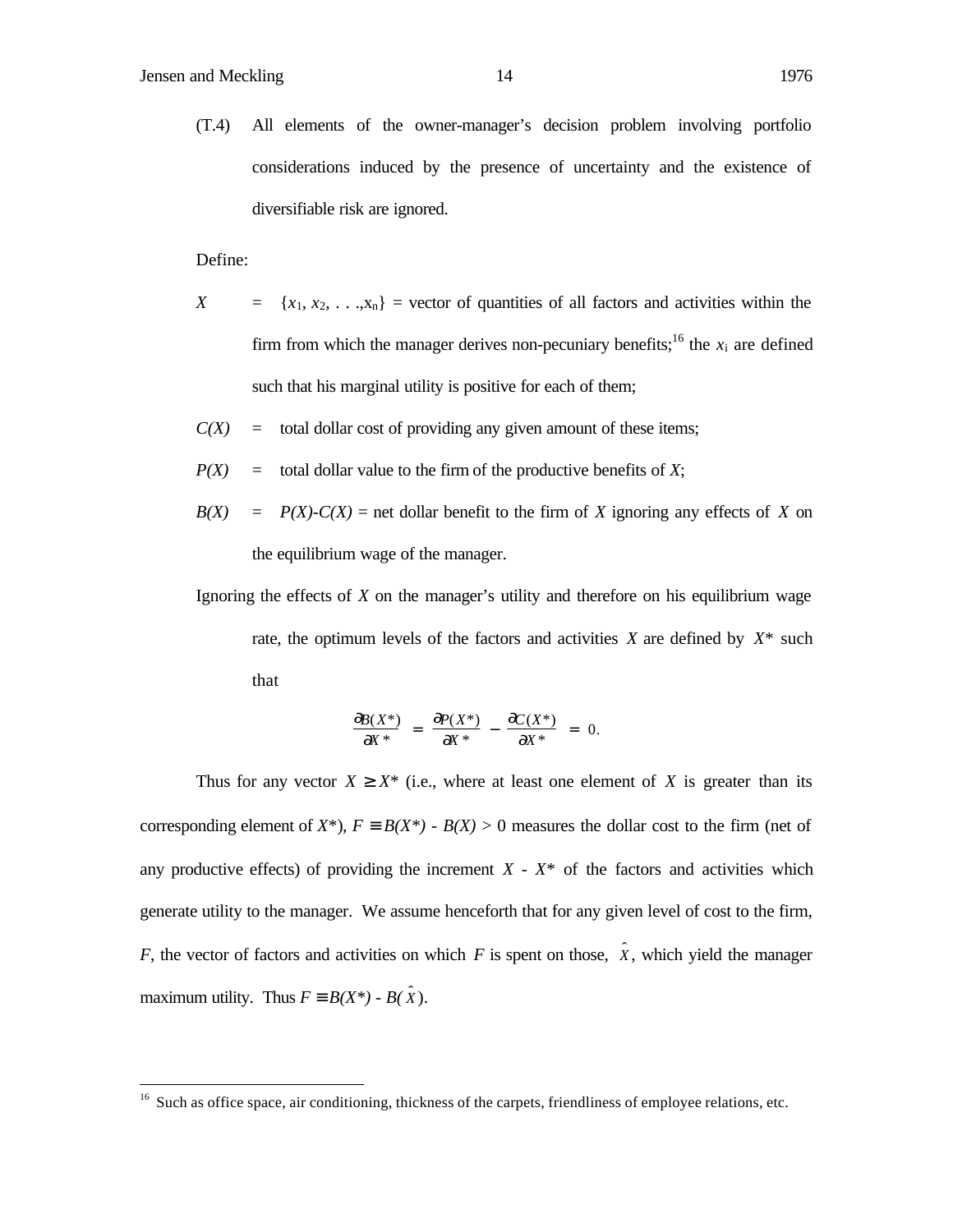(T.4) All elements of the owner-manager's decision problem involving portfolio considerations induced by the presence of uncertainty and the existence of diversifiable risk are ignored.

Define:

$X$ = $\{x_1, x_2, \ldots, x_n\}$ = vector of quantities of all factors and activities within the firm from which the manager derives non-pecuniary benefits;[16] the $x_i$ are defined such that his marginal utility is positive for each of them;

$C(X)$ = total dollar cost of providing any given amount of these items;

$P(X)$ = total dollar value to the firm of the productive benefits of $X$;

$B(X)$ = $P(X)-C(X)$ = net dollar benefit to the firm of $X$ ignoring any effects of $X$ on the equilibrium wage of the manager.

Ignoring the effects of $X$ on the manager's utility and therefore on his equilibrium wage rate, the optimum levels of the factors and activities $X$ are defined by $X^*$ such that

$$\frac{\partial B(X^*)}{\partial X^*} = \frac{\partial P(X^*)}{\partial X^*} - \frac{\partial C(X^*)}{\partial X^*} = 0.$$

Thus for any vector $X \geq X^*$ (i.e., where at least one element of $X$ is greater than its corresponding element of $X^*$), $F \equiv B(X^*) - B(X) > 0$ measures the dollar cost to the firm (net of any productive effects) of providing the increment $X - X^*$ of the factors and activities which generate utility to the manager. We assume henceforth that for any given level of cost to the firm, $F$, the vector of factors and activities on which $F$ is spent on those, $\hat{X}$, which yield the manager maximum utility. Thus $F \equiv B(X^*) - B(\hat{X})$.

[16] Such as office space, air conditioning, thickness of the carpets, friendliness of employee relations, etc.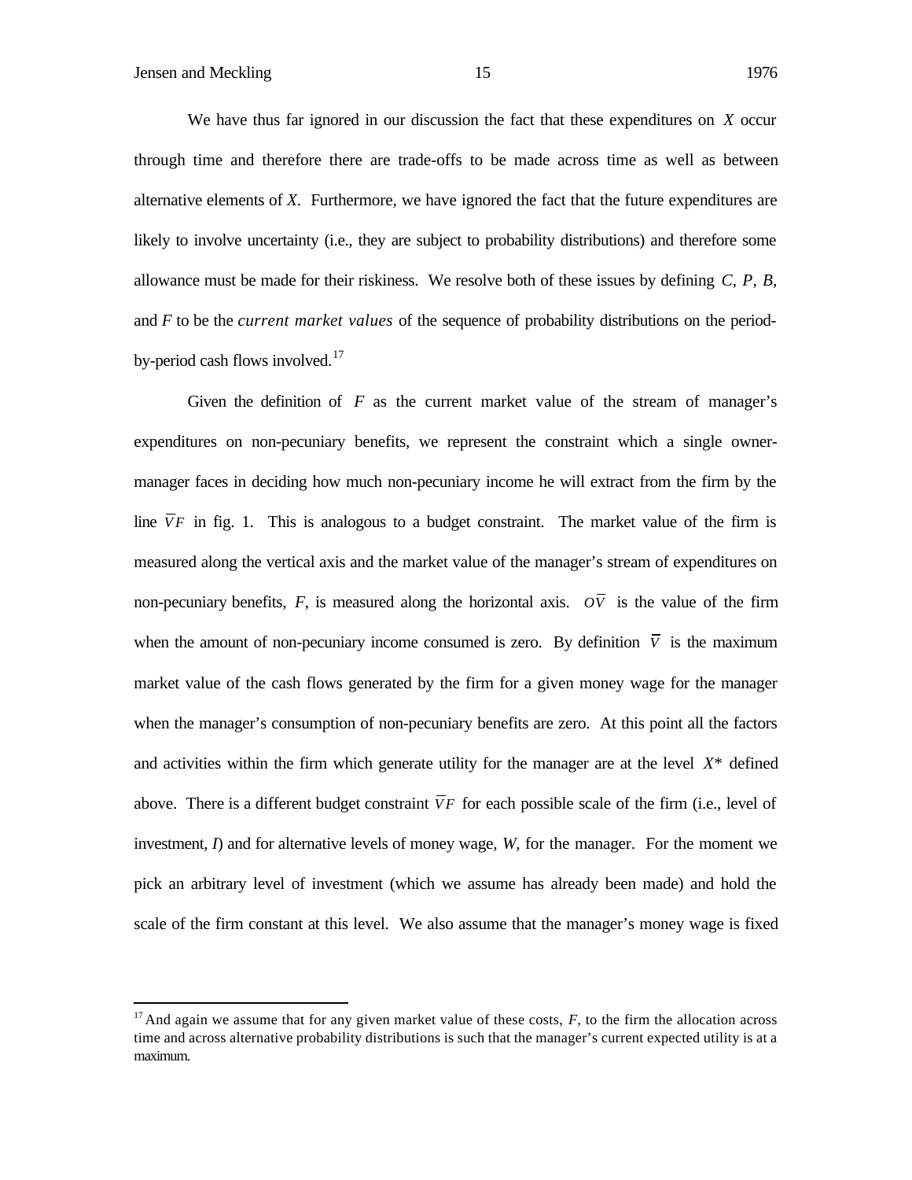We have thus far ignored in our discussion the fact that these expenditures on $X$ occur through time and therefore there are trade-offs to be made across time as well as between alternative elements of $X$. Furthermore, we have ignored the fact that the future expenditures are likely to involve uncertainty (i.e., they are subject to probability distributions) and therefore some allowance must be made for their riskiness. We resolve both of these issues by defining $C$, $P$, $B$, and $F$ to be the *current market values* of the sequence of probability distributions on the period-by-period cash flows involved.[17]

Given the definition of $F$ as the current market value of the stream of manager's expenditures on non-pecuniary benefits, we represent the constraint which a single owner-manager faces in deciding how much non-pecuniary income he will extract from the firm by the line $\bar{V}F$ in fig. 1. This is analogous to a budget constraint. The market value of the firm is measured along the vertical axis and the market value of the manager's stream of expenditures on non-pecuniary benefits, $F$, is measured along the horizontal axis. $O\bar{V}$ is the value of the firm when the amount of non-pecuniary income consumed is zero. By definition $\bar{V}$ is the maximum market value of the cash flows generated by the firm for a given money wage for the manager when the manager's consumption of non-pecuniary benefits are zero. At this point all the factors and activities within the firm which generate utility for the manager are at the level $X^*$ defined above. There is a different budget constraint $\bar{V}F$ for each possible scale of the firm (i.e., level of investment, $I$) and for alternative levels of money wage, $W$, for the manager. For the moment we pick an arbitrary level of investment (which we assume has already been made) and hold the scale of the firm constant at this level. We also assume that the manager's money wage is fixed

[17] And again we assume that for any given market value of these costs, $F$, to the firm the allocation across time and across alternative probability distributions is such that the manager's current expected utility is at a maximum.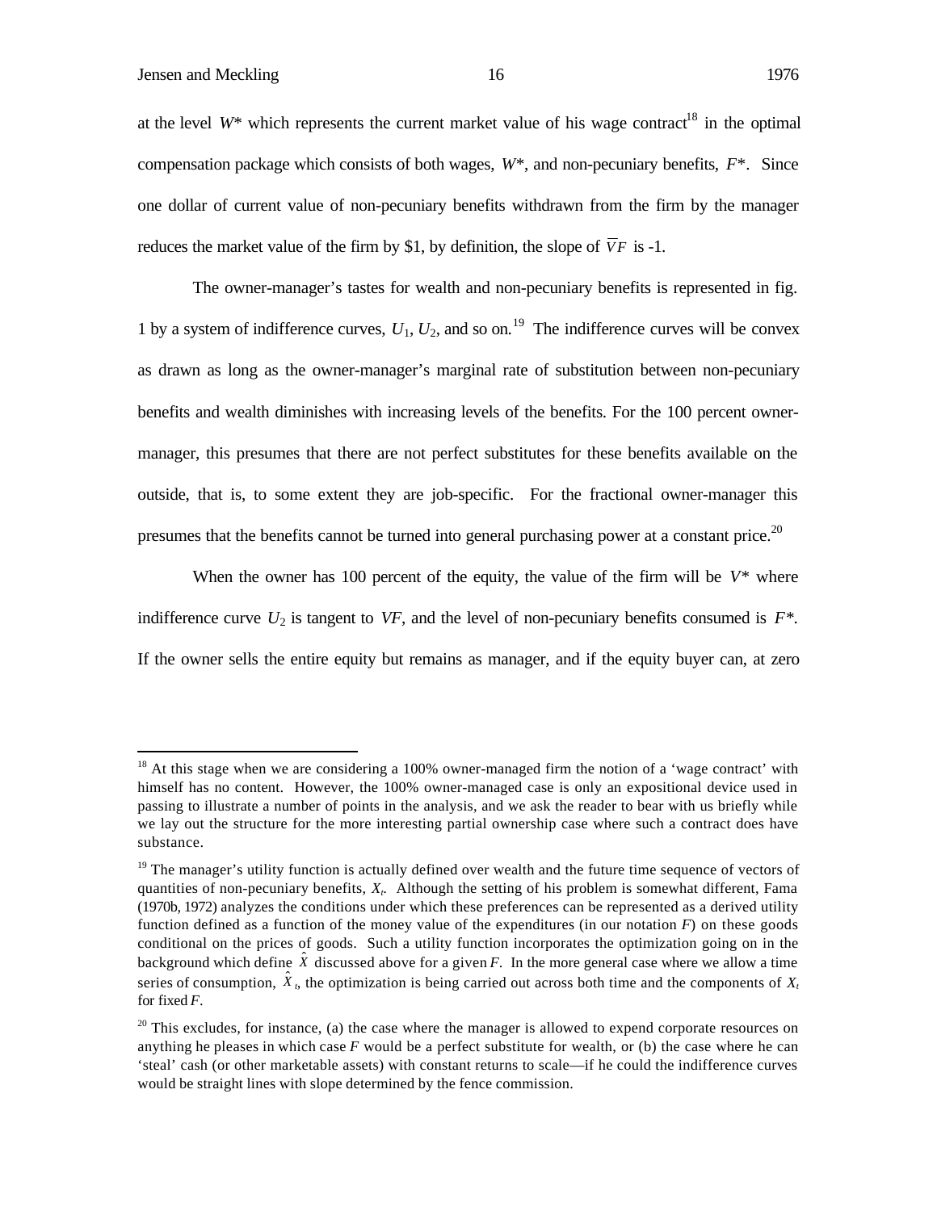at the level $W^*$ which represents the current market value of his wage contract[18] in the optimal compensation package which consists of both wages, $W^*$, and non-pecuniary benefits, $F^*$. Since one dollar of current value of non-pecuniary benefits withdrawn from the firm by the manager reduces the market value of the firm by $1, by definition, the slope of $\overline{V}F$ is -1.

The owner-manager's tastes for wealth and non-pecuniary benefits is represented in fig. 1 by a system of indifference curves, $U_1$, $U_2$, and so on.[19] The indifference curves will be convex as drawn as long as the owner-manager's marginal rate of substitution between non-pecuniary benefits and wealth diminishes with increasing levels of the benefits. For the 100 percent owner-manager, this presumes that there are not perfect substitutes for these benefits available on the outside, that is, to some extent they are job-specific. For the fractional owner-manager this presumes that the benefits cannot be turned into general purchasing power at a constant price.[20]

When the owner has 100 percent of the equity, the value of the firm will be $V^*$ where indifference curve $U_2$ is tangent to $VF$, and the level of non-pecuniary benefits consumed is $F^*$. If the owner sells the entire equity but remains as manager, and if the equity buyer can, at zero

---

[18] At this stage when we are considering a 100% owner-managed firm the notion of a 'wage contract' with himself has no content. However, the 100% owner-managed case is only an expositional device used in passing to illustrate a number of points in the analysis, and we ask the reader to bear with us briefly while we lay out the structure for the more interesting partial ownership case where such a contract does have substance.

[19] The manager's utility function is actually defined over wealth and the future time sequence of vectors of quantities of non-pecuniary benefits, $X_t$. Although the setting of his problem is somewhat different, Fama (1970b, 1972) analyzes the conditions under which these preferences can be represented as a derived utility function defined as a function of the money value of the expenditures (in our notation $F$) on these goods conditional on the prices of goods. Such a utility function incorporates the optimization going on in the background which define $\hat{X}$ discussed above for a given $F$. In the more general case where we allow a time series of consumption, $\hat{X}_t$, the optimization is being carried out across both time and the components of $X_t$ for fixed $F$.

[20] This excludes, for instance, (a) the case where the manager is allowed to expend corporate resources on anything he pleases in which case $F$ would be a perfect substitute for wealth, or (b) the case where he can 'steal' cash (or other marketable assets) with constant returns to scale—if he could the indifference curves would be straight lines with slope determined by the fence commission.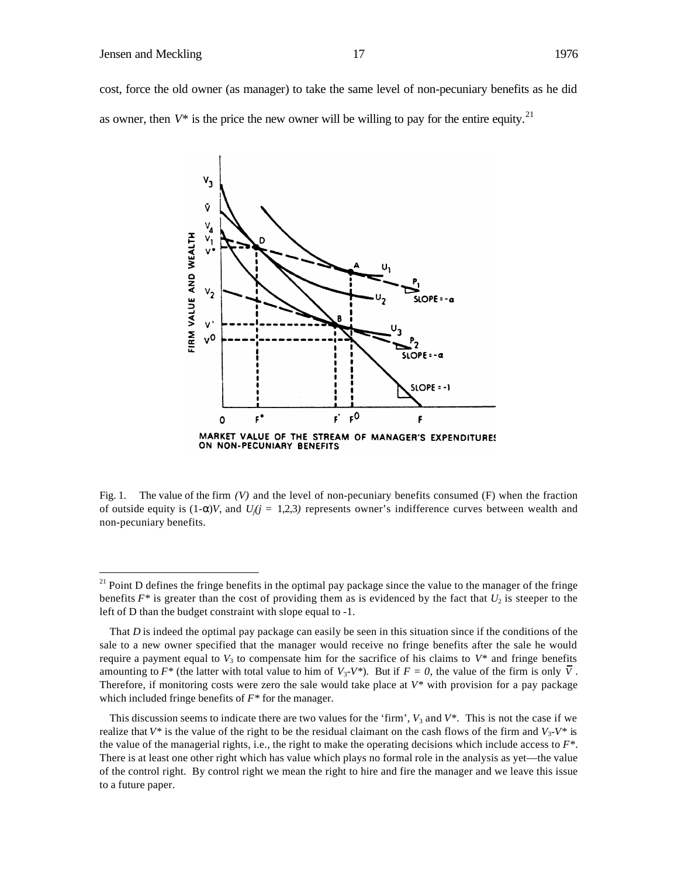cost, force the old owner (as manager) to take the same level of non-pecuniary benefits as he did as owner, then $V^*$ is the price the new owner will be willing to pay for the entire equity.[21]

Fig. 1. The value of the firm *(V)* and the level of non-pecuniary benefits consumed (F) when the fraction of outside equity is $(1-\alpha)V$, and $U_j (j = 1,2,3)$ represents owner's indifference curves between wealth and non-pecuniary benefits.

---

[21] Point D defines the fringe benefits in the optimal pay package since the value to the manager of the fringe benefits $F^*$ is greater than the cost of providing them as is evidenced by the fact that $U_2$ is steeper to the left of D than the budget constraint with slope equal to -1.

That *D* is indeed the optimal pay package can easily be seen in this situation since if the conditions of the sale to a new owner specified that the manager would receive no fringe benefits after the sale he would require a payment equal to $V_3$ to compensate him for the sacrifice of his claims to $V^*$ and fringe benefits amounting to $F^*$ (the latter with total value to him of $V_3$-$V^*$). But if $F = 0$, the value of the firm is only $\bar{V}$. Therefore, if monitoring costs were zero the sale would take place at $V^*$ with provision for a pay package which included fringe benefits of $F^*$ for the manager.

This discussion seems to indicate there are two values for the 'firm', $V_3$ and $V^*$. This is not the case if we realize that $V^*$ is the value of the right to be the residual claimant on the cash flows of the firm and $V_3$-$V^*$ is the value of the managerial rights, i.e., the right to make the operating decisions which include access to $F^*$. There is at least one other right which has value which plays no formal role in the analysis as yet—the value of the control right. By control right we mean the right to hire and fire the manager and we leave this issue to a future paper.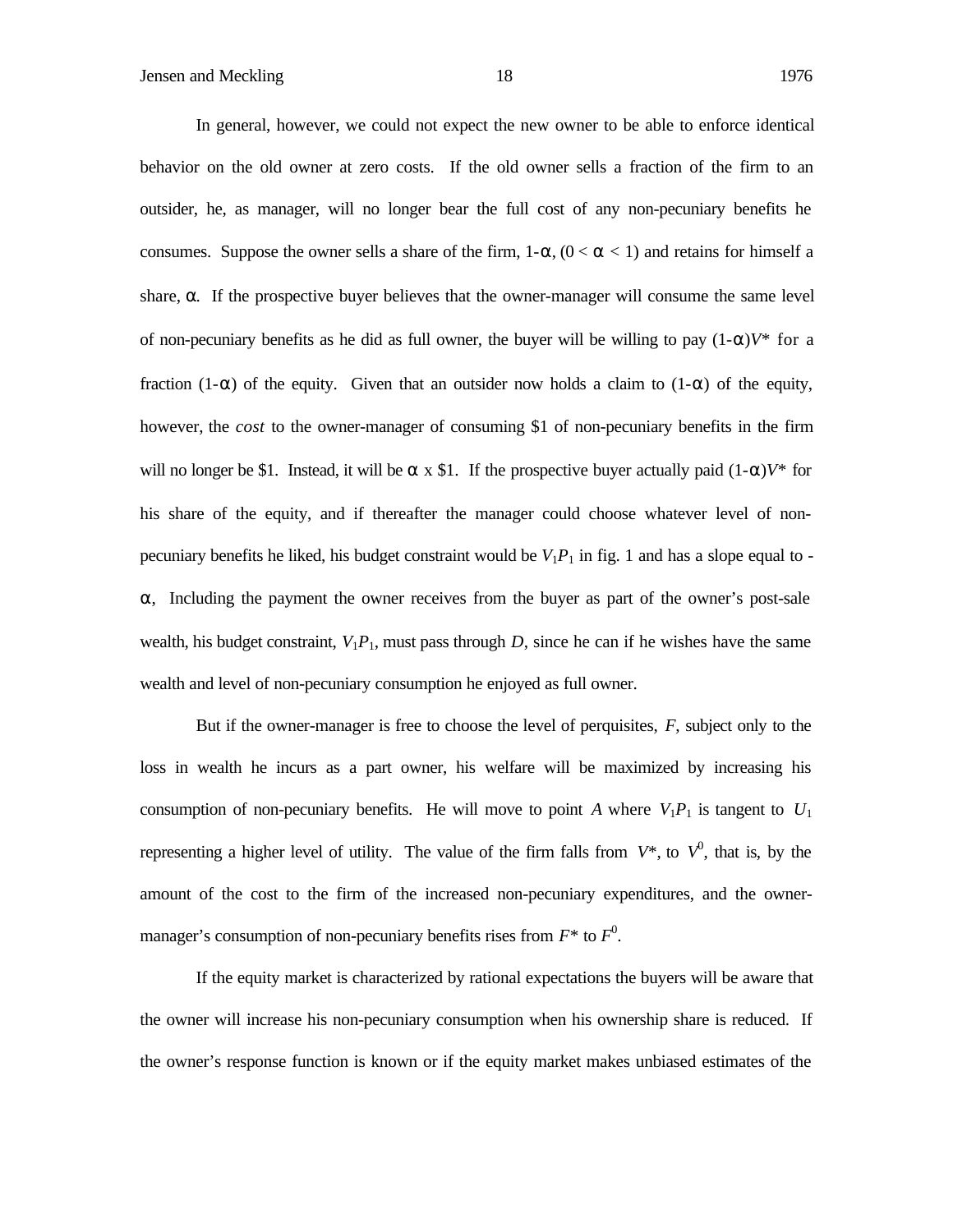In general, however, we could not expect the new owner to be able to enforce identical behavior on the old owner at zero costs. If the old owner sells a fraction of the firm to an outsider, he, as manager, will no longer bear the full cost of any non-pecuniary benefits he consumes. Suppose the owner sells a share of the firm, $1-\alpha$, $(0 < \alpha < 1)$ and retains for himself a share, $\alpha$. If the prospective buyer believes that the owner-manager will consume the same level of non-pecuniary benefits as he did as full owner, the buyer will be willing to pay $(1-\alpha)V^*$ for a fraction $(1-\alpha)$ of the equity. Given that an outsider now holds a claim to $(1-\alpha)$ of the equity, however, the *cost* to the owner-manager of consuming \$1 of non-pecuniary benefits in the firm will no longer be \$1. Instead, it will be $\alpha$ x \$1. If the prospective buyer actually paid $(1-\alpha)V^*$ for his share of the equity, and if thereafter the manager could choose whatever level of non-pecuniary benefits he liked, his budget constraint would be $V_1P_1$ in fig. 1 and has a slope equal to $-\alpha$, Including the payment the owner receives from the buyer as part of the owner's post-sale wealth, his budget constraint, $V_1P_1$, must pass through $D$, since he can if he wishes have the same wealth and level of non-pecuniary consumption he enjoyed as full owner.

But if the owner-manager is free to choose the level of perquisites, $F$, subject only to the loss in wealth he incurs as a part owner, his welfare will be maximized by increasing his consumption of non-pecuniary benefits. He will move to point $A$ where $V_1P_1$ is tangent to $U_1$ representing a higher level of utility. The value of the firm falls from $V^*$, to $V^0$, that is, by the amount of the cost to the firm of the increased non-pecuniary expenditures, and the owner-manager's consumption of non-pecuniary benefits rises from $F^*$ to $F^0$.

If the equity market is characterized by rational expectations the buyers will be aware that the owner will increase his non-pecuniary consumption when his ownership share is reduced. If the owner's response function is known or if the equity market makes unbiased estimates of the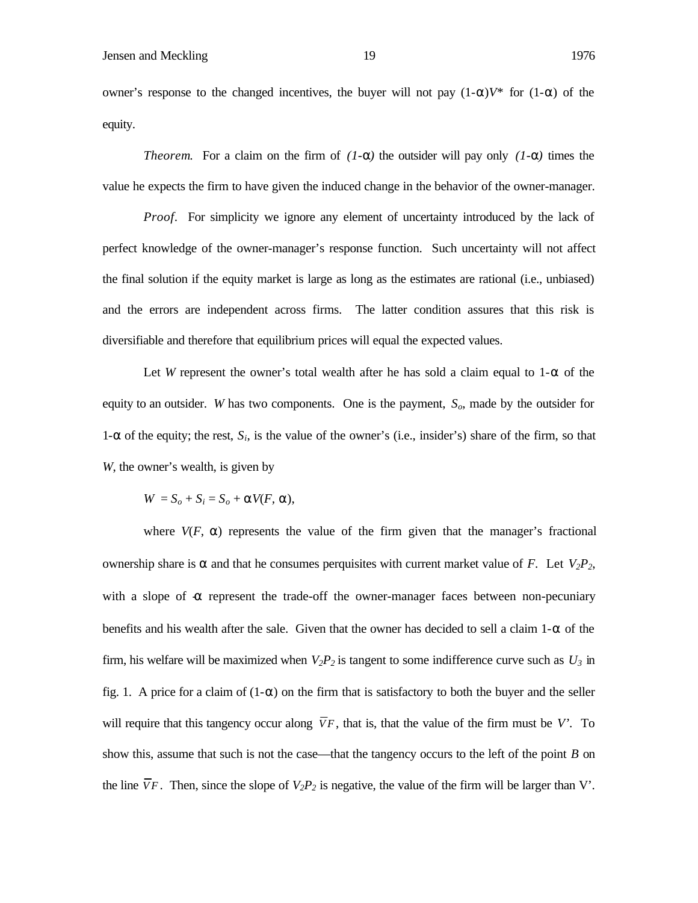owner's response to the changed incentives, the buyer will not pay $(1-\alpha)V^*$ for $(1-\alpha)$ of the equity.

*Theorem.* For a claim on the firm of *$(1-\alpha)$* the outsider will pay only *$(1-\alpha)$* times the value he expects the firm to have given the induced change in the behavior of the owner-manager.

*Proof*. For simplicity we ignore any element of uncertainty introduced by the lack of perfect knowledge of the owner-manager's response function. Such uncertainty will not affect the final solution if the equity market is large as long as the estimates are rational (i.e., unbiased) and the errors are independent across firms. The latter condition assures that this risk is diversifiable and therefore that equilibrium prices will equal the expected values.

Let $W$ represent the owner's total wealth after he has sold a claim equal to $1-\alpha$ of the equity to an outsider. $W$ has two components. One is the payment, $S_o$, made by the outsider for $1-\alpha$ of the equity; the rest, $S_i$, is the value of the owner's (i.e., insider's) share of the firm, so that $W$, the owner's wealth, is given by

$$W = S_o + S_i = S_o + \alpha V(F, \alpha),$$

where $V(F, \alpha)$ represents the value of the firm given that the manager's fractional ownership share is $\alpha$ and that he consumes perquisites with current market value of $F$. Let $V_2P_2$, with a slope of $-\alpha$ represent the trade-off the owner-manager faces between non-pecuniary benefits and his wealth after the sale. Given that the owner has decided to sell a claim $1-\alpha$ of the firm, his welfare will be maximized when $V_2P_2$ is tangent to some indifference curve such as $U_3$ in fig. 1. A price for a claim of $(1-\alpha)$ on the firm that is satisfactory to both the buyer and the seller will require that this tangency occur along $\overline{V}F$, that is, that the value of the firm must be $V'$. To show this, assume that such is not the case—that the tangency occurs to the left of the point $B$ on the line $\overline{V}F$. Then, since the slope of $V_2P_2$ is negative, the value of the firm will be larger than $V'$.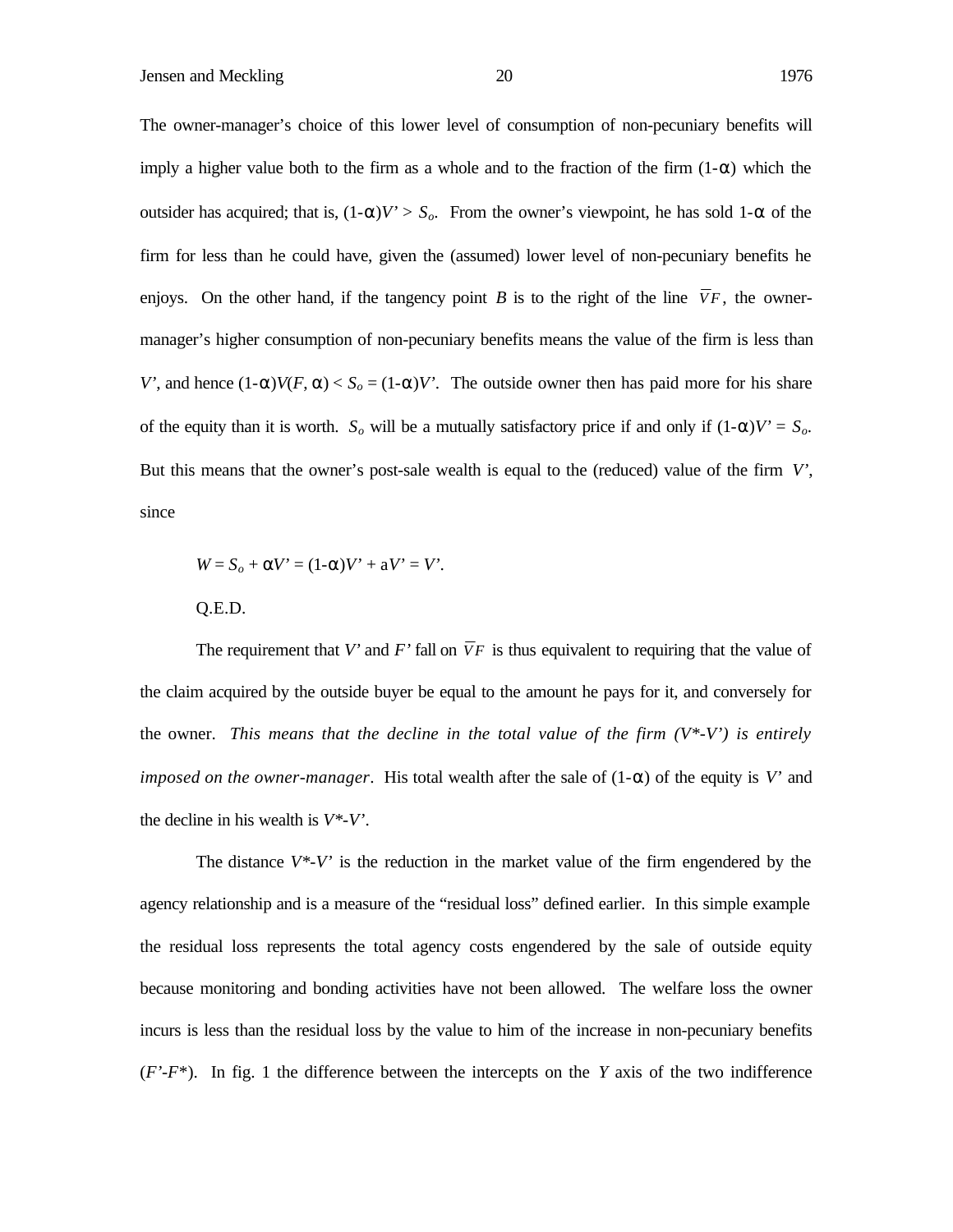The owner-manager's choice of this lower level of consumption of non-pecuniary benefits will imply a higher value both to the firm as a whole and to the fraction of the firm $(1-\alpha)$ which the outsider has acquired; that is, $(1-\alpha)V' > S_o$. From the owner's viewpoint, he has sold $1-\alpha$ of the firm for less than he could have, given the (assumed) lower level of non-pecuniary benefits he enjoys. On the other hand, if the tangency point $B$ is to the right of the line $\overline{V}F$, the owner-manager's higher consumption of non-pecuniary benefits means the value of the firm is less than $V'$, and hence $(1-\alpha)V(F, \alpha) < S_o = (1-\alpha)V'$. The outside owner then has paid more for his share of the equity than it is worth. $S_o$ will be a mutually satisfactory price if and only if $(1-\alpha)V' = S_o$. But this means that the owner's post-sale wealth is equal to the (reduced) value of the firm $V'$, since

$$W = S_o + \alpha V' = (1-\alpha)V' + aV' = V'.$$

Q.E.D.

The requirement that $V'$ and $F'$ fall on $\overline{V}F$ is thus equivalent to requiring that the value of the claim acquired by the outside buyer be equal to the amount he pays for it, and conversely for the owner. *This means that the decline in the total value of the firm ($V^*-V'$) is entirely imposed on the owner-manager*. His total wealth after the sale of $(1-\alpha)$ of the equity is $V'$ and the decline in his wealth is $V^*-V'$.

The distance $V^*-V'$ is the reduction in the market value of the firm engendered by the agency relationship and is a measure of the "residual loss" defined earlier. In this simple example the residual loss represents the total agency costs engendered by the sale of outside equity because monitoring and bonding activities have not been allowed. The welfare loss the owner incurs is less than the residual loss by the value to him of the increase in non-pecuniary benefits ($F'-F^*$). In fig. 1 the difference between the intercepts on the $Y$ axis of the two indifference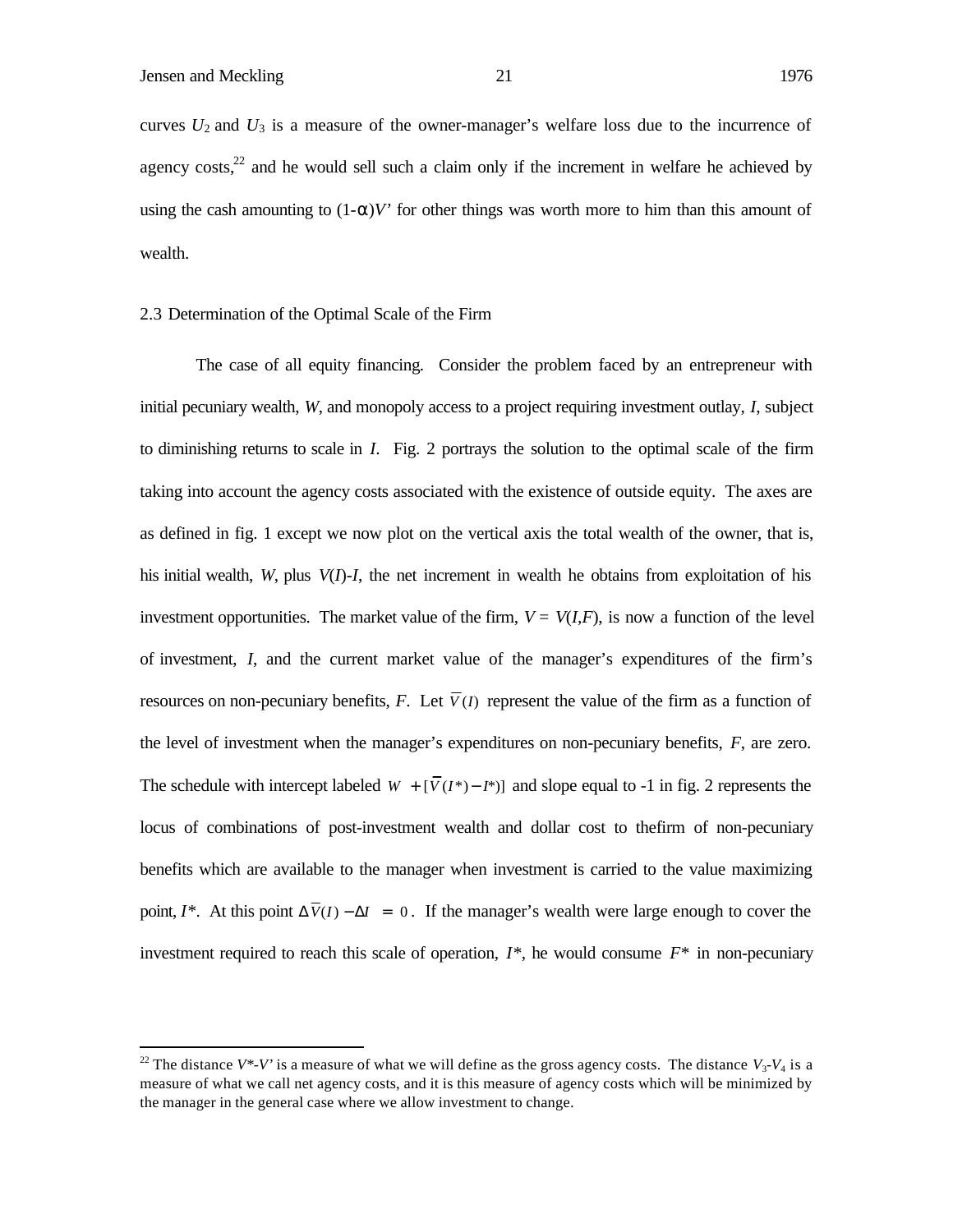curves $U_2$ and $U_3$ is a measure of the owner-manager's welfare loss due to the incurrence of agency costs,[22] and he would sell such a claim only if the increment in welfare he achieved by using the cash amounting to $(1-\alpha)V'$ for other things was worth more to him than this amount of wealth.

### 2.3 Determination of the Optimal Scale of the Firm

*The case of all equity financing.* Consider the problem faced by an entrepreneur with initial pecuniary wealth, *W*, and monopoly access to a project requiring investment outlay, *I*, subject to diminishing returns to scale in *I*. Fig. 2 portrays the solution to the optimal scale of the firm taking into account the agency costs associated with the existence of outside equity. The axes are as defined in fig. 1 except we now plot on the vertical axis the total wealth of the owner, that is, his initial wealth, *W*, plus $V(I)-I$, the net increment in wealth he obtains from exploitation of his investment opportunities. The market value of the firm, $V = V(I,F)$, is now a function of the level of investment, *I*, and the current market value of the manager's expenditures of the firm's resources on non-pecuniary benefits, *F*. Let $\overline{V}(I)$ represent the value of the firm as a function of the level of investment when the manager's expenditures on non-pecuniary benefits, *F*, are zero. The schedule with intercept labeled $W + [\overline{V}(I^*) - I^*)]$ and slope equal to -1 in fig. 2 represents the locus of combinations of post-investment wealth and dollar cost to thefirm of non-pecuniary benefits which are available to the manager when investment is carried to the value maximizing point, $I^*$. At this point $\Delta\overline{V}(I) - \Delta I = 0$. If the manager's wealth were large enough to cover the investment required to reach this scale of operation, $I^*$, he would consume $F^*$ in non-pecuniary

---

[22] The distance $V^*-V'$ is a measure of what we will define as the gross agency costs. The distance $V_3-V_4$ is a measure of what we call net agency costs, and it is this measure of agency costs which will be minimized by the manager in the general case where we allow investment to change.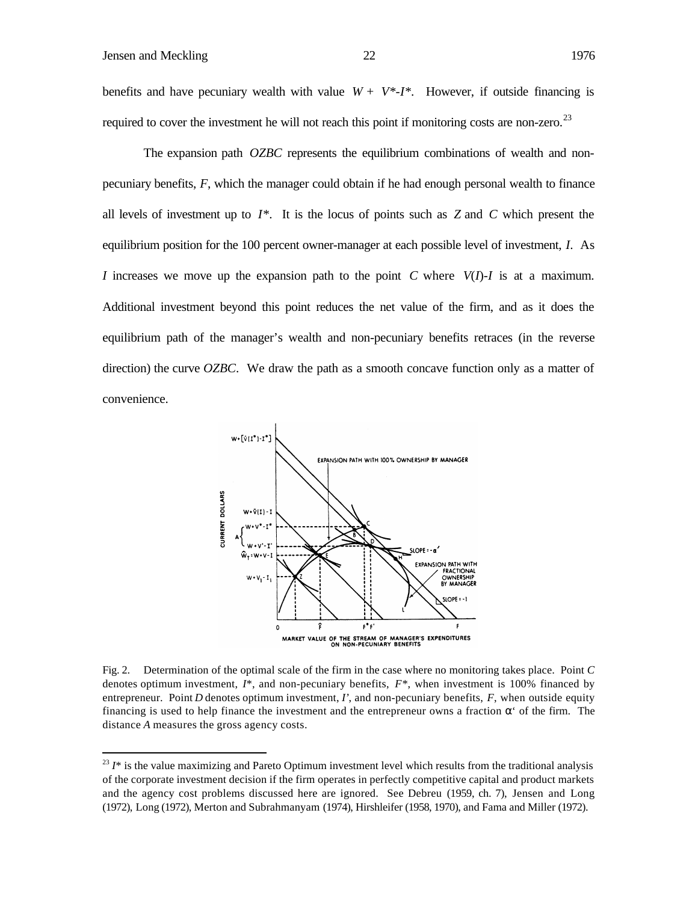benefits and have pecuniary wealth with value $W + V^*-I^*$. However, if outside financing is required to cover the investment he will not reach this point if monitoring costs are non-zero.[23]

The expansion path *OZBC* represents the equilibrium combinations of wealth and non-pecuniary benefits, *F*, which the manager could obtain if he had enough personal wealth to finance all levels of investment up to $I^*$. It is the locus of points such as *Z* and *C* which present the equilibrium position for the 100 percent owner-manager at each possible level of investment, *I*. As *I* increases we move up the expansion path to the point *C* where $V(I)$-$I$ is at a maximum. Additional investment beyond this point reduces the net value of the firm, and as it does the equilibrium path of the manager's wealth and non-pecuniary benefits retraces (in the reverse direction) the curve *OZBC*. We draw the path as a smooth concave function only as a matter of convenience.

Fig. 2. Determination of the optimal scale of the firm in the case where no monitoring takes place. Point *C* denotes optimum investment, $I^*$, and non-pecuniary benefits, $F^*$, when investment is 100% financed by entrepreneur. Point *D* denotes optimum investment, $I'$, and non-pecuniary benefits, *F*, when outside equity financing is used to help finance the investment and the entrepreneur owns a fraction $\alpha'$ of the firm. The distance *A* measures the gross agency costs.

[23] $I^*$ is the value maximizing and Pareto Optimum investment level which results from the traditional analysis of the corporate investment decision if the firm operates in perfectly competitive capital and product markets and the agency cost problems discussed here are ignored. See Debreu (1959, ch. 7), Jensen and Long (1972), Long (1972), Merton and Subrahmanyam (1974), Hirshleifer (1958, 1970), and Fama and Miller (1972).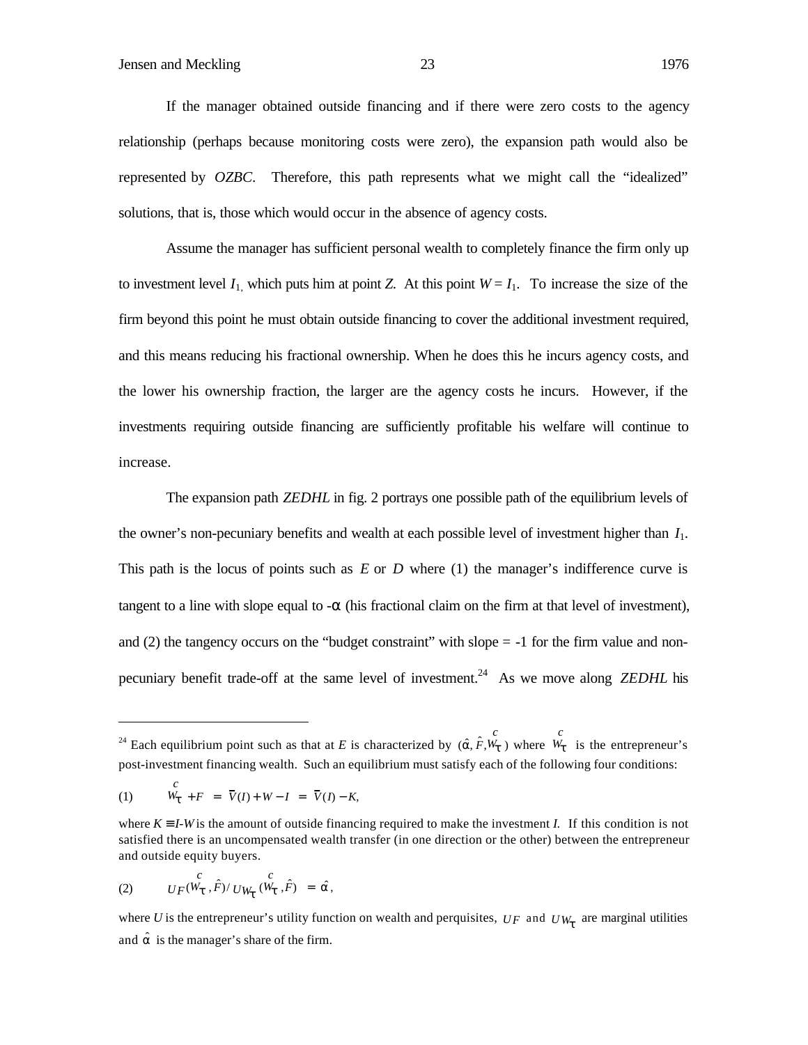If the manager obtained outside financing and if there were zero costs to the agency relationship (perhaps because monitoring costs were zero), the expansion path would also be represented by *OZBC*. Therefore, this path represents what we might call the "idealized" solutions, that is, those which would occur in the absence of agency costs.

Assume the manager has sufficient personal wealth to completely finance the firm only up to investment level $I_1$, which puts him at point *Z*. At this point $W = I_1$. To increase the size of the firm beyond this point he must obtain outside financing to cover the additional investment required, and this means reducing his fractional ownership. When he does this he incurs agency costs, and the lower his ownership fraction, the larger are the agency costs he incurs. However, if the investments requiring outside financing are sufficiently profitable his welfare will continue to increase.

The expansion path *ZEDHL* in fig. 2 portrays one possible path of the equilibrium levels of the owner's non-pecuniary benefits and wealth at each possible level of investment higher than $I_1$. This path is the locus of points such as *E* or *D* where (1) the manager's indifference curve is tangent to a line with slope equal to $-\alpha$ (his fractional claim on the firm at that level of investment), and (2) the tangency occurs on the "budget constraint" with slope = -1 for the firm value and non-pecuniary benefit trade-off at the same level of investment.[24] As we move along *ZEDHL* his

---

[24] Each equilibrium point such as that at *E* is characterized by $(\hat{\alpha}, \hat{F}, W_T^c)$ where $W_T^c$ is the entrepreneur's post-investment financing wealth. Such an equilibrium must satisfy each of the following four conditions:

$$(1) \qquad W_T^c + F = \bar{V}(I) + W - I = \bar{V}(I) - K,$$

where $K \equiv I - W$ is the amount of outside financing required to make the investment *I*. If this condition is not satisfied there is an uncompensated wealth transfer (in one direction or the other) between the entrepreneur and outside equity buyers.

$$(2) \qquad U_F(W_T^c, \hat{F}) / U_{W_T}(W_T^c, \hat{F}) = \hat{\alpha},$$

where *U* is the entrepreneur's utility function on wealth and perquisites, $U_F$ and $U_{W_T}$ are marginal utilities and $\hat{\alpha}$ is the manager's share of the firm.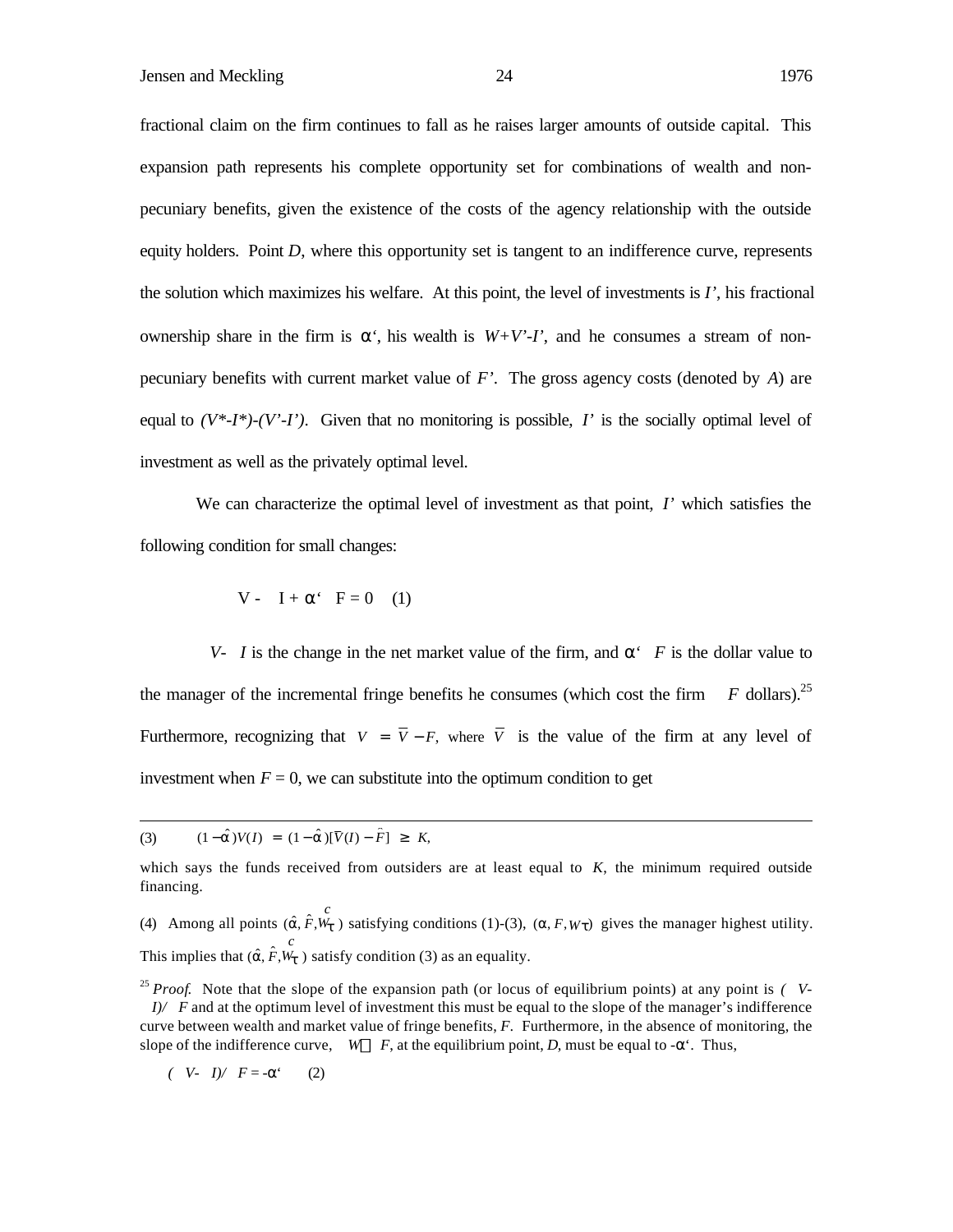fractional claim on the firm continues to fall as he raises larger amounts of outside capital. This expansion path represents his complete opportunity set for combinations of wealth and non-pecuniary benefits, given the existence of the costs of the agency relationship with the outside equity holders. Point *D*, where this opportunity set is tangent to an indifference curve, represents the solution which maximizes his welfare. At this point, the level of investments is *I'*, his fractional ownership share in the firm is $\alpha'$, his wealth is $W+V'-I'$, and he consumes a stream of non-pecuniary benefits with current market value of *F'*. The gross agency costs (denoted by *A*) are equal to $(V^*-I^*)-(V'-I')$. Given that no monitoring is possible, *I'* is the socially optimal level of investment as well as the privately optimal level.

We can characterize the optimal level of investment as that point, *I'* which satisfies the following condition for small changes:

$$\Delta V - \Delta I + \alpha' \Delta F = 0 \quad (1)$$

$\Delta V - \Delta I$ is the change in the net market value of the firm, and $\alpha' \Delta F$ is the dollar value to the manager of the incremental fringe benefits he consumes (which cost the firm $\Delta F$ dollars).[25] Furthermore, recognizing that $V = \bar{V} - F$, where $\bar{V}$ is the value of the firm at any level of investment when $F = 0$, we can substitute into the optimum condition to get

---

(3) $\quad (1-\hat{\alpha})V(I) = (1-\hat{\alpha})[\bar{V}(I) - \hat{F}] \geq K,$

which says the funds received from outsiders are at least equal to *K*, the minimum required outside financing.

(4) Among all points $(\hat{\alpha}, \hat{F}, \overset{c}{W_\tau})$ satisfying conditions (1)-(3), $(\alpha, F, W_\tau)$ gives the manager highest utility. This implies that $(\hat{\alpha}, \hat{F}, \overset{c}{W_\tau})$ satisfy condition (3) as an equality.

[25] *Proof.* Note that the slope of the expansion path (or locus of equilibrium points) at any point is $(\Delta V - \Delta I)/\Delta F$ and at the optimum level of investment this must be equal to the slope of the manager's indifference curve between wealth and market value of fringe benefits, *F*. Furthermore, in the absence of monitoring, the slope of the indifference curve, $\Delta W / \Delta F$, at the equilibrium point, *D*, must be equal to $-\alpha'$. Thus,

$$(\Delta V - \Delta I)/\Delta F = -\alpha' \quad (2)$$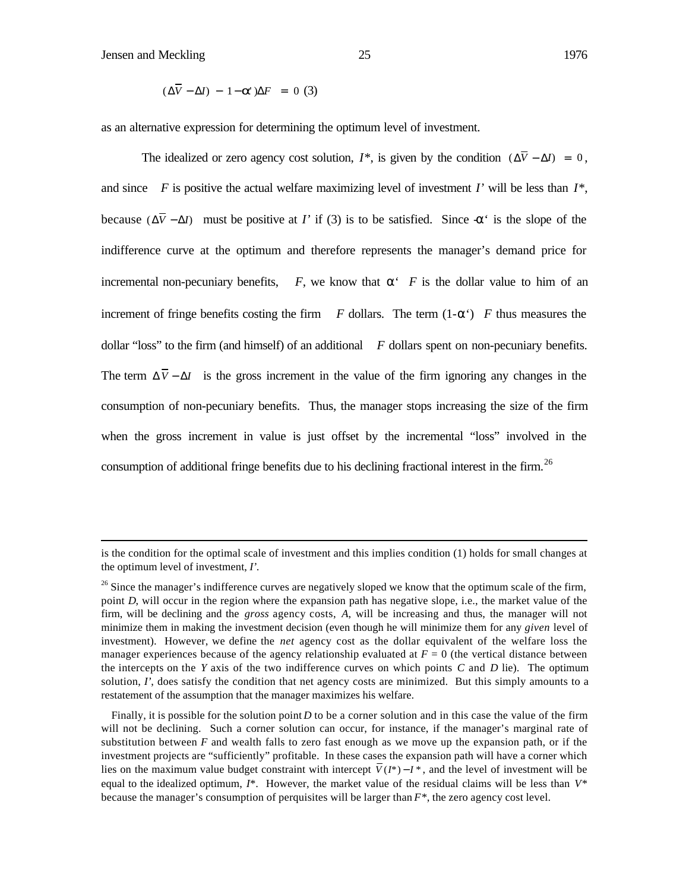$$(\Delta\overline{V} - \Delta I) - (1-\alpha')\Delta F = 0 \quad (3)$$

as an alternative expression for determining the optimum level of investment.

The idealized or zero agency cost solution, $I^*$, is given by the condition $(\Delta\overline{V} - \Delta I) = 0$, and since $\Delta F$ is positive the actual welfare maximizing level of investment $I'$ will be less than $I^*$, because $(\Delta\overline{V} - \Delta I)$ must be positive at $I'$ if (3) is to be satisfied. Since $-\alpha'$ is the slope of the indifference curve at the optimum and therefore represents the manager's demand price for incremental non-pecuniary benefits, $\Delta F$, we know that $\alpha' \Delta F$ is the dollar value to him of an increment of fringe benefits costing the firm $\Delta F$ dollars. The term $(1-\alpha')\Delta F$ thus measures the dollar "loss" to the firm (and himself) of an additional $\Delta F$ dollars spent on non-pecuniary benefits. The term $\Delta\overline{V} - \Delta I$ is the gross increment in the value of the firm ignoring any changes in the consumption of non-pecuniary benefits. Thus, the manager stops increasing the size of the firm when the gross increment in value is just offset by the incremental "loss" involved in the consumption of additional fringe benefits due to his declining fractional interest in the firm.[26]

---

is the condition for the optimal scale of investment and this implies condition (1) holds for small changes at the optimum level of investment, $I'$.

[26] Since the manager's indifference curves are negatively sloped we know that the optimum scale of the firm, point $D$, will occur in the region where the expansion path has negative slope, i.e., the market value of the firm, will be declining and the *gross* agency costs, $A$, will be increasing and thus, the manager will not minimize them in making the investment decision (even though he will minimize them for any *given* level of investment). However, we define the *net* agency cost as the dollar equivalent of the welfare loss the manager experiences because of the agency relationship evaluated at $F = 0$ (the vertical distance between the intercepts on the $Y$ axis of the two indifference curves on which points $C$ and $D$ lie). The optimum solution, $I'$, does satisfy the condition that net agency costs are minimized. But this simply amounts to a restatement of the assumption that the manager maximizes his welfare.

Finally, it is possible for the solution point $D$ to be a corner solution and in this case the value of the firm will not be declining. Such a corner solution can occur, for instance, if the manager's marginal rate of substitution between $F$ and wealth falls to zero fast enough as we move up the expansion path, or if the investment projects are "sufficiently" profitable. In these cases the expansion path will have a corner which lies on the maximum value budget constraint with intercept $\overline{V}(I^*) - I^*$, and the level of investment will be equal to the idealized optimum, $I^*$. However, the market value of the residual claims will be less than $V^*$ because the manager's consumption of perquisites will be larger than $F^*$, the zero agency cost level.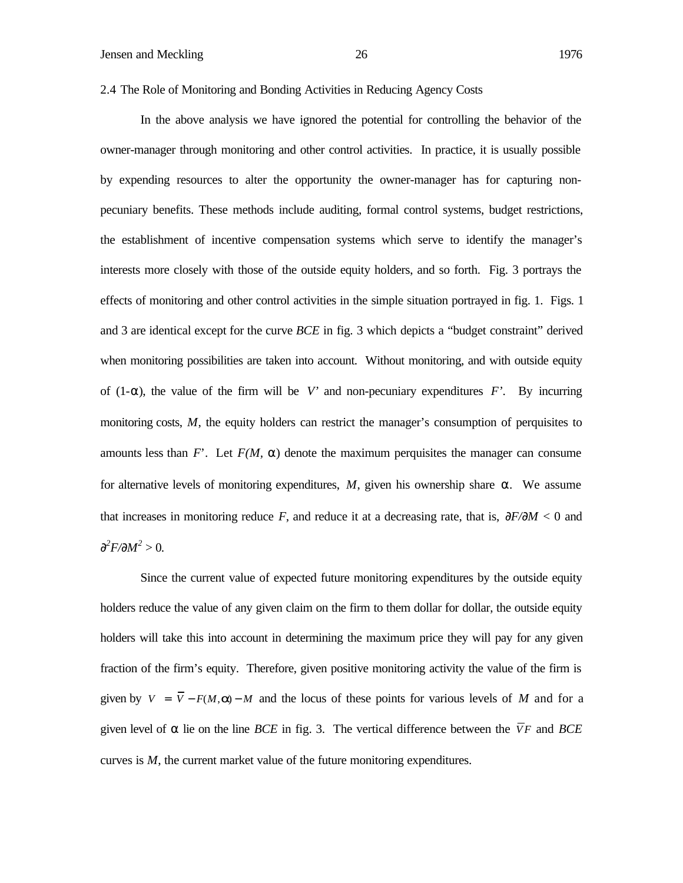## 2.4 The Role of Monitoring and Bonding Activities in Reducing Agency Costs

In the above analysis we have ignored the potential for controlling the behavior of the owner-manager through monitoring and other control activities. In practice, it is usually possible by expending resources to alter the opportunity the owner-manager has for capturing non-pecuniary benefits. These methods include auditing, formal control systems, budget restrictions, the establishment of incentive compensation systems which serve to identify the manager's interests more closely with those of the outside equity holders, and so forth. Fig. 3 portrays the effects of monitoring and other control activities in the simple situation portrayed in fig. 1. Figs. 1 and 3 are identical except for the curve *BCE* in fig. 3 which depicts a "budget constraint" derived when monitoring possibilities are taken into account. Without monitoring, and with outside equity of $(1-\alpha)$, the value of the firm will be $V'$ and non-pecuniary expenditures $F'$. By incurring monitoring costs, $M$, the equity holders can restrict the manager's consumption of perquisites to amounts less than $F'$. Let $F(M, \alpha)$ denote the maximum perquisites the manager can consume for alternative levels of monitoring expenditures, $M$, given his ownership share $\alpha$. We assume that increases in monitoring reduce $F$, and reduce it at a decreasing rate, that is, $\partial F/\partial M < 0$ and $\partial^2 F/\partial M^2 > 0$.

Since the current value of expected future monitoring expenditures by the outside equity holders reduce the value of any given claim on the firm to them dollar for dollar, the outside equity holders will take this into account in determining the maximum price they will pay for any given fraction of the firm's equity. Therefore, given positive monitoring activity the value of the firm is given by $V = \bar{V} - F(M,\alpha) - M$ and the locus of these points for various levels of $M$ and for a given level of $\alpha$ lie on the line *BCE* in fig. 3. The vertical difference between the $\bar{V}F$ and *BCE* curves is $M$, the current market value of the future monitoring expenditures.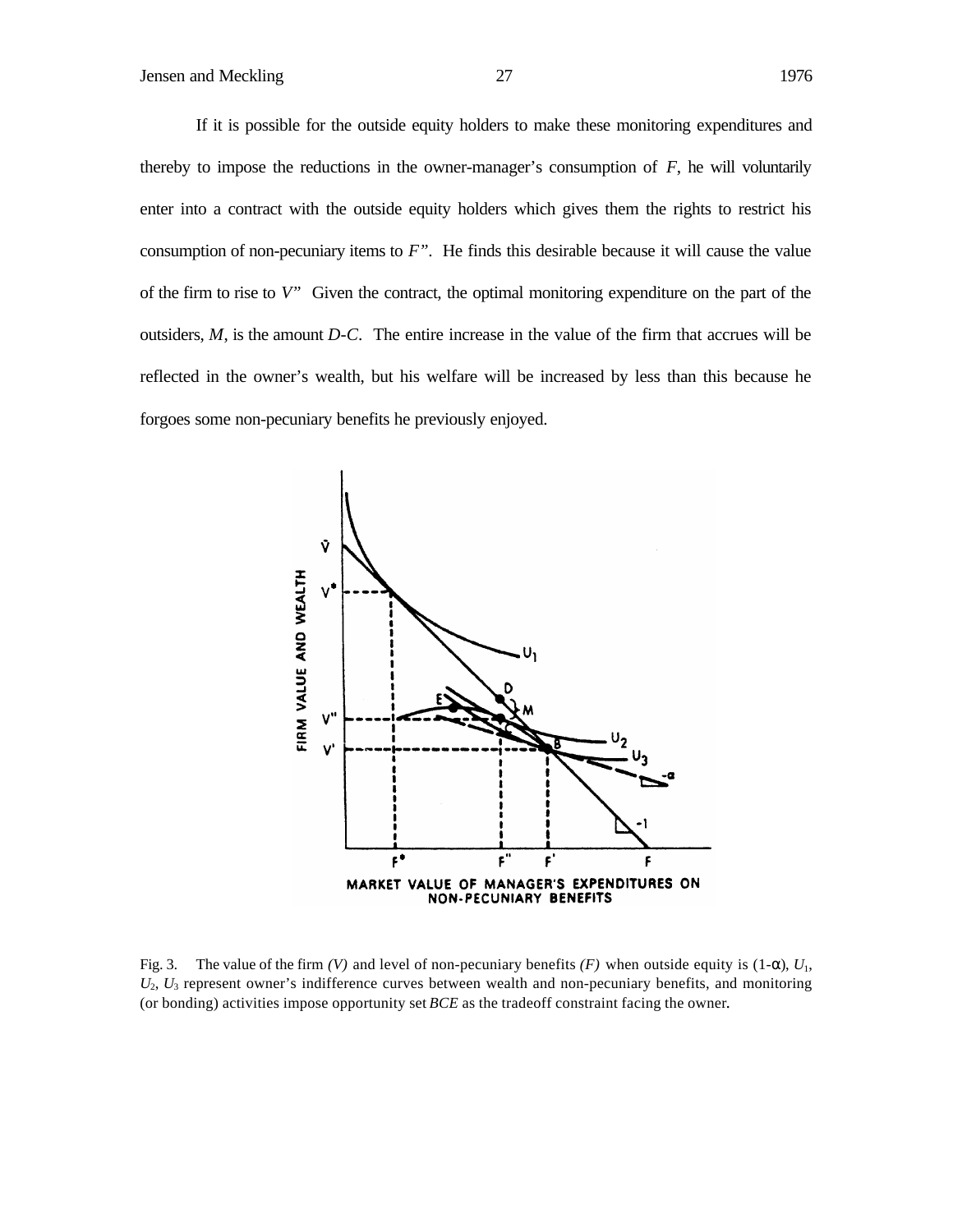If it is possible for the outside equity holders to make these monitoring expenditures and thereby to impose the reductions in the owner-manager's consumption of *F*, he will voluntarily enter into a contract with the outside equity holders which gives them the rights to restrict his consumption of non-pecuniary items to *F"*. He finds this desirable because it will cause the value of the firm to rise to *V"* Given the contract, the optimal monitoring expenditure on the part of the outsiders, *M*, is the amount *D-C*. The entire increase in the value of the firm that accrues will be reflected in the owner's wealth, but his welfare will be increased by less than this because he forgoes some non-pecuniary benefits he previously enjoyed.

Fig. 3. The value of the firm *(V)* and level of non-pecuniary benefits *(F)* when outside equity is $(1-\alpha)$, $U_1$, $U_2$, $U_3$ represent owner's indifference curves between wealth and non-pecuniary benefits, and monitoring (or bonding) activities impose opportunity set *BCE* as the tradeoff constraint facing the owner.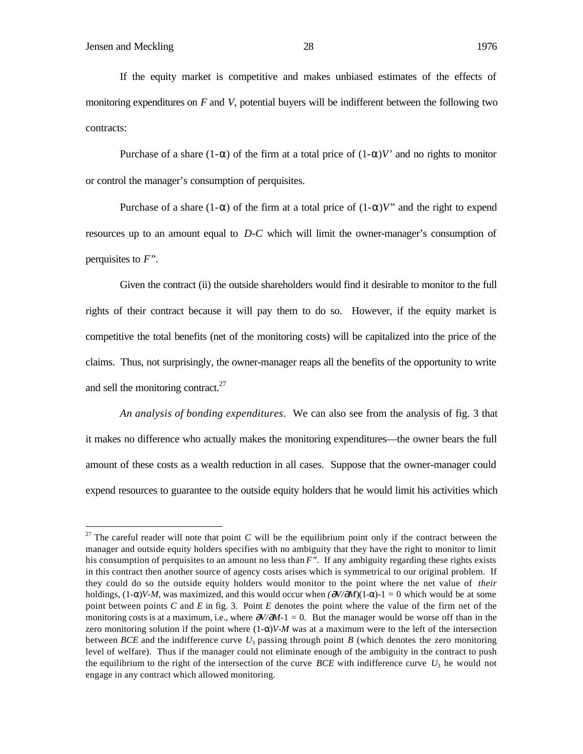If the equity market is competitive and makes unbiased estimates of the effects of monitoring expenditures on $F$ and $V$, potential buyers will be indifferent between the following two contracts:

Purchase of a share $(1-\alpha)$ of the firm at a total price of $(1-\alpha)V'$ and no rights to monitor or control the manager's consumption of perquisites.

Purchase of a share $(1-\alpha)$ of the firm at a total price of $(1-\alpha)V''$ and the right to expend resources up to an amount equal to $D$-$C$ which will limit the owner-manager's consumption of perquisites to $F''$.

Given the contract (ii) the outside shareholders would find it desirable to monitor to the full rights of their contract because it will pay them to do so. However, if the equity market is competitive the total benefits (net of the monitoring costs) will be capitalized into the price of the claims. Thus, not surprisingly, the owner-manager reaps all the benefits of the opportunity to write and sell the monitoring contract.[27]

*An analysis of bonding expenditures*. We can also see from the analysis of fig. 3 that it makes no difference who actually makes the monitoring expenditures—the owner bears the full amount of these costs as a wealth reduction in all cases. Suppose that the owner-manager could expend resources to guarantee to the outside equity holders that he would limit his activities which

---

[27] The careful reader will note that point $C$ will be the equilibrium point only if the contract between the manager and outside equity holders specifies with no ambiguity that they have the right to monitor to limit his consumption of perquisites to an amount no less than $F''$. If any ambiguity regarding these rights exists in this contract then another source of agency costs arises which is symmetrical to our original problem. If they could do so the outside equity holders would monitor to the point where the net value of *their* holdings, $(1-\alpha)V-M$, was maximized, and this would occur when $(\partial V/\partial M)(1-\alpha)-1 = 0$ which would be at some point between points $C$ and $E$ in fig. 3. Point $E$ denotes the point where the value of the firm net of the monitoring costs is at a maximum, i.e., where $\partial V/\partial M-1 = 0$. But the manager would be worse off than in the zero monitoring solution if the point where $(1-\alpha)V-M$ was at a maximum were to the left of the intersection between $BCE$ and the indifference curve $U_3$ passing through point $B$ (which denotes the zero monitoring level of welfare). Thus if the manager could not eliminate enough of the ambiguity in the contract to push the equilibrium to the right of the intersection of the curve $BCE$ with indifference curve $U_3$ he would not engage in any contract which allowed monitoring.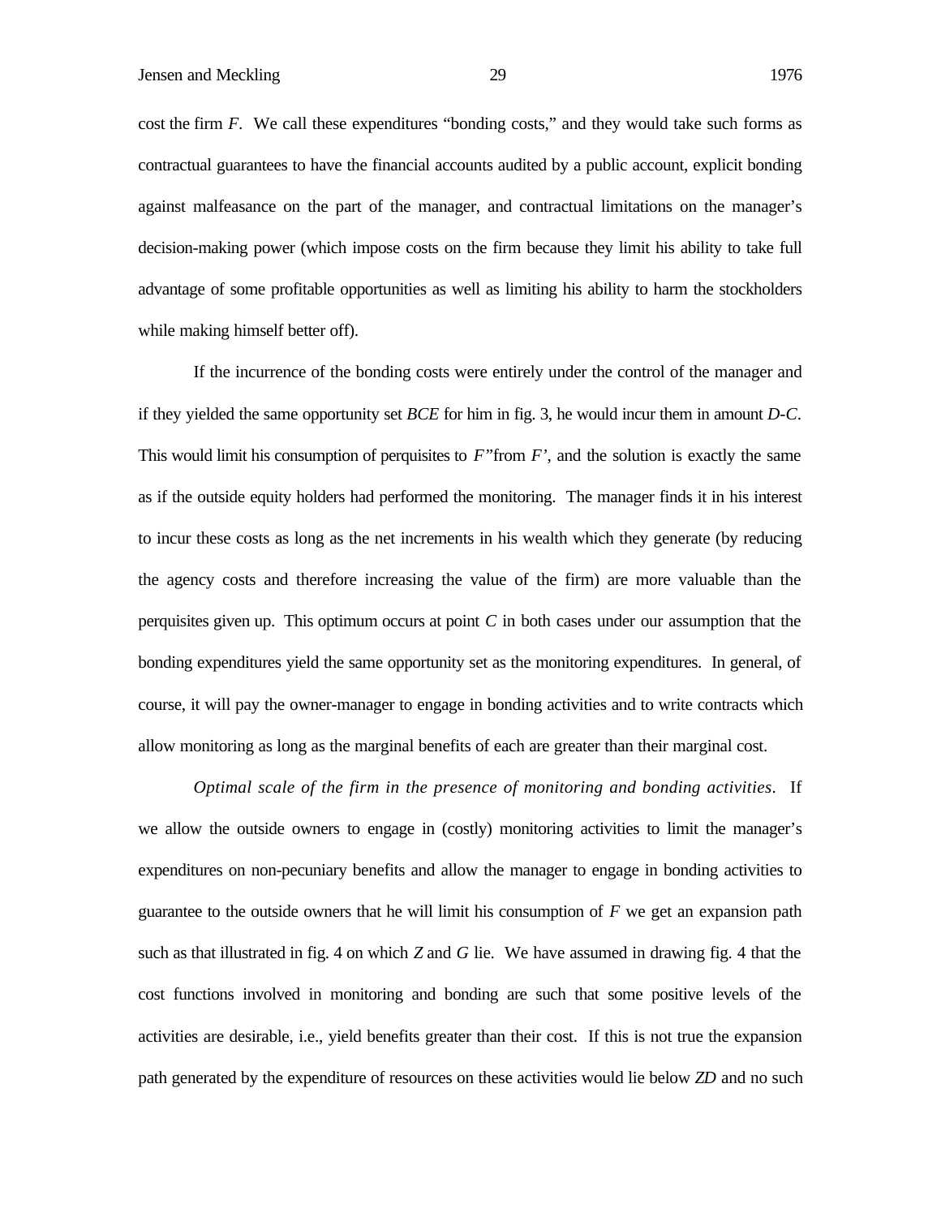cost the firm *F*. We call these expenditures "bonding costs," and they would take such forms as contractual guarantees to have the financial accounts audited by a public account, explicit bonding against malfeasance on the part of the manager, and contractual limitations on the manager's decision-making power (which impose costs on the firm because they limit his ability to take full advantage of some profitable opportunities as well as limiting his ability to harm the stockholders while making himself better off).

If the incurrence of the bonding costs were entirely under the control of the manager and if they yielded the same opportunity set *BCE* for him in fig. 3, he would incur them in amount *D-C*. This would limit his consumption of perquisites to *F"*from *F'*, and the solution is exactly the same as if the outside equity holders had performed the monitoring. The manager finds it in his interest to incur these costs as long as the net increments in his wealth which they generate (by reducing the agency costs and therefore increasing the value of the firm) are more valuable than the perquisites given up. This optimum occurs at point *C* in both cases under our assumption that the bonding expenditures yield the same opportunity set as the monitoring expenditures. In general, of course, it will pay the owner-manager to engage in bonding activities and to write contracts which allow monitoring as long as the marginal benefits of each are greater than their marginal cost.

*Optimal scale of the firm in the presence of monitoring and bonding activities*. If we allow the outside owners to engage in (costly) monitoring activities to limit the manager's expenditures on non-pecuniary benefits and allow the manager to engage in bonding activities to guarantee to the outside owners that he will limit his consumption of *F* we get an expansion path such as that illustrated in fig. 4 on which *Z* and *G* lie. We have assumed in drawing fig. 4 that the cost functions involved in monitoring and bonding are such that some positive levels of the activities are desirable, i.e., yield benefits greater than their cost. If this is not true the expansion path generated by the expenditure of resources on these activities would lie below *ZD* and no such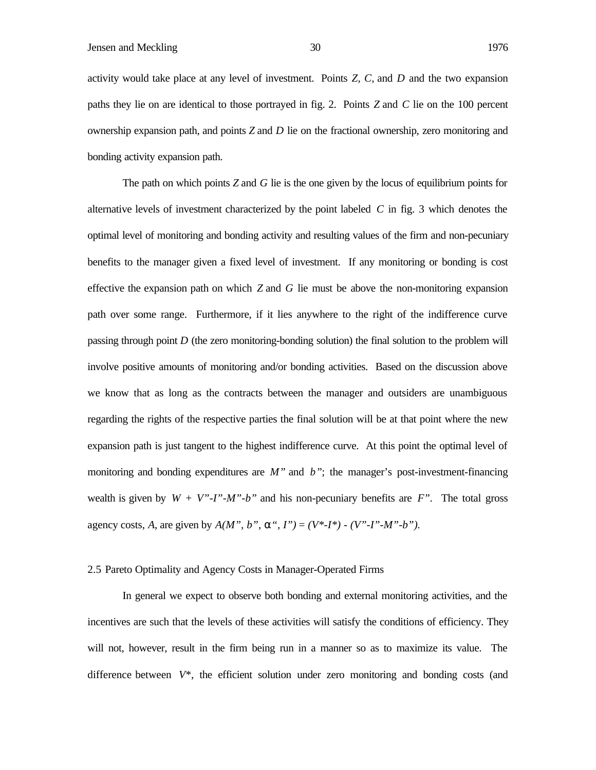activity would take place at any level of investment. Points *Z, C,* and *D* and the two expansion paths they lie on are identical to those portrayed in fig. 2. Points *Z* and *C* lie on the 100 percent ownership expansion path, and points *Z* and *D* lie on the fractional ownership, zero monitoring and bonding activity expansion path.

The path on which points *Z* and *G* lie is the one given by the locus of equilibrium points for alternative levels of investment characterized by the point labeled *C* in fig. 3 which denotes the optimal level of monitoring and bonding activity and resulting values of the firm and non-pecuniary benefits to the manager given a fixed level of investment. If any monitoring or bonding is cost effective the expansion path on which *Z* and *G* lie must be above the non-monitoring expansion path over some range. Furthermore, if it lies anywhere to the right of the indifference curve passing through point *D* (the zero monitoring-bonding solution) the final solution to the problem will involve positive amounts of monitoring and/or bonding activities. Based on the discussion above we know that as long as the contracts between the manager and outsiders are unambiguous regarding the rights of the respective parties the final solution will be at that point where the new expansion path is just tangent to the highest indifference curve. At this point the optimal level of monitoring and bonding expenditures are $M''$ and $b''$; the manager's post-investment-financing wealth is given by $W + V''-I''-M''-b''$ and his non-pecuniary benefits are $F''$. The total gross agency costs, *A*, are given by $A(M'', b'', \alpha'', I'') = (V^*-I^*) - (V''-I''-M''-b'')$.

## 2.5 Pareto Optimality and Agency Costs in Manager-Operated Firms

In general we expect to observe both bonding and external monitoring activities, and the incentives are such that the levels of these activities will satisfy the conditions of efficiency. They will not, however, result in the firm being run in a manner so as to maximize its value. The difference between $V^*$, the efficient solution under zero monitoring and bonding costs (and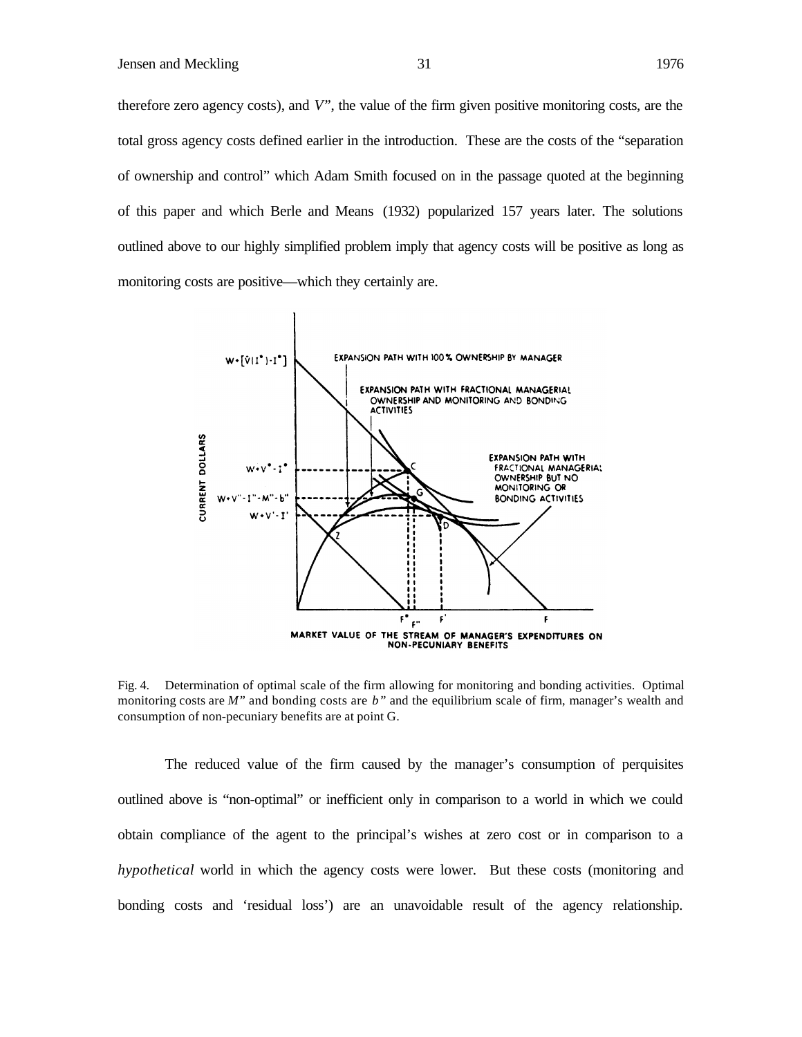therefore zero agency costs), and $V''$, the value of the firm given positive monitoring costs, are the total gross agency costs defined earlier in the introduction. These are the costs of the "separation of ownership and control" which Adam Smith focused on in the passage quoted at the beginning of this paper and which Berle and Means (1932) popularized 157 years later. The solutions outlined above to our highly simplified problem imply that agency costs will be positive as long as monitoring costs are positive—which they certainly are.

Fig. 4. Determination of optimal scale of the firm allowing for monitoring and bonding activities. Optimal monitoring costs are $M''$ and bonding costs are $b''$ and the equilibrium scale of firm, manager's wealth and consumption of non-pecuniary benefits are at point G.

The reduced value of the firm caused by the manager's consumption of perquisites outlined above is "non-optimal" or inefficient only in comparison to a world in which we could obtain compliance of the agent to the principal's wishes at zero cost or in comparison to a *hypothetical* world in which the agency costs were lower. But these costs (monitoring and bonding costs and 'residual loss') are an unavoidable result of the agency relationship.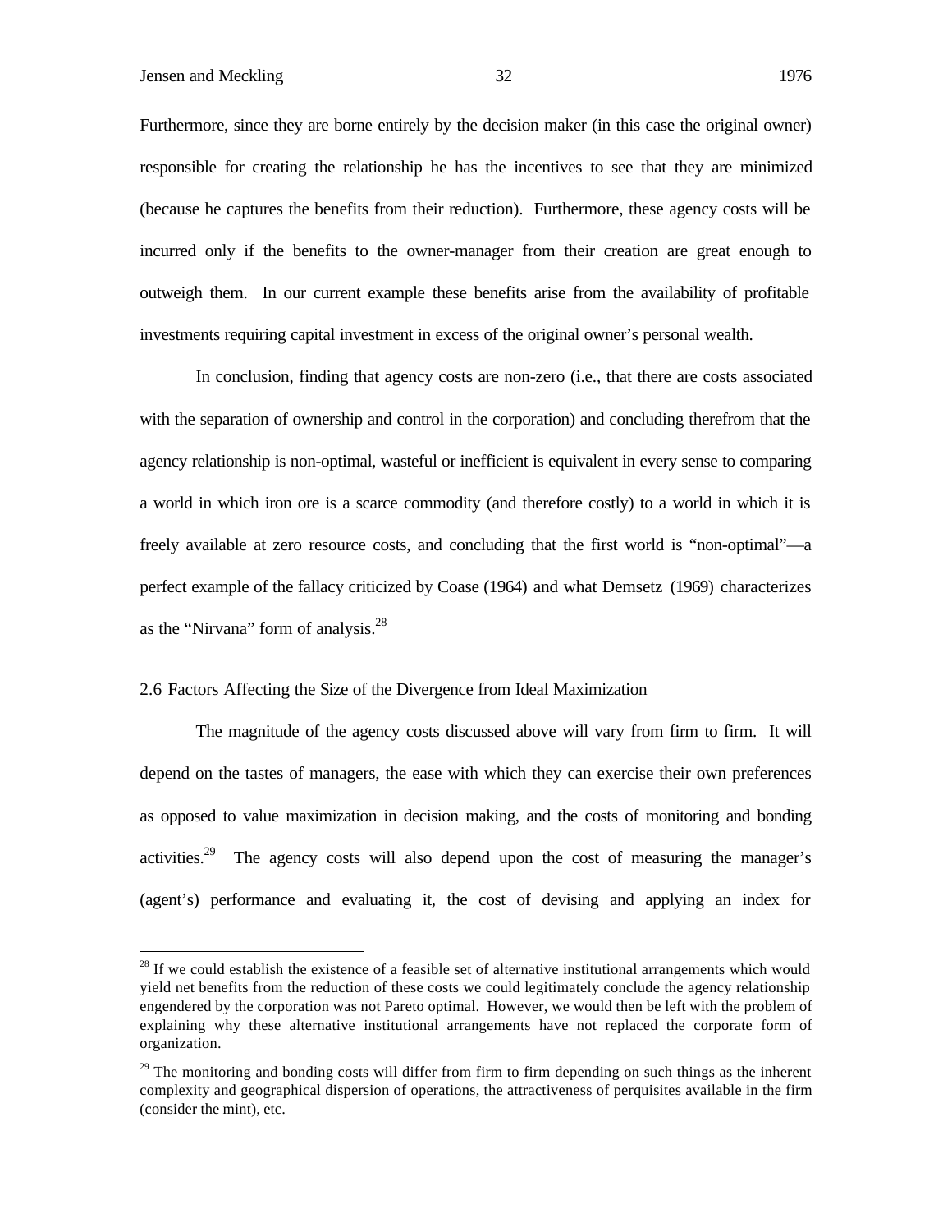Furthermore, since they are borne entirely by the decision maker (in this case the original owner) responsible for creating the relationship he has the incentives to see that they are minimized (because he captures the benefits from their reduction). Furthermore, these agency costs will be incurred only if the benefits to the owner-manager from their creation are great enough to outweigh them. In our current example these benefits arise from the availability of profitable investments requiring capital investment in excess of the original owner's personal wealth.

In conclusion, finding that agency costs are non-zero (i.e., that there are costs associated with the separation of ownership and control in the corporation) and concluding therefrom that the agency relationship is non-optimal, wasteful or inefficient is equivalent in every sense to comparing a world in which iron ore is a scarce commodity (and therefore costly) to a world in which it is freely available at zero resource costs, and concluding that the first world is "non-optimal"—a perfect example of the fallacy criticized by Coase (1964) and what Demsetz (1969) characterizes as the "Nirvana" form of analysis.[28]

## 2.6 Factors Affecting the Size of the Divergence from Ideal Maximization

The magnitude of the agency costs discussed above will vary from firm to firm. It will depend on the tastes of managers, the ease with which they can exercise their own preferences as opposed to value maximization in decision making, and the costs of monitoring and bonding activities.[29] The agency costs will also depend upon the cost of measuring the manager's (agent's) performance and evaluating it, the cost of devising and applying an index for

[28] If we could establish the existence of a feasible set of alternative institutional arrangements which would yield net benefits from the reduction of these costs we could legitimately conclude the agency relationship engendered by the corporation was not Pareto optimal. However, we would then be left with the problem of explaining why these alternative institutional arrangements have not replaced the corporate form of organization.

[29] The monitoring and bonding costs will differ from firm to firm depending on such things as the inherent complexity and geographical dispersion of operations, the attractiveness of perquisites available in the firm (consider the mint), etc.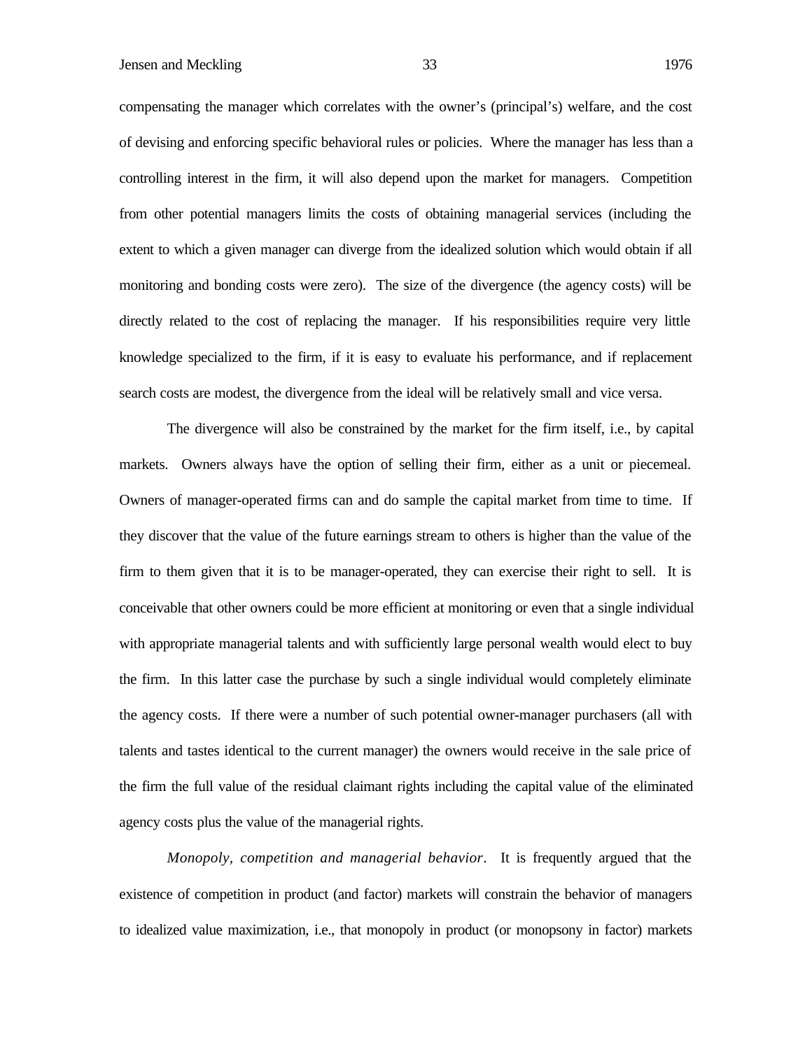compensating the manager which correlates with the owner's (principal's) welfare, and the cost of devising and enforcing specific behavioral rules or policies. Where the manager has less than a controlling interest in the firm, it will also depend upon the market for managers. Competition from other potential managers limits the costs of obtaining managerial services (including the extent to which a given manager can diverge from the idealized solution which would obtain if all monitoring and bonding costs were zero). The size of the divergence (the agency costs) will be directly related to the cost of replacing the manager. If his responsibilities require very little knowledge specialized to the firm, if it is easy to evaluate his performance, and if replacement search costs are modest, the divergence from the ideal will be relatively small and vice versa.

The divergence will also be constrained by the market for the firm itself, i.e., by capital markets. Owners always have the option of selling their firm, either as a unit or piecemeal. Owners of manager-operated firms can and do sample the capital market from time to time. If they discover that the value of the future earnings stream to others is higher than the value of the firm to them given that it is to be manager-operated, they can exercise their right to sell. It is conceivable that other owners could be more efficient at monitoring or even that a single individual with appropriate managerial talents and with sufficiently large personal wealth would elect to buy the firm. In this latter case the purchase by such a single individual would completely eliminate the agency costs. If there were a number of such potential owner-manager purchasers (all with talents and tastes identical to the current manager) the owners would receive in the sale price of the firm the full value of the residual claimant rights including the capital value of the eliminated agency costs plus the value of the managerial rights.

*Monopoly, competition and managerial behavior*. It is frequently argued that the existence of competition in product (and factor) markets will constrain the behavior of managers to idealized value maximization, i.e., that monopoly in product (or monopsony in factor) markets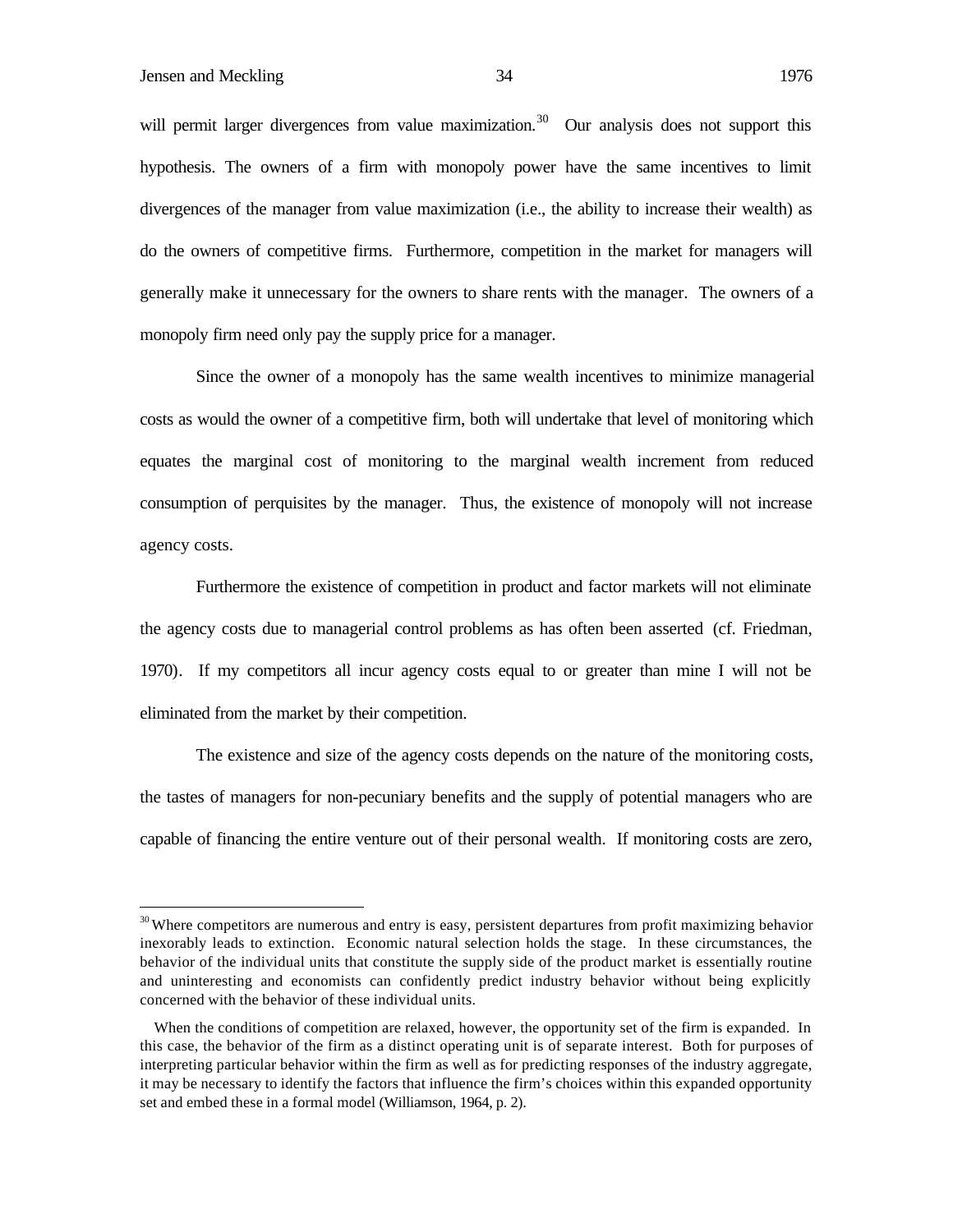will permit larger divergences from value maximization.[30] Our analysis does not support this hypothesis. The owners of a firm with monopoly power have the same incentives to limit divergences of the manager from value maximization (i.e., the ability to increase their wealth) as do the owners of competitive firms. Furthermore, competition in the market for managers will generally make it unnecessary for the owners to share rents with the manager. The owners of a monopoly firm need only pay the supply price for a manager.

Since the owner of a monopoly has the same wealth incentives to minimize managerial costs as would the owner of a competitive firm, both will undertake that level of monitoring which equates the marginal cost of monitoring to the marginal wealth increment from reduced consumption of perquisites by the manager. Thus, the existence of monopoly will not increase agency costs.

Furthermore the existence of competition in product and factor markets will not eliminate the agency costs due to managerial control problems as has often been asserted (cf. Friedman, 1970). If my competitors all incur agency costs equal to or greater than mine I will not be eliminated from the market by their competition.

The existence and size of the agency costs depends on the nature of the monitoring costs, the tastes of managers for non-pecuniary benefits and the supply of potential managers who are capable of financing the entire venture out of their personal wealth. If monitoring costs are zero,

---

[30] Where competitors are numerous and entry is easy, persistent departures from profit maximizing behavior inexorably leads to extinction. Economic natural selection holds the stage. In these circumstances, the behavior of the individual units that constitute the supply side of the product market is essentially routine and uninteresting and economists can confidently predict industry behavior without being explicitly concerned with the behavior of these individual units.

When the conditions of competition are relaxed, however, the opportunity set of the firm is expanded. In this case, the behavior of the firm as a distinct operating unit is of separate interest. Both for purposes of interpreting particular behavior within the firm as well as for predicting responses of the industry aggregate, it may be necessary to identify the factors that influence the firm's choices within this expanded opportunity set and embed these in a formal model (Williamson, 1964, p. 2).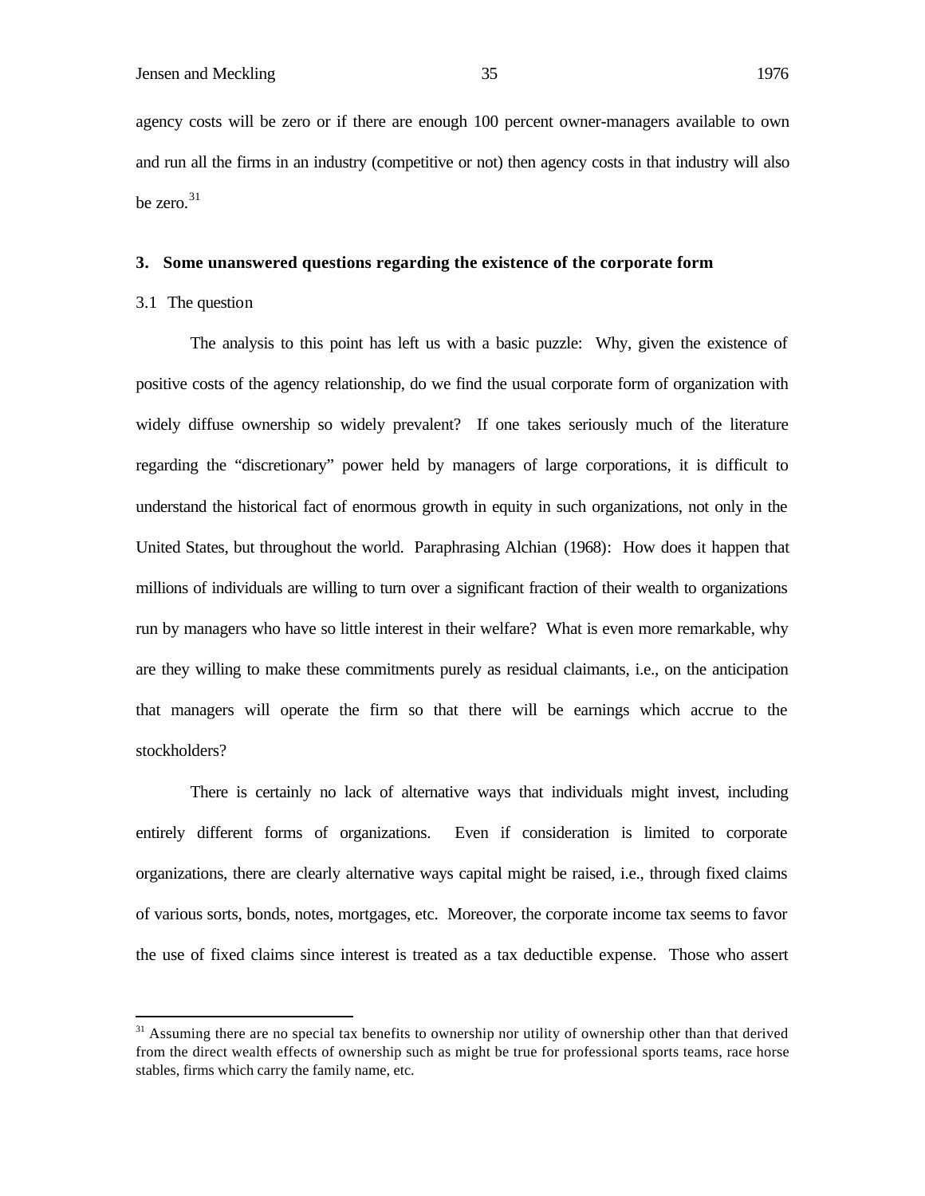agency costs will be zero or if there are enough 100 percent owner-managers available to own and run all the firms in an industry (competitive or not) then agency costs in that industry will also be zero.[31]

## 3. Some unanswered questions regarding the existence of the corporate form

### 3.1 The question

The analysis to this point has left us with a basic puzzle: Why, given the existence of positive costs of the agency relationship, do we find the usual corporate form of organization with widely diffuse ownership so widely prevalent? If one takes seriously much of the literature regarding the "discretionary" power held by managers of large corporations, it is difficult to understand the historical fact of enormous growth in equity in such organizations, not only in the United States, but throughout the world. Paraphrasing Alchian (1968): How does it happen that millions of individuals are willing to turn over a significant fraction of their wealth to organizations run by managers who have so little interest in their welfare? What is even more remarkable, why are they willing to make these commitments purely as residual claimants, i.e., on the anticipation that managers will operate the firm so that there will be earnings which accrue to the stockholders?

There is certainly no lack of alternative ways that individuals might invest, including entirely different forms of organizations. Even if consideration is limited to corporate organizations, there are clearly alternative ways capital might be raised, i.e., through fixed claims of various sorts, bonds, notes, mortgages, etc. Moreover, the corporate income tax seems to favor the use of fixed claims since interest is treated as a tax deductible expense. Those who assert

[31] Assuming there are no special tax benefits to ownership nor utility of ownership other than that derived from the direct wealth effects of ownership such as might be true for professional sports teams, race horse stables, firms which carry the family name, etc.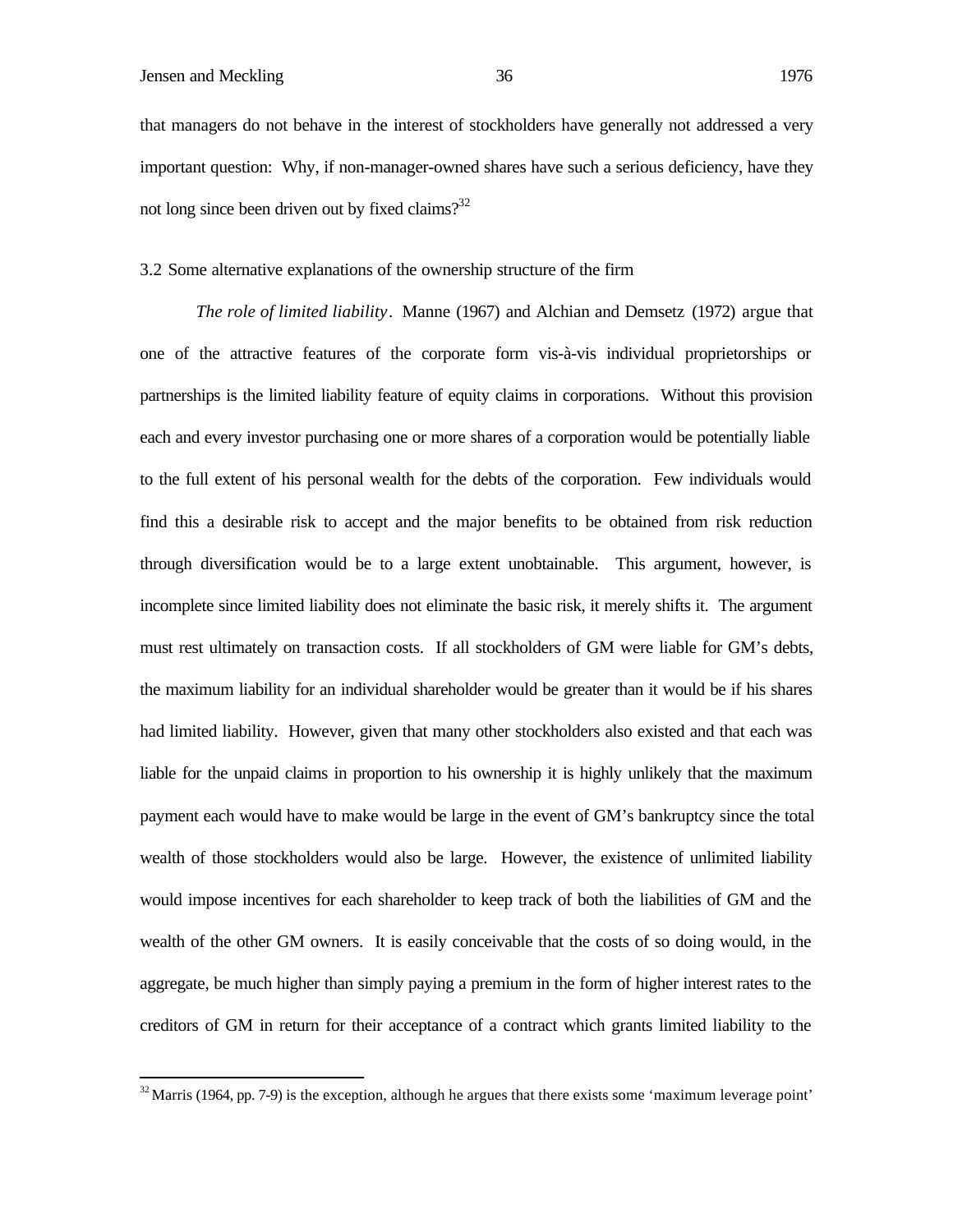that managers do not behave in the interest of stockholders have generally not addressed a very important question: Why, if non-manager-owned shares have such a serious deficiency, have they not long since been driven out by fixed claims?[32]

3.2 Some alternative explanations of the ownership structure of the firm

*The role of limited liability*. Manne (1967) and Alchian and Demsetz (1972) argue that one of the attractive features of the corporate form vis-à-vis individual proprietorships or partnerships is the limited liability feature of equity claims in corporations. Without this provision each and every investor purchasing one or more shares of a corporation would be potentially liable to the full extent of his personal wealth for the debts of the corporation. Few individuals would find this a desirable risk to accept and the major benefits to be obtained from risk reduction through diversification would be to a large extent unobtainable. This argument, however, is incomplete since limited liability does not eliminate the basic risk, it merely shifts it. The argument must rest ultimately on transaction costs. If all stockholders of GM were liable for GM's debts, the maximum liability for an individual shareholder would be greater than it would be if his shares had limited liability. However, given that many other stockholders also existed and that each was liable for the unpaid claims in proportion to his ownership it is highly unlikely that the maximum payment each would have to make would be large in the event of GM's bankruptcy since the total wealth of those stockholders would also be large. However, the existence of unlimited liability would impose incentives for each shareholder to keep track of both the liabilities of GM and the wealth of the other GM owners. It is easily conceivable that the costs of so doing would, in the aggregate, be much higher than simply paying a premium in the form of higher interest rates to the creditors of GM in return for their acceptance of a contract which grants limited liability to the

[32] Marris (1964, pp. 7-9) is the exception, although he argues that there exists some 'maximum leverage point'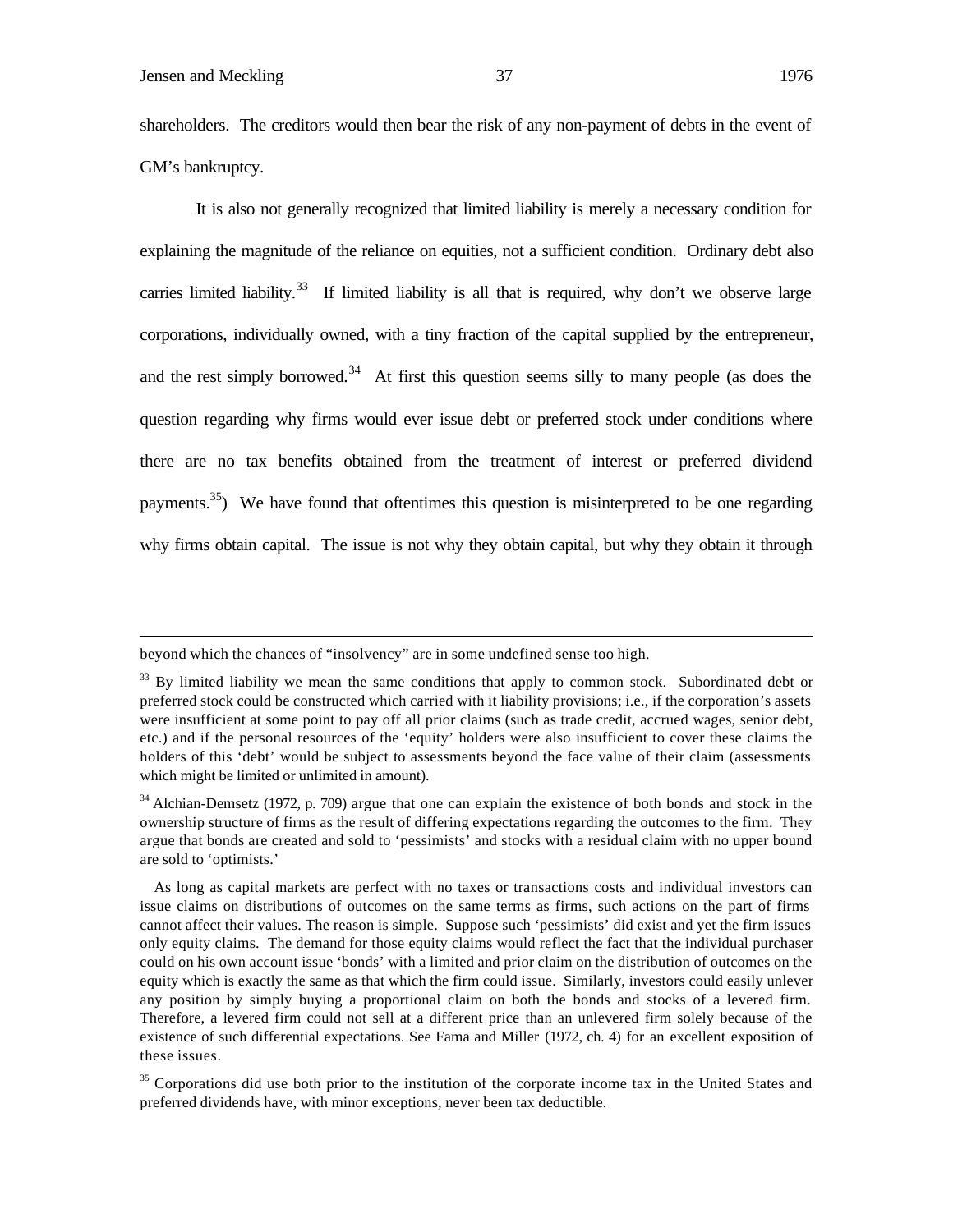shareholders. The creditors would then bear the risk of any non-payment of debts in the event of GM's bankruptcy.

It is also not generally recognized that limited liability is merely a necessary condition for explaining the magnitude of the reliance on equities, not a sufficient condition. Ordinary debt also carries limited liability.[33] If limited liability is all that is required, why don't we observe large corporations, individually owned, with a tiny fraction of the capital supplied by the entrepreneur, and the rest simply borrowed.[34] At first this question seems silly to many people (as does the question regarding why firms would ever issue debt or preferred stock under conditions where there are no tax benefits obtained from the treatment of interest or preferred dividend payments.[35]) We have found that oftentimes this question is misinterpreted to be one regarding why firms obtain capital. The issue is not why they obtain capital, but why they obtain it through

---

beyond which the chances of "insolvency" are in some undefined sense too high.

[33] By limited liability we mean the same conditions that apply to common stock. Subordinated debt or preferred stock could be constructed which carried with it liability provisions; i.e., if the corporation's assets were insufficient at some point to pay off all prior claims (such as trade credit, accrued wages, senior debt, etc.) and if the personal resources of the 'equity' holders were also insufficient to cover these claims the holders of this 'debt' would be subject to assessments beyond the face value of their claim (assessments which might be limited or unlimited in amount).

[34] Alchian-Demsetz (1972, p. 709) argue that one can explain the existence of both bonds and stock in the ownership structure of firms as the result of differing expectations regarding the outcomes to the firm. They argue that bonds are created and sold to 'pessimists' and stocks with a residual claim with no upper bound are sold to 'optimists.'

As long as capital markets are perfect with no taxes or transactions costs and individual investors can issue claims on distributions of outcomes on the same terms as firms, such actions on the part of firms cannot affect their values. The reason is simple. Suppose such 'pessimists' did exist and yet the firm issues only equity claims. The demand for those equity claims would reflect the fact that the individual purchaser could on his own account issue 'bonds' with a limited and prior claim on the distribution of outcomes on the equity which is exactly the same as that which the firm could issue. Similarly, investors could easily unlever any position by simply buying a proportional claim on both the bonds and stocks of a levered firm. Therefore, a levered firm could not sell at a different price than an unlevered firm solely because of the existence of such differential expectations. See Fama and Miller (1972, ch. 4) for an excellent exposition of these issues.

[35] Corporations did use both prior to the institution of the corporate income tax in the United States and preferred dividends have, with minor exceptions, never been tax deductible.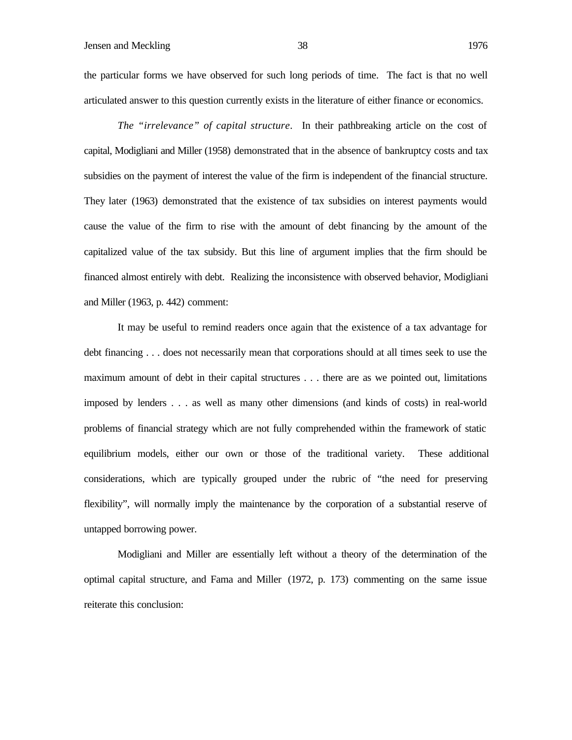the particular forms we have observed for such long periods of time. The fact is that no well articulated answer to this question currently exists in the literature of either finance or economics.

*The "irrelevance" of capital structure*. In their pathbreaking article on the cost of capital, Modigliani and Miller (1958) demonstrated that in the absence of bankruptcy costs and tax subsidies on the payment of interest the value of the firm is independent of the financial structure. They later (1963) demonstrated that the existence of tax subsidies on interest payments would cause the value of the firm to rise with the amount of debt financing by the amount of the capitalized value of the tax subsidy. But this line of argument implies that the firm should be financed almost entirely with debt. Realizing the inconsistence with observed behavior, Modigliani and Miller (1963, p. 442) comment:

> It may be useful to remind readers once again that the existence of a tax advantage for debt financing . . . does not necessarily mean that corporations should at all times seek to use the maximum amount of debt in their capital structures . . . there are as we pointed out, limitations imposed by lenders . . . as well as many other dimensions (and kinds of costs) in real-world problems of financial strategy which are not fully comprehended within the framework of static equilibrium models, either our own or those of the traditional variety. These additional considerations, which are typically grouped under the rubric of "the need for preserving flexibility", will normally imply the maintenance by the corporation of a substantial reserve of untapped borrowing power.

Modigliani and Miller are essentially left without a theory of the determination of the optimal capital structure, and Fama and Miller (1972, p. 173) commenting on the same issue reiterate this conclusion: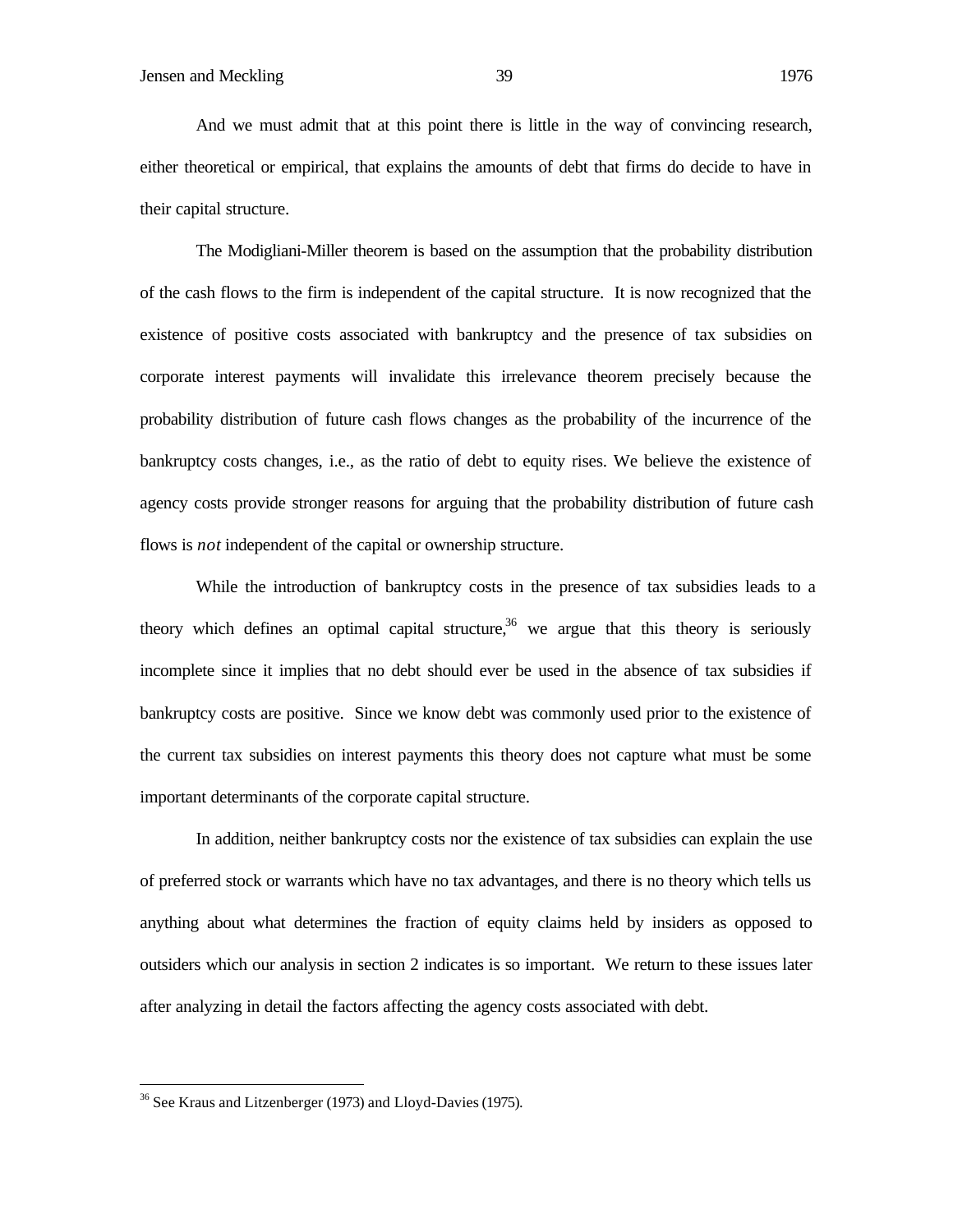And we must admit that at this point there is little in the way of convincing research, either theoretical or empirical, that explains the amounts of debt that firms do decide to have in their capital structure.

The Modigliani-Miller theorem is based on the assumption that the probability distribution of the cash flows to the firm is independent of the capital structure. It is now recognized that the existence of positive costs associated with bankruptcy and the presence of tax subsidies on corporate interest payments will invalidate this irrelevance theorem precisely because the probability distribution of future cash flows changes as the probability of the incurrence of the bankruptcy costs changes, i.e., as the ratio of debt to equity rises. We believe the existence of agency costs provide stronger reasons for arguing that the probability distribution of future cash flows is *not* independent of the capital or ownership structure.

While the introduction of bankruptcy costs in the presence of tax subsidies leads to a theory which defines an optimal capital structure,[36] we argue that this theory is seriously incomplete since it implies that no debt should ever be used in the absence of tax subsidies if bankruptcy costs are positive. Since we know debt was commonly used prior to the existence of the current tax subsidies on interest payments this theory does not capture what must be some important determinants of the corporate capital structure.

In addition, neither bankruptcy costs nor the existence of tax subsidies can explain the use of preferred stock or warrants which have no tax advantages, and there is no theory which tells us anything about what determines the fraction of equity claims held by insiders as opposed to outsiders which our analysis in section 2 indicates is so important. We return to these issues later after analyzing in detail the factors affecting the agency costs associated with debt.

---

[36] See Kraus and Litzenberger (1973) and Lloyd-Davies (1975).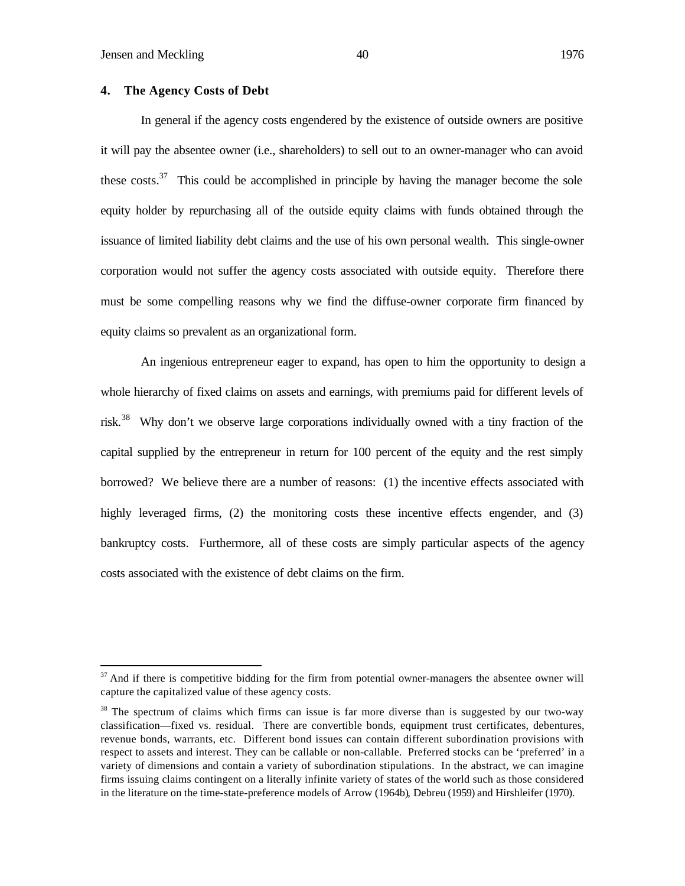## 4. The Agency Costs of Debt

In general if the agency costs engendered by the existence of outside owners are positive it will pay the absentee owner (i.e., shareholders) to sell out to an owner-manager who can avoid these costs.[37] This could be accomplished in principle by having the manager become the sole equity holder by repurchasing all of the outside equity claims with funds obtained through the issuance of limited liability debt claims and the use of his own personal wealth. This single-owner corporation would not suffer the agency costs associated with outside equity. Therefore there must be some compelling reasons why we find the diffuse-owner corporate firm financed by equity claims so prevalent as an organizational form.

An ingenious entrepreneur eager to expand, has open to him the opportunity to design a whole hierarchy of fixed claims on assets and earnings, with premiums paid for different levels of risk.[38] Why don't we observe large corporations individually owned with a tiny fraction of the capital supplied by the entrepreneur in return for 100 percent of the equity and the rest simply borrowed? We believe there are a number of reasons: (1) the incentive effects associated with highly leveraged firms, (2) the monitoring costs these incentive effects engender, and (3) bankruptcy costs. Furthermore, all of these costs are simply particular aspects of the agency costs associated with the existence of debt claims on the firm.

---

[37] And if there is competitive bidding for the firm from potential owner-managers the absentee owner will capture the capitalized value of these agency costs.

[38] The spectrum of claims which firms can issue is far more diverse than is suggested by our two-way classification—fixed vs. residual. There are convertible bonds, equipment trust certificates, debentures, revenue bonds, warrants, etc. Different bond issues can contain different subordination provisions with respect to assets and interest. They can be callable or non-callable. Preferred stocks can be 'preferred' in a variety of dimensions and contain a variety of subordination stipulations. In the abstract, we can imagine firms issuing claims contingent on a literally infinite variety of states of the world such as those considered in the literature on the time-state-preference models of Arrow (1964b), Debreu (1959) and Hirshleifer (1970).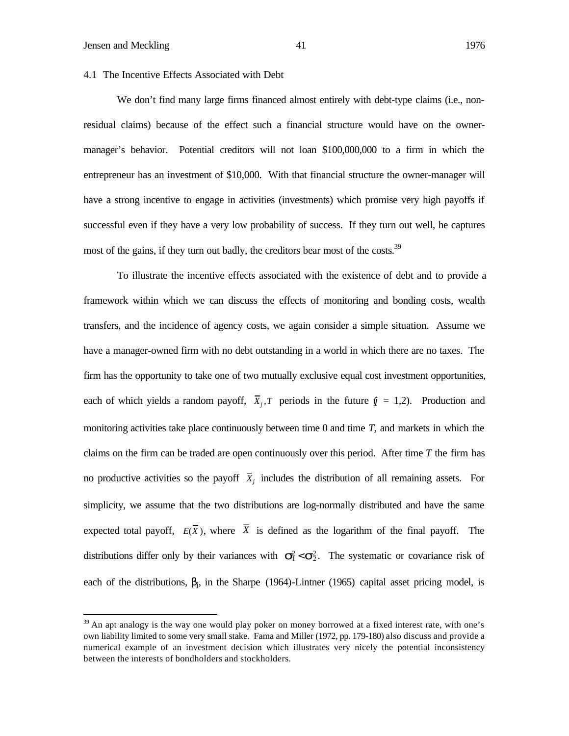### 4.1 The Incentive Effects Associated with Debt

We don't find many large firms financed almost entirely with debt-type claims (i.e., non-residual claims) because of the effect such a financial structure would have on the owner-manager's behavior. Potential creditors will not loan \$100,000,000 to a firm in which the entrepreneur has an investment of \$10,000. With that financial structure the owner-manager will have a strong incentive to engage in activities (investments) which promise very high payoffs if successful even if they have a very low probability of success. If they turn out well, he captures most of the gains, if they turn out badly, the creditors bear most of the costs.[39]

To illustrate the incentive effects associated with the existence of debt and to provide a framework within which we can discuss the effects of monitoring and bonding costs, wealth transfers, and the incidence of agency costs, we again consider a simple situation. Assume we have a manager-owned firm with no debt outstanding in a world in which there are no taxes. The firm has the opportunity to take one of two mutually exclusive equal cost investment opportunities, each of which yields a random payoff, $\overline{X}_j, T$ periods in the future ($j$ = 1,2). Production and monitoring activities take place continuously between time 0 and time *T*, and markets in which the claims on the firm can be traded are open continuously over this period. After time *T* the firm has no productive activities so the payoff $\overline{X}_j$ includes the distribution of all remaining assets. For simplicity, we assume that the two distributions are log-normally distributed and have the same expected total payoff, $E(\overline{X})$, where $\overline{X}$ is defined as the logarithm of the final payoff. The distributions differ only by their variances with $\sigma_1^2 < \sigma_2^2$. The systematic or covariance risk of each of the distributions, $\beta_j$, in the Sharpe (1964)-Lintner (1965) capital asset pricing model, is

[39] An apt analogy is the way one would play poker on money borrowed at a fixed interest rate, with one's own liability limited to some very small stake. Fama and Miller (1972, pp. 179-180) also discuss and provide a numerical example of an investment decision which illustrates very nicely the potential inconsistency between the interests of bondholders and stockholders.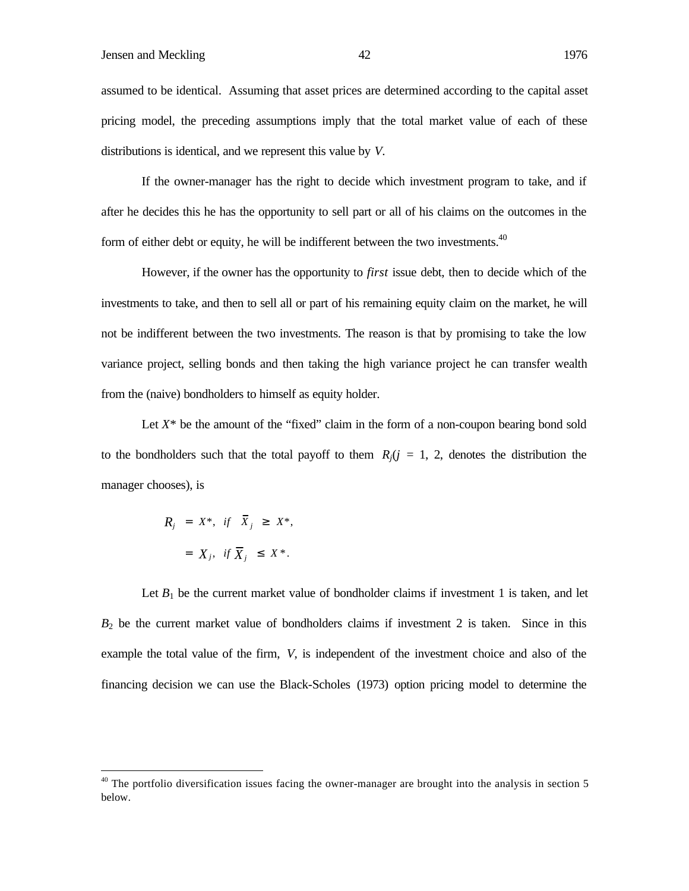assumed to be identical. Assuming that asset prices are determined according to the capital asset pricing model, the preceding assumptions imply that the total market value of each of these distributions is identical, and we represent this value by $V$.

If the owner-manager has the right to decide which investment program to take, and if after he decides this he has the opportunity to sell part or all of his claims on the outcomes in the form of either debt or equity, he will be indifferent between the two investments.[40]

However, if the owner has the opportunity to *first* issue debt, then to decide which of the investments to take, and then to sell all or part of his remaining equity claim on the market, he will not be indifferent between the two investments. The reason is that by promising to take the low variance project, selling bonds and then taking the high variance project he can transfer wealth from the (naive) bondholders to himself as equity holder.

Let $X^*$ be the amount of the "fixed" claim in the form of a non-coupon bearing bond sold to the bondholders such that the total payoff to them $R_j$($j$ = 1, 2, denotes the distribution the manager chooses), is

$$
\begin{aligned}
R_j &= X^*, \quad if \quad \bar{X}_j \geq X^*, \\
&= X_j, \quad if \; \bar{X}_j \leq X^*.
\end{aligned}
$$

Let $B_1$ be the current market value of bondholder claims if investment 1 is taken, and let $B_2$ be the current market value of bondholders claims if investment 2 is taken. Since in this example the total value of the firm, $V$, is independent of the investment choice and also of the financing decision we can use the Black-Scholes (1973) option pricing model to determine the

[40] The portfolio diversification issues facing the owner-manager are brought into the analysis in section 5 below.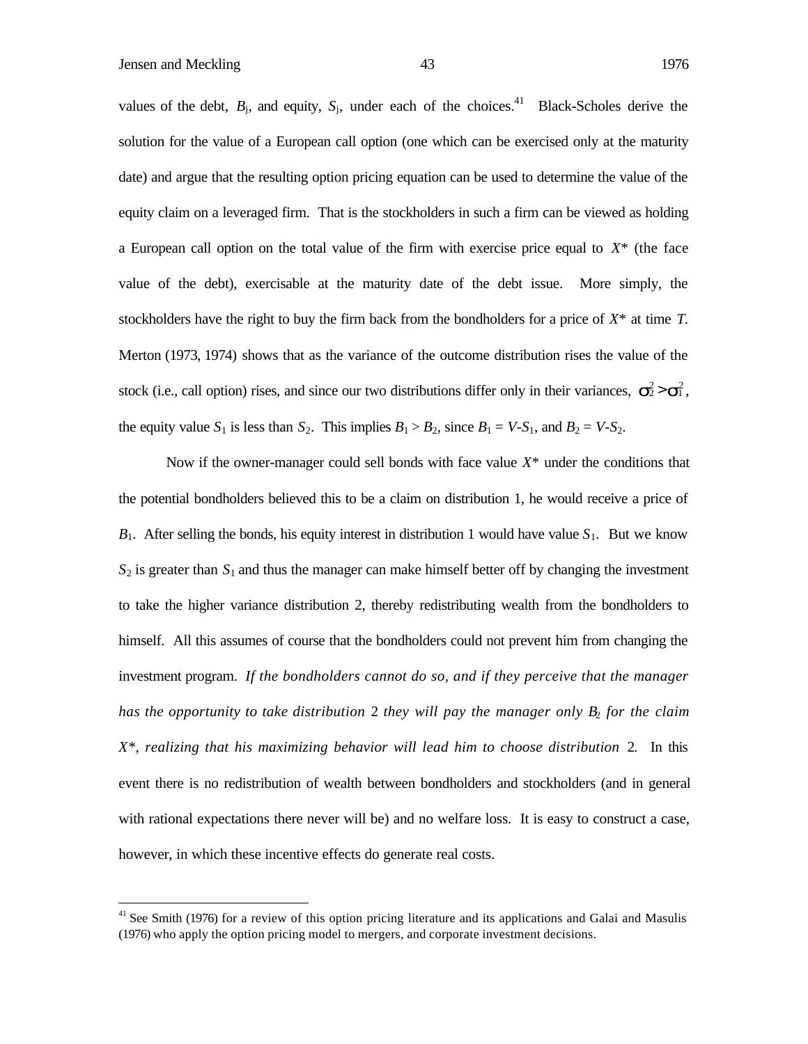values of the debt, $B_j$, and equity, $S_j$, under each of the choices.[41] Black-Scholes derive the solution for the value of a European call option (one which can be exercised only at the maturity date) and argue that the resulting option pricing equation can be used to determine the value of the equity claim on a leveraged firm. That is the stockholders in such a firm can be viewed as holding a European call option on the total value of the firm with exercise price equal to $X^*$ (the face value of the debt), exercisable at the maturity date of the debt issue. More simply, the stockholders have the right to buy the firm back from the bondholders for a price of $X^*$ at time $T$. Merton (1973, 1974) shows that as the variance of the outcome distribution rises the value of the stock (i.e., call option) rises, and since our two distributions differ only in their variances, $\sigma_2^2 > \sigma_1^2$, the equity value $S_1$ is less than $S_2$. This implies $B_1 > B_2$, since $B_1 = V - S_1$, and $B_2 = V - S_2$.

Now if the owner-manager could sell bonds with face value $X^*$ under the conditions that the potential bondholders believed this to be a claim on distribution 1, he would receive a price of $B_1$. After selling the bonds, his equity interest in distribution 1 would have value $S_1$. But we know $S_2$ is greater than $S_1$ and thus the manager can make himself better off by changing the investment to take the higher variance distribution 2, thereby redistributing wealth from the bondholders to himself. All this assumes of course that the bondholders could not prevent him from changing the investment program. *If the bondholders cannot do so, and if they perceive that the manager has the opportunity to take distribution 2 they will pay the manager only $B_2$ for the claim $X^*$, realizing that his maximizing behavior will lead him to choose distribution 2.* In this event there is no redistribution of wealth between bondholders and stockholders (and in general with rational expectations there never will be) and no welfare loss. It is easy to construct a case, however, in which these incentive effects do generate real costs.

[41] See Smith (1976) for a review of this option pricing literature and its applications and Galai and Masulis (1976) who apply the option pricing model to mergers, and corporate investment decisions.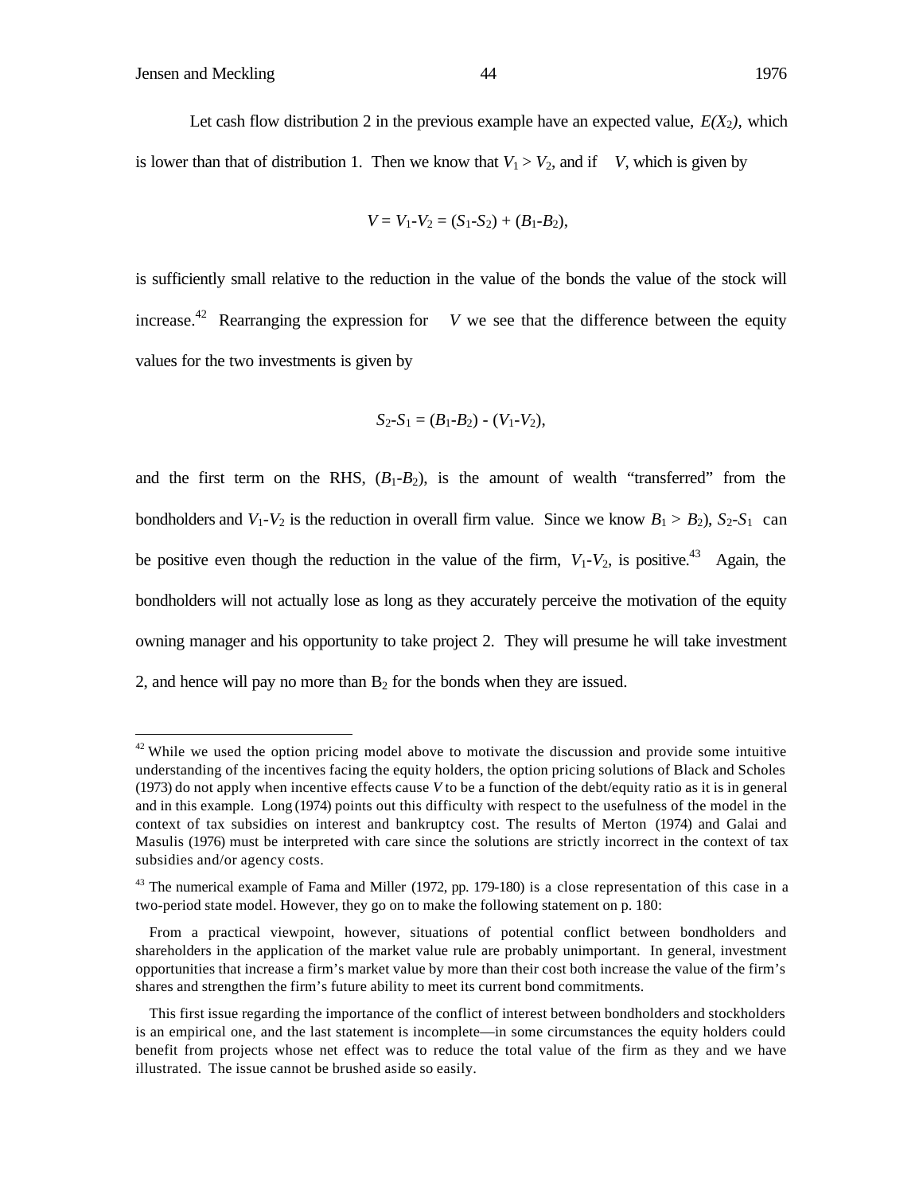Let cash flow distribution 2 in the previous example have an expected value, $E(X_2)$, which is lower than that of distribution 1. Then we know that $V_1 > V_2$, and if $V$, which is given by

$$V = V_1\text{-}V_2 = (S_1\text{-}S_2) + (B_1\text{-}B_2),$$

is sufficiently small relative to the reduction in the value of the bonds the value of the stock will increase.[42] Rearranging the expression for $V$ we see that the difference between the equity values for the two investments is given by

$$S_2\text{-}S_1 = (B_1\text{-}B_2) - (V_1\text{-}V_2),$$

and the first term on the RHS, $(B_1\text{-}B_2)$, is the amount of wealth "transferred" from the bondholders and $V_1\text{-}V_2$ is the reduction in overall firm value. Since we know $B_1 > B_2$), $S_2\text{-}S_1$ can be positive even though the reduction in the value of the firm, $V_1\text{-}V_2$, is positive.[43] Again, the bondholders will not actually lose as long as they accurately perceive the motivation of the equity owning manager and his opportunity to take project 2. They will presume he will take investment 2, and hence will pay no more than $B_2$ for the bonds when they are issued.

---

[42] While we used the option pricing model above to motivate the discussion and provide some intuitive understanding of the incentives facing the equity holders, the option pricing solutions of Black and Scholes (1973) do not apply when incentive effects cause *V* to be a function of the debt/equity ratio as it is in general and in this example. Long (1974) points out this difficulty with respect to the usefulness of the model in the context of tax subsidies on interest and bankruptcy cost. The results of Merton (1974) and Galai and Masulis (1976) must be interpreted with care since the solutions are strictly incorrect in the context of tax subsidies and/or agency costs.

[43] The numerical example of Fama and Miller (1972, pp. 179-180) is a close representation of this case in a two-period state model. However, they go on to make the following statement on p. 180:

> From a practical viewpoint, however, situations of potential conflict between bondholders and shareholders in the application of the market value rule are probably unimportant. In general, investment opportunities that increase a firm's market value by more than their cost both increase the value of the firm's shares and strengthen the firm's future ability to meet its current bond commitments.

This first issue regarding the importance of the conflict of interest between bondholders and stockholders is an empirical one, and the last statement is incomplete—in some circumstances the equity holders could benefit from projects whose net effect was to reduce the total value of the firm as they and we have illustrated. The issue cannot be brushed aside so easily.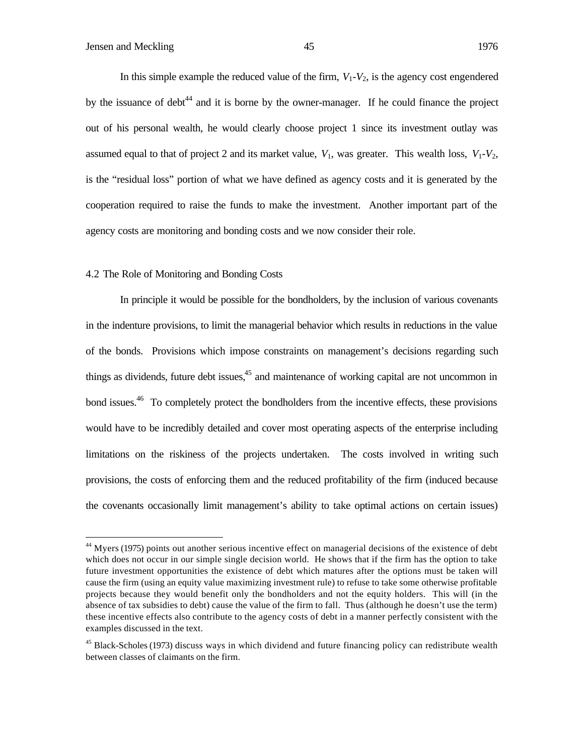In this simple example the reduced value of the firm, $V_1$-$V_2$, is the agency cost engendered by the issuance of debt[44] and it is borne by the owner-manager. If he could finance the project out of his personal wealth, he would clearly choose project 1 since its investment outlay was assumed equal to that of project 2 and its market value, $V_1$, was greater. This wealth loss, $V_1$-$V_2$, is the "residual loss" portion of what we have defined as agency costs and it is generated by the cooperation required to raise the funds to make the investment. Another important part of the agency costs are monitoring and bonding costs and we now consider their role.

## 4.2 The Role of Monitoring and Bonding Costs

In principle it would be possible for the bondholders, by the inclusion of various covenants in the indenture provisions, to limit the managerial behavior which results in reductions in the value of the bonds. Provisions which impose constraints on management's decisions regarding such things as dividends, future debt issues,[45] and maintenance of working capital are not uncommon in bond issues.[46] To completely protect the bondholders from the incentive effects, these provisions would have to be incredibly detailed and cover most operating aspects of the enterprise including limitations on the riskiness of the projects undertaken. The costs involved in writing such provisions, the costs of enforcing them and the reduced profitability of the firm (induced because the covenants occasionally limit management's ability to take optimal actions on certain issues)

---

[44] Myers (1975) points out another serious incentive effect on managerial decisions of the existence of debt which does not occur in our simple single decision world. He shows that if the firm has the option to take future investment opportunities the existence of debt which matures after the options must be taken will cause the firm (using an equity value maximizing investment rule) to refuse to take some otherwise profitable projects because they would benefit only the bondholders and not the equity holders. This will (in the absence of tax subsidies to debt) cause the value of the firm to fall. Thus (although he doesn't use the term) these incentive effects also contribute to the agency costs of debt in a manner perfectly consistent with the examples discussed in the text.

[45] Black-Scholes (1973) discuss ways in which dividend and future financing policy can redistribute wealth between classes of claimants on the firm.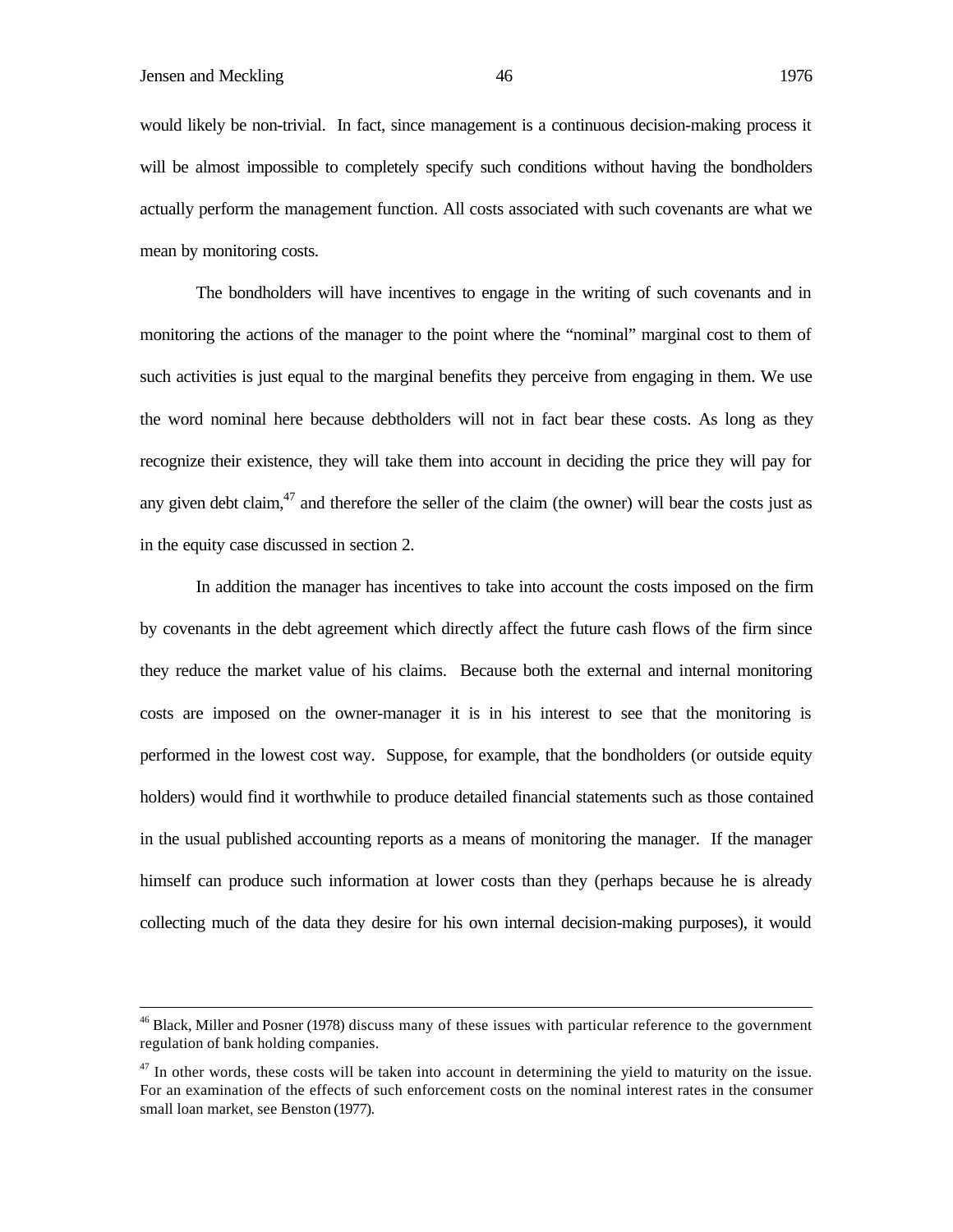would likely be non-trivial. In fact, since management is a continuous decision-making process it will be almost impossible to completely specify such conditions without having the bondholders actually perform the management function. All costs associated with such covenants are what we mean by monitoring costs.

The bondholders will have incentives to engage in the writing of such covenants and in monitoring the actions of the manager to the point where the "nominal" marginal cost to them of such activities is just equal to the marginal benefits they perceive from engaging in them. We use the word nominal here because debtholders will not in fact bear these costs. As long as they recognize their existence, they will take them into account in deciding the price they will pay for any given debt claim,[47] and therefore the seller of the claim (the owner) will bear the costs just as in the equity case discussed in section 2.

In addition the manager has incentives to take into account the costs imposed on the firm by covenants in the debt agreement which directly affect the future cash flows of the firm since they reduce the market value of his claims. Because both the external and internal monitoring costs are imposed on the owner-manager it is in his interest to see that the monitoring is performed in the lowest cost way. Suppose, for example, that the bondholders (or outside equity holders) would find it worthwhile to produce detailed financial statements such as those contained in the usual published accounting reports as a means of monitoring the manager. If the manager himself can produce such information at lower costs than they (perhaps because he is already collecting much of the data they desire for his own internal decision-making purposes), it would

---

[46] Black, Miller and Posner (1978) discuss many of these issues with particular reference to the government regulation of bank holding companies.

[47] In other words, these costs will be taken into account in determining the yield to maturity on the issue. For an examination of the effects of such enforcement costs on the nominal interest rates in the consumer small loan market, see Benston (1977).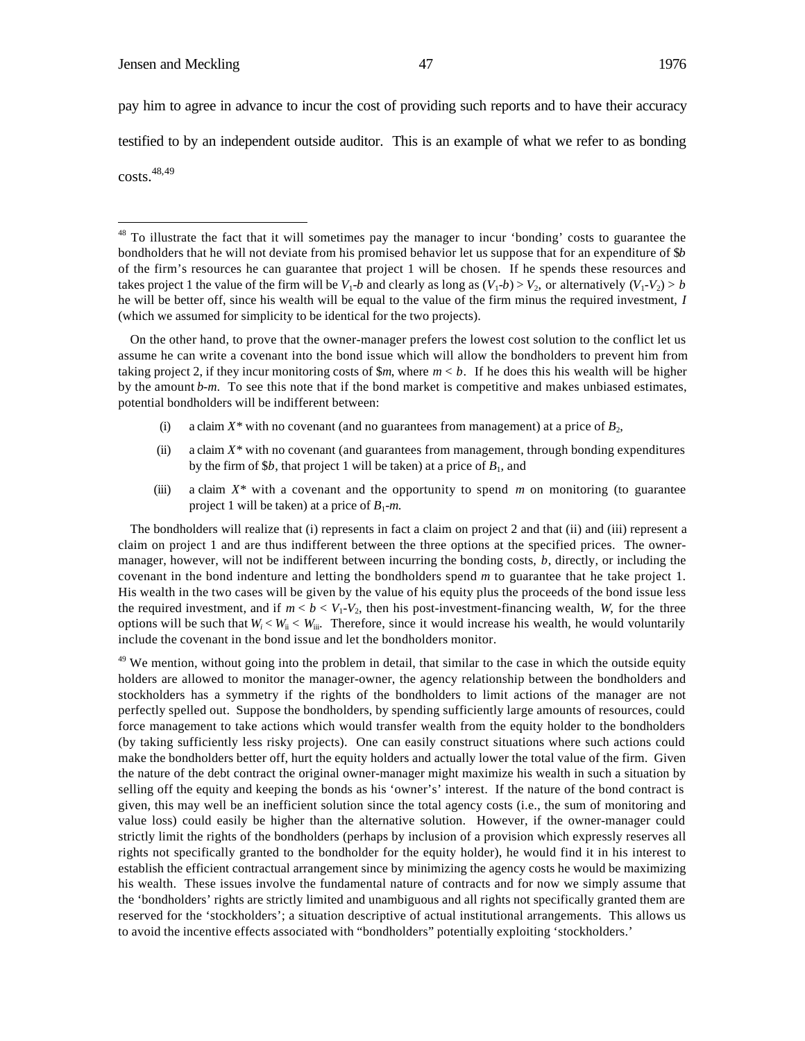pay him to agree in advance to incur the cost of providing such reports and to have their accuracy testified to by an independent outside auditor. This is an example of what we refer to as bonding costs.[48,49]

---

[48] To illustrate the fact that it will sometimes pay the manager to incur 'bonding' costs to guarantee the bondholders that he will not deviate from his promised behavior let us suppose that for an expenditure of $\$b$ of the firm's resources he can guarantee that project 1 will be chosen. If he spends these resources and takes project 1 the value of the firm will be $V_1$-$b$ and clearly as long as $(V_1-b) > V_2$, or alternatively $(V_1-V_2) > b$ he will be better off, since his wealth will be equal to the value of the firm minus the required investment, $I$ (which we assumed for simplicity to be identical for the two projects).

On the other hand, to prove that the owner-manager prefers the lowest cost solution to the conflict let us assume he can write a covenant into the bond issue which will allow the bondholders to prevent him from taking project 2, if they incur monitoring costs of $\$m$, where $m < b$. If he does this his wealth will be higher by the amount $b$-$m$. To see this note that if the bond market is competitive and makes unbiased estimates, potential bondholders will be indifferent between:

(i) a claim $X^*$ with no covenant (and no guarantees from management) at a price of $B_2$,

(ii) a claim $X^*$ with no covenant (and guarantees from management, through bonding expenditures by the firm of $\$b$, that project 1 will be taken) at a price of $B_1$, and

(iii) a claim $X^*$ with a covenant and the opportunity to spend $m$ on monitoring (to guarantee project 1 will be taken) at a price of $B_1$-$m$.

The bondholders will realize that (i) represents in fact a claim on project 2 and that (ii) and (iii) represent a claim on project 1 and are thus indifferent between the three options at the specified prices. The owner-manager, however, will not be indifferent between incurring the bonding costs, $b$, directly, or including the covenant in the bond indenture and letting the bondholders spend $m$ to guarantee that he take project 1. His wealth in the two cases will be given by the value of his equity plus the proceeds of the bond issue less the required investment, and if $m < b < V_1$-$V_2$, then his post-investment-financing wealth, $W$, for the three options will be such that $W_i < W_{ii} < W_{iii}$. Therefore, since it would increase his wealth, he would voluntarily include the covenant in the bond issue and let the bondholders monitor.

[49] We mention, without going into the problem in detail, that similar to the case in which the outside equity holders are allowed to monitor the manager-owner, the agency relationship between the bondholders and stockholders has a symmetry if the rights of the bondholders to limit actions of the manager are not perfectly spelled out. Suppose the bondholders, by spending sufficiently large amounts of resources, could force management to take actions which would transfer wealth from the equity holder to the bondholders (by taking sufficiently less risky projects). One can easily construct situations where such actions could make the bondholders better off, hurt the equity holders and actually lower the total value of the firm. Given the nature of the debt contract the original owner-manager might maximize his wealth in such a situation by selling off the equity and keeping the bonds as his 'owner's' interest. If the nature of the bond contract is given, this may well be an inefficient solution since the total agency costs (i.e., the sum of monitoring and value loss) could easily be higher than the alternative solution. However, if the owner-manager could strictly limit the rights of the bondholders (perhaps by inclusion of a provision which expressly reserves all rights not specifically granted to the bondholder for the equity holder), he would find it in his interest to establish the efficient contractual arrangement since by minimizing the agency costs he would be maximizing his wealth. These issues involve the fundamental nature of contracts and for now we simply assume that the 'bondholders' rights are strictly limited and unambiguous and all rights not specifically granted them are reserved for the 'stockholders'; a situation descriptive of actual institutional arrangements. This allows us to avoid the incentive effects associated with "bondholders" potentially exploiting 'stockholders.'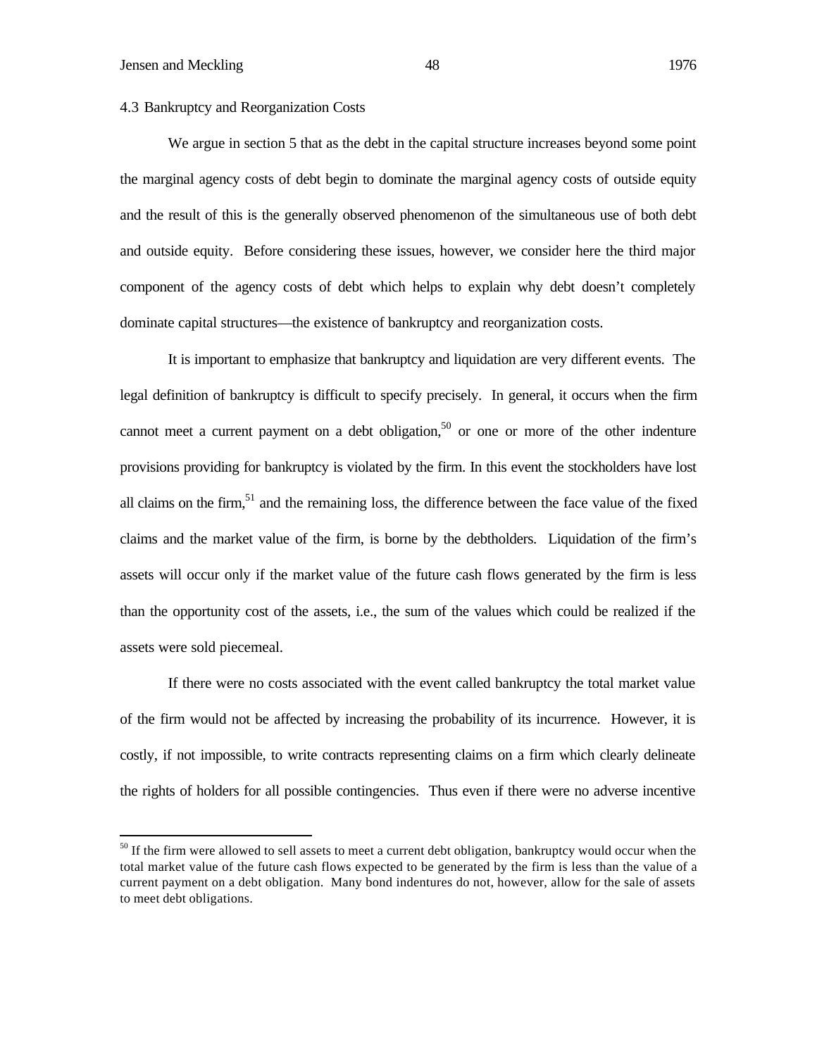### 4.3 Bankruptcy and Reorganization Costs

We argue in section 5 that as the debt in the capital structure increases beyond some point the marginal agency costs of debt begin to dominate the marginal agency costs of outside equity and the result of this is the generally observed phenomenon of the simultaneous use of both debt and outside equity. Before considering these issues, however, we consider here the third major component of the agency costs of debt which helps to explain why debt doesn't completely dominate capital structures—the existence of bankruptcy and reorganization costs.

It is important to emphasize that bankruptcy and liquidation are very different events. The legal definition of bankruptcy is difficult to specify precisely. In general, it occurs when the firm cannot meet a current payment on a debt obligation,[50] or one or more of the other indenture provisions providing for bankruptcy is violated by the firm. In this event the stockholders have lost all claims on the firm,[51] and the remaining loss, the difference between the face value of the fixed claims and the market value of the firm, is borne by the debtholders. Liquidation of the firm's assets will occur only if the market value of the future cash flows generated by the firm is less than the opportunity cost of the assets, i.e., the sum of the values which could be realized if the assets were sold piecemeal.

If there were no costs associated with the event called bankruptcy the total market value of the firm would not be affected by increasing the probability of its incurrence. However, it is costly, if not impossible, to write contracts representing claims on a firm which clearly delineate the rights of holders for all possible contingencies. Thus even if there were no adverse incentive

---

[50] If the firm were allowed to sell assets to meet a current debt obligation, bankruptcy would occur when the total market value of the future cash flows expected to be generated by the firm is less than the value of a current payment on a debt obligation. Many bond indentures do not, however, allow for the sale of assets to meet debt obligations.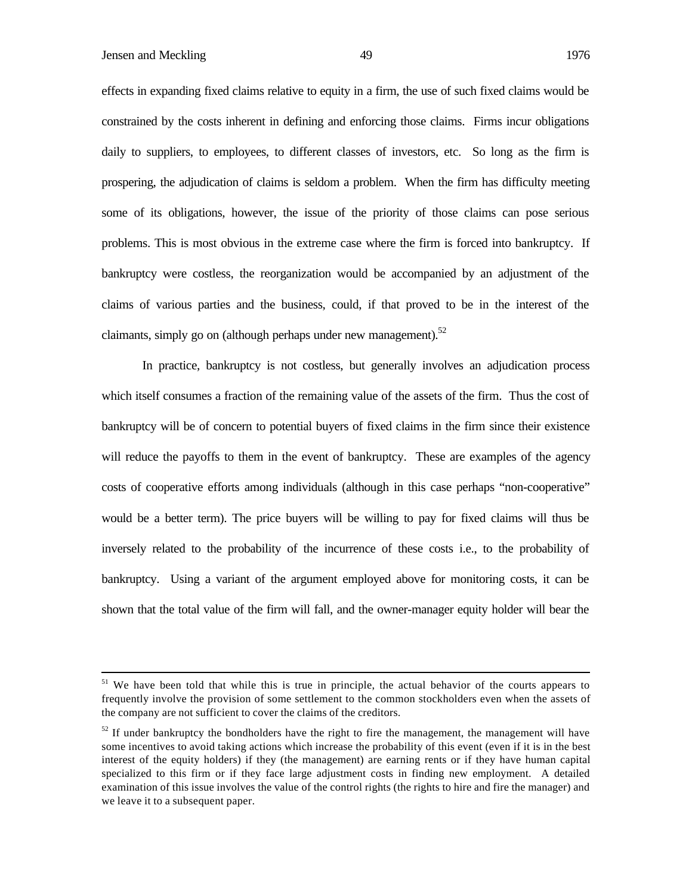effects in expanding fixed claims relative to equity in a firm, the use of such fixed claims would be constrained by the costs inherent in defining and enforcing those claims. Firms incur obligations daily to suppliers, to employees, to different classes of investors, etc. So long as the firm is prospering, the adjudication of claims is seldom a problem. When the firm has difficulty meeting some of its obligations, however, the issue of the priority of those claims can pose serious problems. This is most obvious in the extreme case where the firm is forced into bankruptcy. If bankruptcy were costless, the reorganization would be accompanied by an adjustment of the claims of various parties and the business, could, if that proved to be in the interest of the claimants, simply go on (although perhaps under new management).[52]

In practice, bankruptcy is not costless, but generally involves an adjudication process which itself consumes a fraction of the remaining value of the assets of the firm. Thus the cost of bankruptcy will be of concern to potential buyers of fixed claims in the firm since their existence will reduce the payoffs to them in the event of bankruptcy. These are examples of the agency costs of cooperative efforts among individuals (although in this case perhaps "non-cooperative" would be a better term). The price buyers will be willing to pay for fixed claims will thus be inversely related to the probability of the incurrence of these costs i.e., to the probability of bankruptcy. Using a variant of the argument employed above for monitoring costs, it can be shown that the total value of the firm will fall, and the owner-manager equity holder will bear the

---

[51] We have been told that while this is true in principle, the actual behavior of the courts appears to frequently involve the provision of some settlement to the common stockholders even when the assets of the company are not sufficient to cover the claims of the creditors.

[52] If under bankruptcy the bondholders have the right to fire the management, the management will have some incentives to avoid taking actions which increase the probability of this event (even if it is in the best interest of the equity holders) if they (the management) are earning rents or if they have human capital specialized to this firm or if they face large adjustment costs in finding new employment. A detailed examination of this issue involves the value of the control rights (the rights to hire and fire the manager) and we leave it to a subsequent paper.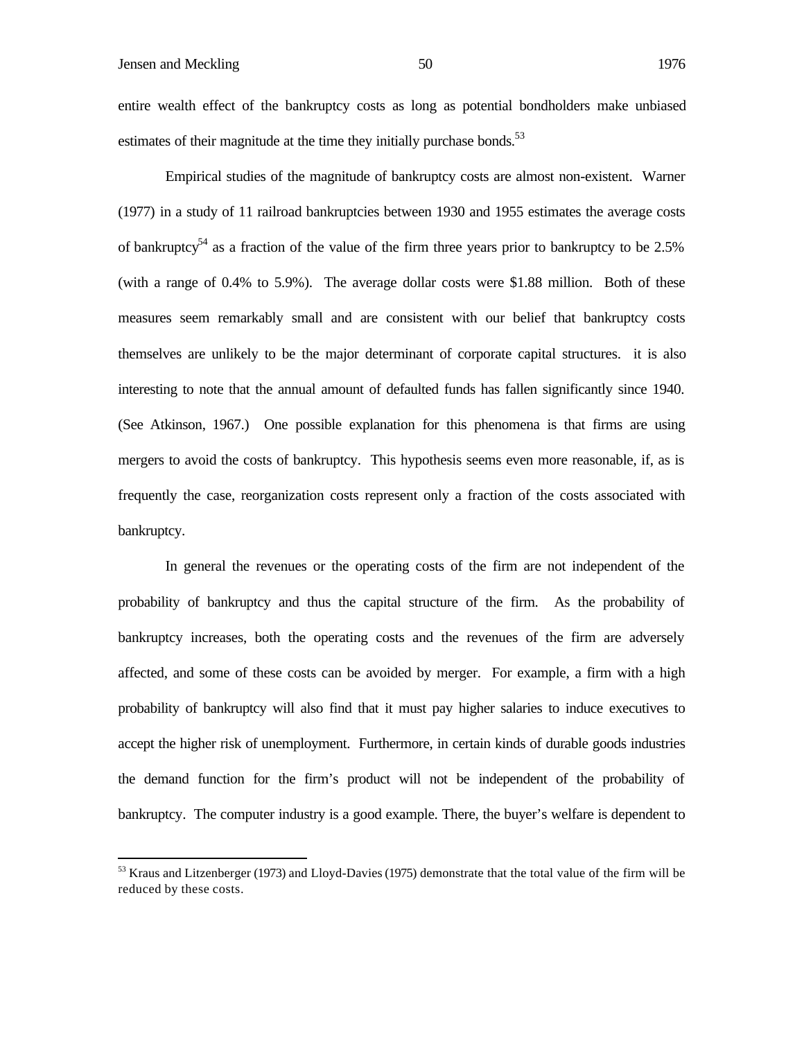entire wealth effect of the bankruptcy costs as long as potential bondholders make unbiased estimates of their magnitude at the time they initially purchase bonds.[53]

Empirical studies of the magnitude of bankruptcy costs are almost non-existent. Warner (1977) in a study of 11 railroad bankruptcies between 1930 and 1955 estimates the average costs of bankruptcy[54] as a fraction of the value of the firm three years prior to bankruptcy to be 2.5% (with a range of 0.4% to 5.9%). The average dollar costs were $1.88 million. Both of these measures seem remarkably small and are consistent with our belief that bankruptcy costs themselves are unlikely to be the major determinant of corporate capital structures. it is also interesting to note that the annual amount of defaulted funds has fallen significantly since 1940. (See Atkinson, 1967.) One possible explanation for this phenomena is that firms are using mergers to avoid the costs of bankruptcy. This hypothesis seems even more reasonable, if, as is frequently the case, reorganization costs represent only a fraction of the costs associated with bankruptcy.

In general the revenues or the operating costs of the firm are not independent of the probability of bankruptcy and thus the capital structure of the firm. As the probability of bankruptcy increases, both the operating costs and the revenues of the firm are adversely affected, and some of these costs can be avoided by merger. For example, a firm with a high probability of bankruptcy will also find that it must pay higher salaries to induce executives to accept the higher risk of unemployment. Furthermore, in certain kinds of durable goods industries the demand function for the firm's product will not be independent of the probability of bankruptcy. The computer industry is a good example. There, the buyer's welfare is dependent to

---

[53] Kraus and Litzenberger (1973) and Lloyd-Davies (1975) demonstrate that the total value of the firm will be reduced by these costs.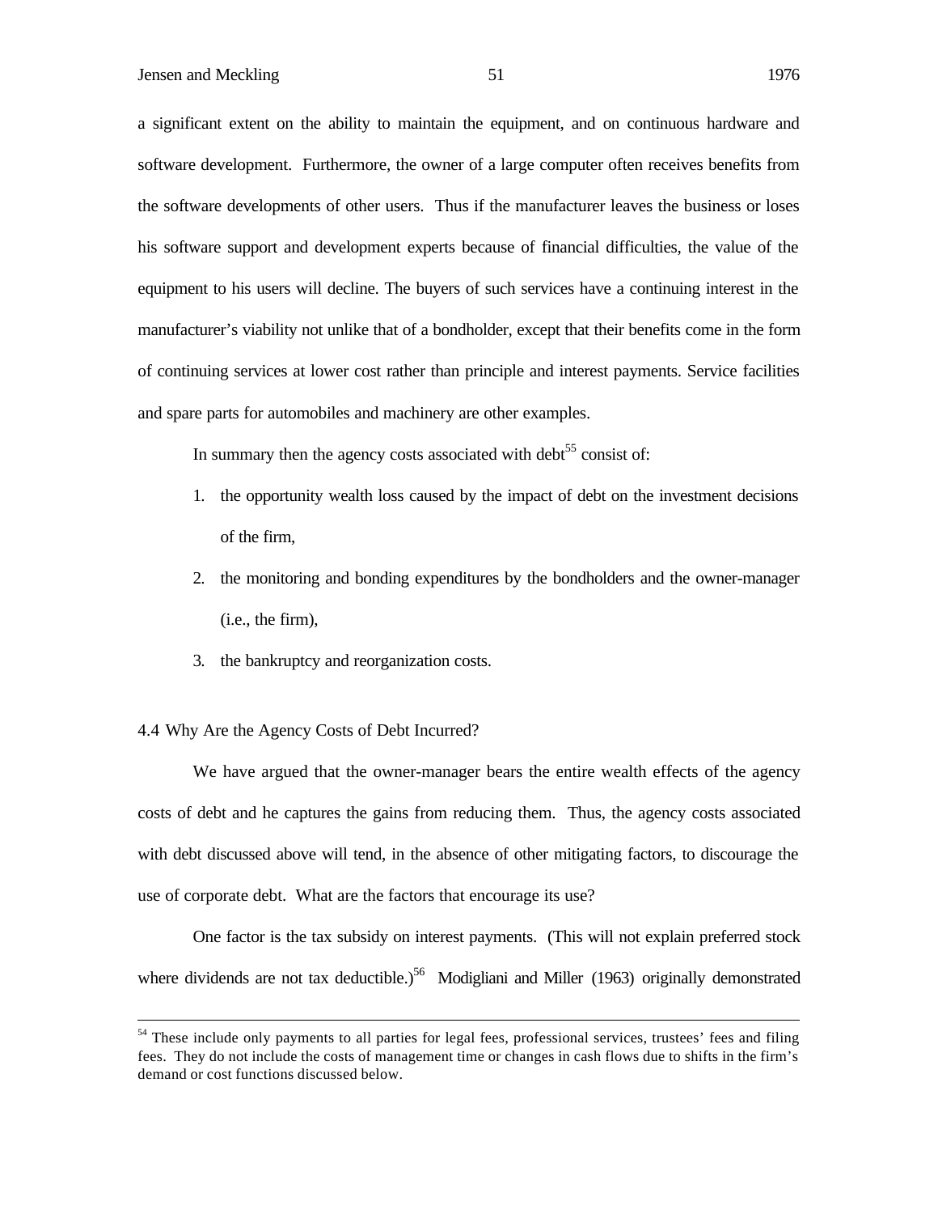a significant extent on the ability to maintain the equipment, and on continuous hardware and software development. Furthermore, the owner of a large computer often receives benefits from the software developments of other users. Thus if the manufacturer leaves the business or loses his software support and development experts because of financial difficulties, the value of the equipment to his users will decline. The buyers of such services have a continuing interest in the manufacturer's viability not unlike that of a bondholder, except that their benefits come in the form of continuing services at lower cost rather than principle and interest payments. Service facilities and spare parts for automobiles and machinery are other examples.

In summary then the agency costs associated with debt[55] consist of:

1. the opportunity wealth loss caused by the impact of debt on the investment decisions of the firm,
2. the monitoring and bonding expenditures by the bondholders and the owner-manager (i.e., the firm),
3. the bankruptcy and reorganization costs.

### 4.4 Why Are the Agency Costs of Debt Incurred?

We have argued that the owner-manager bears the entire wealth effects of the agency costs of debt and he captures the gains from reducing them. Thus, the agency costs associated with debt discussed above will tend, in the absence of other mitigating factors, to discourage the use of corporate debt. What are the factors that encourage its use?

One factor is the tax subsidy on interest payments. (This will not explain preferred stock where dividends are not tax deductible.)[56] Modigliani and Miller (1963) originally demonstrated

---

[54] These include only payments to all parties for legal fees, professional services, trustees' fees and filing fees. They do not include the costs of management time or changes in cash flows due to shifts in the firm's demand or cost functions discussed below.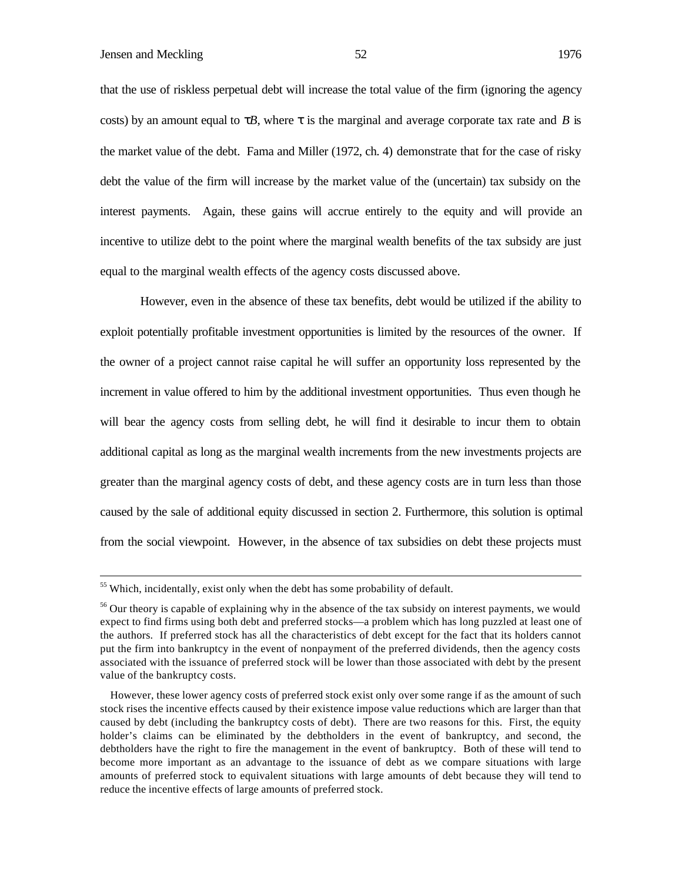that the use of riskless perpetual debt will increase the total value of the firm (ignoring the agency costs) by an amount equal to $\tau B$, where $\tau$ is the marginal and average corporate tax rate and $B$ is the market value of the debt. Fama and Miller (1972, ch. 4) demonstrate that for the case of risky debt the value of the firm will increase by the market value of the (uncertain) tax subsidy on the interest payments. Again, these gains will accrue entirely to the equity and will provide an incentive to utilize debt to the point where the marginal wealth benefits of the tax subsidy are just equal to the marginal wealth effects of the agency costs discussed above.

However, even in the absence of these tax benefits, debt would be utilized if the ability to exploit potentially profitable investment opportunities is limited by the resources of the owner. If the owner of a project cannot raise capital he will suffer an opportunity loss represented by the increment in value offered to him by the additional investment opportunities. Thus even though he will bear the agency costs from selling debt, he will find it desirable to incur them to obtain additional capital as long as the marginal wealth increments from the new investments projects are greater than the marginal agency costs of debt, and these agency costs are in turn less than those caused by the sale of additional equity discussed in section 2. Furthermore, this solution is optimal from the social viewpoint. However, in the absence of tax subsidies on debt these projects must

---

[55] Which, incidentally, exist only when the debt has some probability of default.

[56] Our theory is capable of explaining why in the absence of the tax subsidy on interest payments, we would expect to find firms using both debt and preferred stocks—a problem which has long puzzled at least one of the authors. If preferred stock has all the characteristics of debt except for the fact that its holders cannot put the firm into bankruptcy in the event of nonpayment of the preferred dividends, then the agency costs associated with the issuance of preferred stock will be lower than those associated with debt by the present value of the bankruptcy costs.

However, these lower agency costs of preferred stock exist only over some range if as the amount of such stock rises the incentive effects caused by their existence impose value reductions which are larger than that caused by debt (including the bankruptcy costs of debt). There are two reasons for this. First, the equity holder's claims can be eliminated by the debtholders in the event of bankruptcy, and second, the debtholders have the right to fire the management in the event of bankruptcy. Both of these will tend to become more important as an advantage to the issuance of debt as we compare situations with large amounts of preferred stock to equivalent situations with large amounts of debt because they will tend to reduce the incentive effects of large amounts of preferred stock.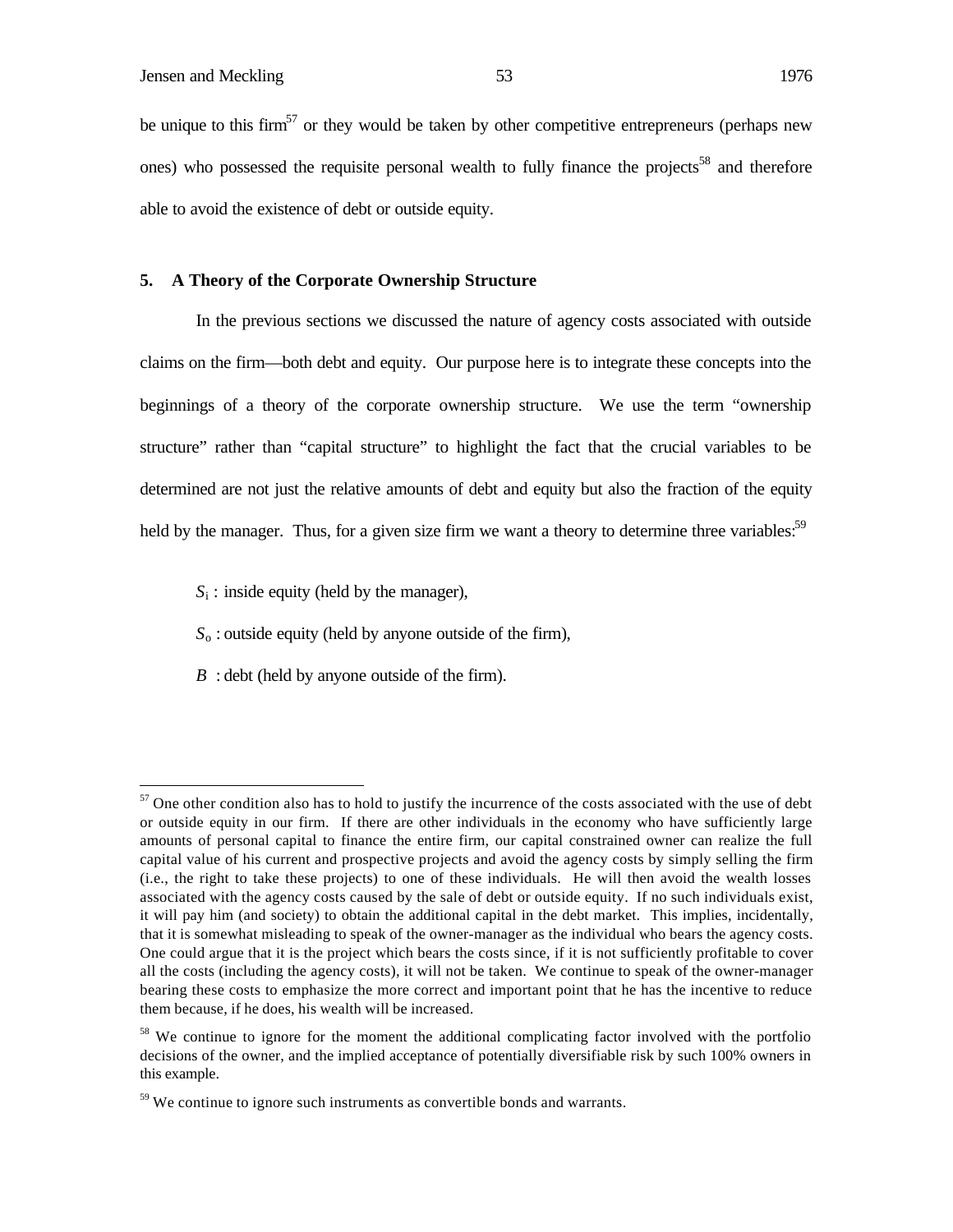be unique to this firm[57] or they would be taken by other competitive entrepreneurs (perhaps new ones) who possessed the requisite personal wealth to fully finance the projects[58] and therefore able to avoid the existence of debt or outside equity.

## 5. A Theory of the Corporate Ownership Structure

In the previous sections we discussed the nature of agency costs associated with outside claims on the firm—both debt and equity. Our purpose here is to integrate these concepts into the beginnings of a theory of the corporate ownership structure. We use the term "ownership structure" rather than "capital structure" to highlight the fact that the crucial variables to be determined are not just the relative amounts of debt and equity but also the fraction of the equity held by the manager. Thus, for a given size firm we want a theory to determine three variables:[59]

$S_i$ : inside equity (held by the manager),

$S_o$ : outside equity (held by anyone outside of the firm),

$B$ : debt (held by anyone outside of the firm).

---

[57] One other condition also has to hold to justify the incurrence of the costs associated with the use of debt or outside equity in our firm. If there are other individuals in the economy who have sufficiently large amounts of personal capital to finance the entire firm, our capital constrained owner can realize the full capital value of his current and prospective projects and avoid the agency costs by simply selling the firm (i.e., the right to take these projects) to one of these individuals. He will then avoid the wealth losses associated with the agency costs caused by the sale of debt or outside equity. If no such individuals exist, it will pay him (and society) to obtain the additional capital in the debt market. This implies, incidentally, that it is somewhat misleading to speak of the owner-manager as the individual who bears the agency costs. One could argue that it is the project which bears the costs since, if it is not sufficiently profitable to cover all the costs (including the agency costs), it will not be taken. We continue to speak of the owner-manager bearing these costs to emphasize the more correct and important point that he has the incentive to reduce them because, if he does, his wealth will be increased.

[58] We continue to ignore for the moment the additional complicating factor involved with the portfolio decisions of the owner, and the implied acceptance of potentially diversifiable risk by such 100% owners in this example.

[59] We continue to ignore such instruments as convertible bonds and warrants.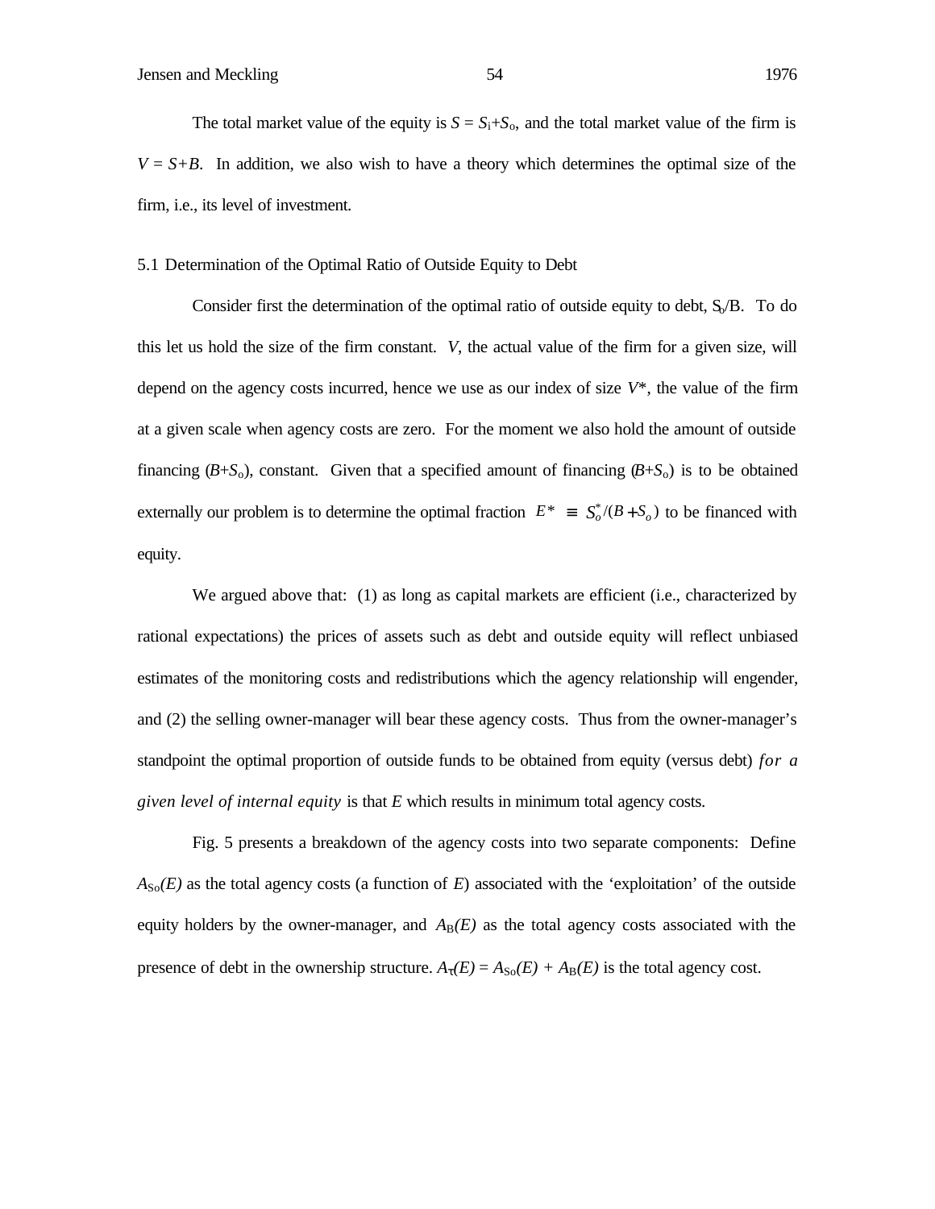The total market value of the equity is $S = S_i + S_o$, and the total market value of the firm is $V = S + B$. In addition, we also wish to have a theory which determines the optimal size of the firm, i.e., its level of investment.

5.1 Determination of the Optimal Ratio of Outside Equity to Debt

Consider first the determination of the optimal ratio of outside equity to debt, $S_o/B$. To do this let us hold the size of the firm constant. $V$, the actual value of the firm for a given size, will depend on the agency costs incurred, hence we use as our index of size $V^*$, the value of the firm at a given scale when agency costs are zero. For the moment we also hold the amount of outside financing ($B+S_o$), constant. Given that a specified amount of financing ($B+S_o$) is to be obtained externally our problem is to determine the optimal fraction $E^* \equiv S_o^*/(B+S_o)$ to be financed with equity.

We argued above that: (1) as long as capital markets are efficient (i.e., characterized by rational expectations) the prices of assets such as debt and outside equity will reflect unbiased estimates of the monitoring costs and redistributions which the agency relationship will engender, and (2) the selling owner-manager will bear these agency costs. Thus from the owner-manager's standpoint the optimal proportion of outside funds to be obtained from equity (versus debt) *for a given level of internal equity* is that $E$ which results in minimum total agency costs.

Fig. 5 presents a breakdown of the agency costs into two separate components: Define $A_{So}(E)$ as the total agency costs (a function of $E$) associated with the 'exploitation' of the outside equity holders by the owner-manager, and $A_B(E)$ as the total agency costs associated with the presence of debt in the ownership structure. $A_T(E) = A_{So}(E) + A_B(E)$ is the total agency cost.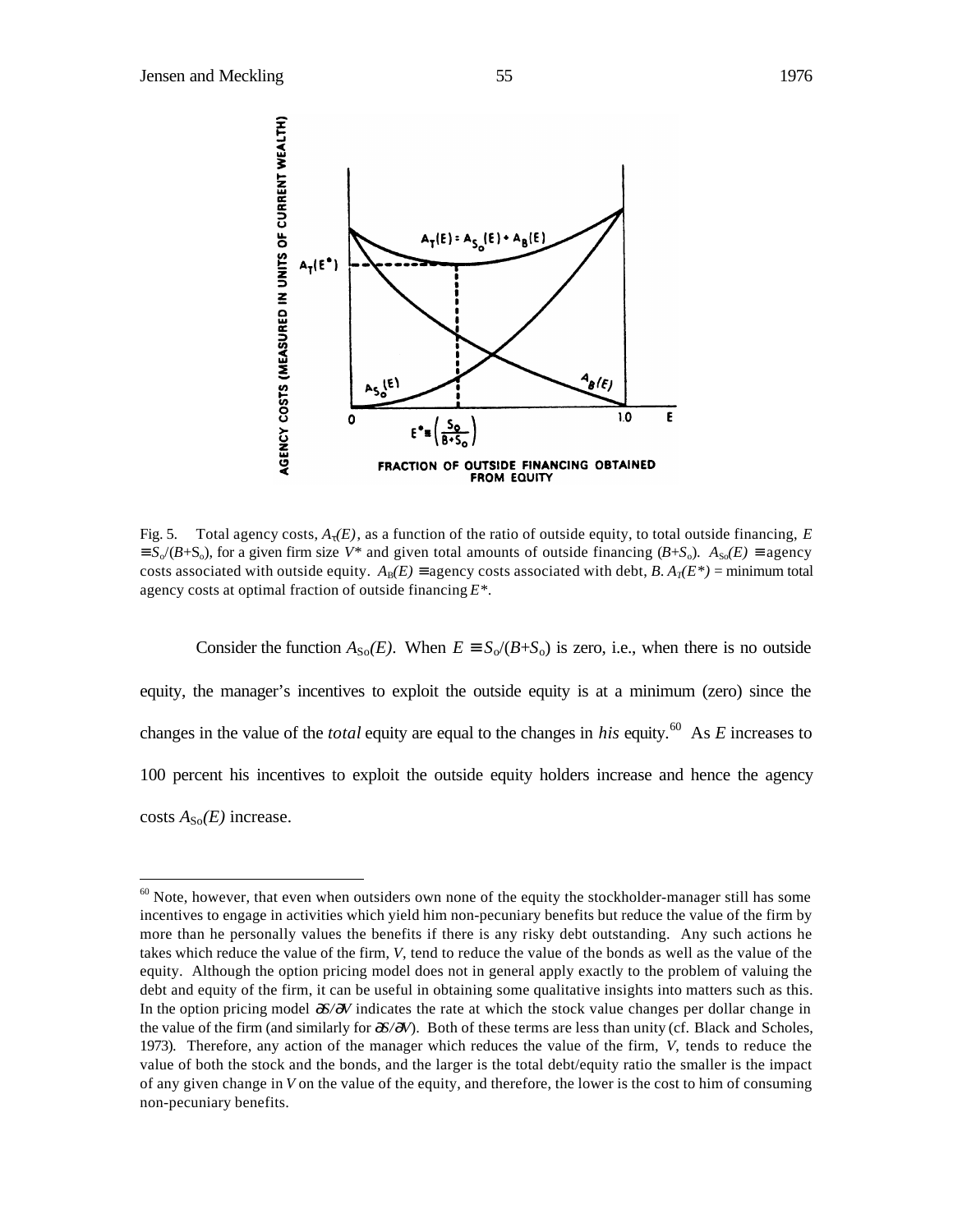Fig. 5. Total agency costs, $A_T(E)$, as a function of the ratio of outside equity, to total outside financing, $E \equiv S_o/(B+S_o)$, for a given firm size $V^*$ and given total amounts of outside financing $(B+S_o)$. $A_{So}(E) \equiv$ agency costs associated with outside equity. $A_B(E) \equiv$ agency costs associated with debt, $B$. $A_T(E^*)$ = minimum total agency costs at optimal fraction of outside financing $E^*$.

Consider the function $A_{So}(E)$. When $E \equiv S_o/(B+S_o)$ is zero, i.e., when there is no outside equity, the manager's incentives to exploit the outside equity is at a minimum (zero) since the changes in the value of the *total* equity are equal to the changes in *his* equity.[60] As $E$ increases to 100 percent his incentives to exploit the outside equity holders increase and hence the agency costs $A_{So}(E)$ increase.

---

[60] Note, however, that even when outsiders own none of the equity the stockholder-manager still has some incentives to engage in activities which yield him non-pecuniary benefits but reduce the value of the firm by more than he personally values the benefits if there is any risky debt outstanding. Any such actions he takes which reduce the value of the firm, $V$, tend to reduce the value of the bonds as well as the value of the equity. Although the option pricing model does not in general apply exactly to the problem of valuing the debt and equity of the firm, it can be useful in obtaining some qualitative insights into matters such as this. In the option pricing model $\partial S/\partial V$ indicates the rate at which the stock value changes per dollar change in the value of the firm (and similarly for $\partial S/\partial V$). Both of these terms are less than unity (cf. Black and Scholes, 1973). Therefore, any action of the manager which reduces the value of the firm, $V$, tends to reduce the value of both the stock and the bonds, and the larger is the total debt/equity ratio the smaller is the impact of any given change in $V$ on the value of the equity, and therefore, the lower is the cost to him of consuming non-pecuniary benefits.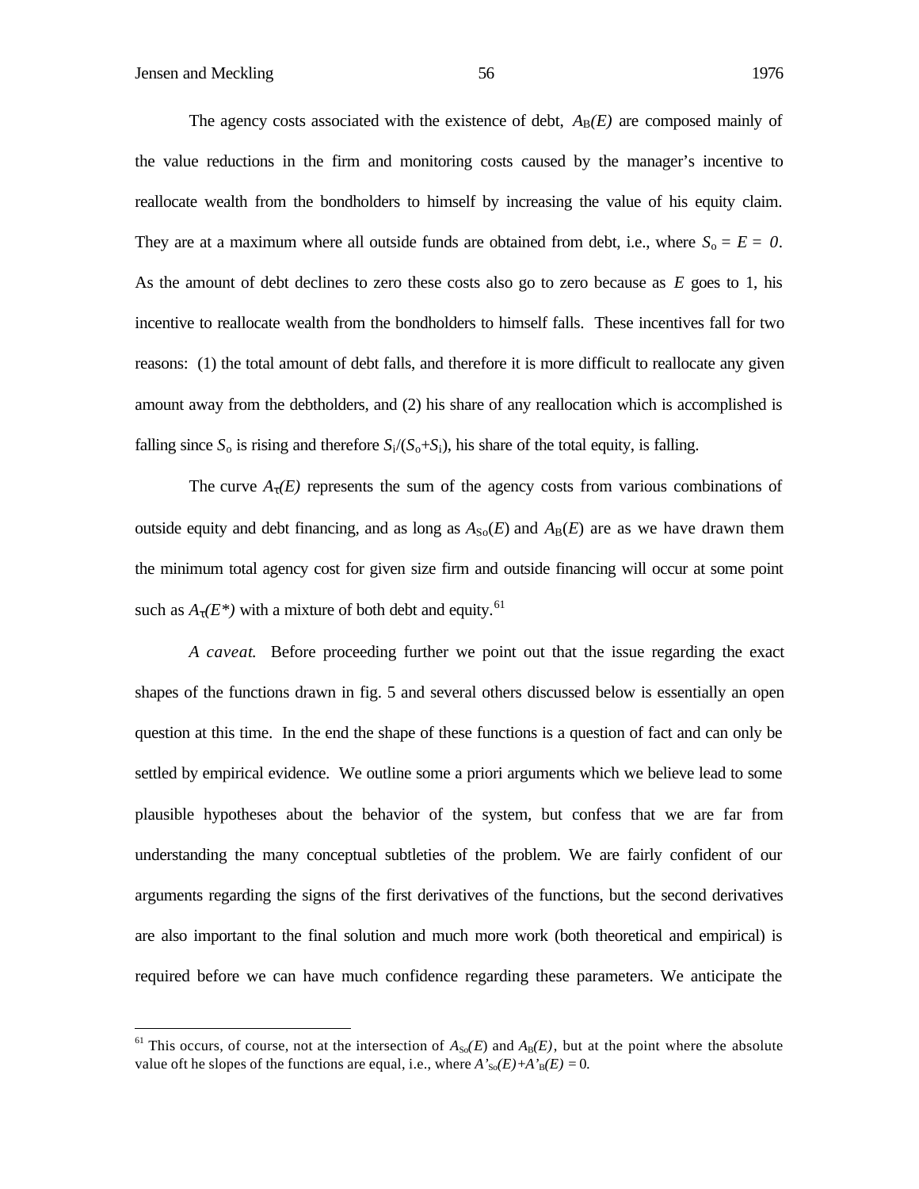The agency costs associated with the existence of debt, $A_B(E)$ are composed mainly of the value reductions in the firm and monitoring costs caused by the manager's incentive to reallocate wealth from the bondholders to himself by increasing the value of his equity claim. They are at a maximum where all outside funds are obtained from debt, i.e., where $S_o = E = 0$. As the amount of debt declines to zero these costs also go to zero because as $E$ goes to 1, his incentive to reallocate wealth from the bondholders to himself falls. These incentives fall for two reasons: (1) the total amount of debt falls, and therefore it is more difficult to reallocate any given amount away from the debtholders, and (2) his share of any reallocation which is accomplished is falling since $S_o$ is rising and therefore $S_i/(S_o+S_i)$, his share of the total equity, is falling.

The curve $A_T(E)$ represents the sum of the agency costs from various combinations of outside equity and debt financing, and as long as $A_{So}(E)$ and $A_B(E)$ are as we have drawn them the minimum total agency cost for given size firm and outside financing will occur at some point such as $A_T(E^*)$ with a mixture of both debt and equity.[61]

*A caveat.* Before proceeding further we point out that the issue regarding the exact shapes of the functions drawn in fig. 5 and several others discussed below is essentially an open question at this time. In the end the shape of these functions is a question of fact and can only be settled by empirical evidence. We outline some a priori arguments which we believe lead to some plausible hypotheses about the behavior of the system, but confess that we are far from understanding the many conceptual subtleties of the problem. We are fairly confident of our arguments regarding the signs of the first derivatives of the functions, but the second derivatives are also important to the final solution and much more work (both theoretical and empirical) is required before we can have much confidence regarding these parameters. We anticipate the

---

[61] This occurs, of course, not at the intersection of $A_{So}(E)$ and $A_B(E)$, but at the point where the absolute value oft he slopes of the functions are equal, i.e., where $A'_{So}(E)+A'_B(E) = 0$.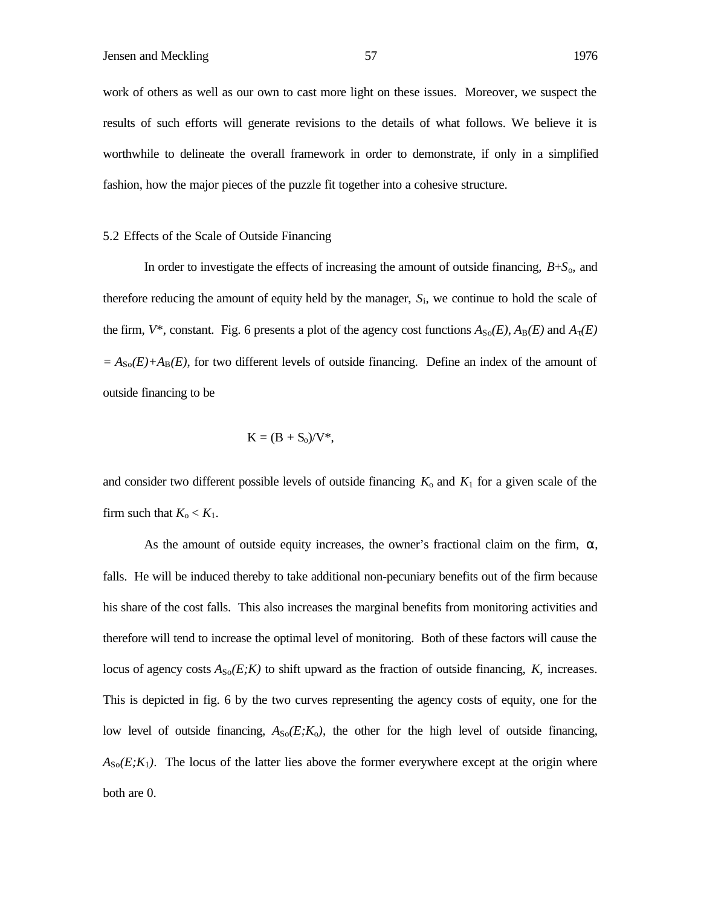work of others as well as our own to cast more light on these issues. Moreover, we suspect the results of such efforts will generate revisions to the details of what follows. We believe it is worthwhile to delineate the overall framework in order to demonstrate, if only in a simplified fashion, how the major pieces of the puzzle fit together into a cohesive structure.

### 5.2 Effects of the Scale of Outside Financing

In order to investigate the effects of increasing the amount of outside financing, $B+S_o$, and therefore reducing the amount of equity held by the manager, $S_i$, we continue to hold the scale of the firm, $V^*$, constant. Fig. 6 presents a plot of the agency cost functions $A_{So}(E)$, $A_B(E)$ and $A_\tau(E) = A_{So}(E)+A_B(E)$, for two different levels of outside financing. Define an index of the amount of outside financing to be

$$K = (B + S_o)/V^*,$$

and consider two different possible levels of outside financing $K_o$ and $K_1$ for a given scale of the firm such that $K_o < K_1$.

As the amount of outside equity increases, the owner's fractional claim on the firm, $\alpha$, falls. He will be induced thereby to take additional non-pecuniary benefits out of the firm because his share of the cost falls. This also increases the marginal benefits from monitoring activities and therefore will tend to increase the optimal level of monitoring. Both of these factors will cause the locus of agency costs $A_{So}(E;K)$ to shift upward as the fraction of outside financing, $K$, increases. This is depicted in fig. 6 by the two curves representing the agency costs of equity, one for the low level of outside financing, $A_{So}(E;K_o)$, the other for the high level of outside financing, $A_{So}(E;K_1)$. The locus of the latter lies above the former everywhere except at the origin where both are 0.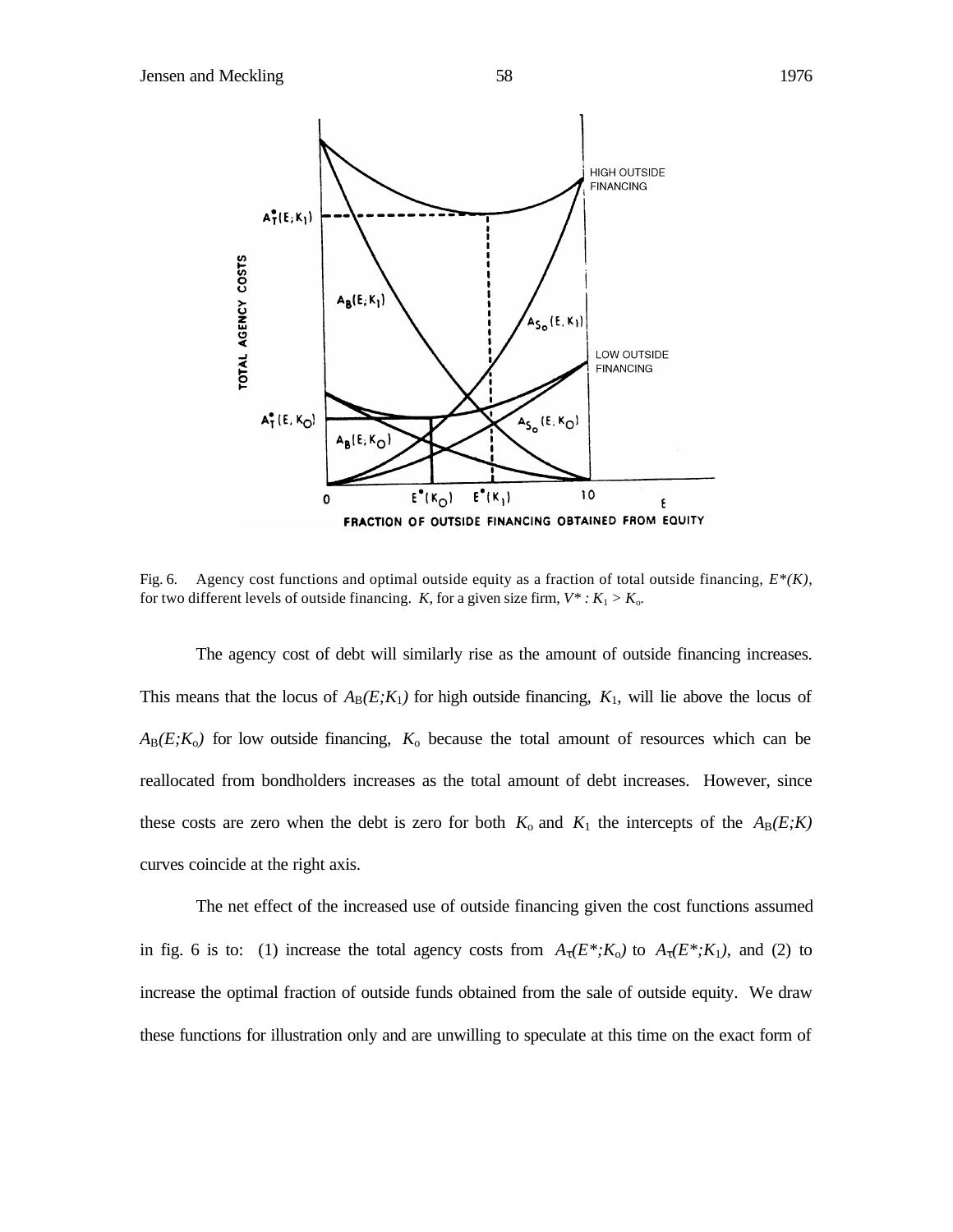Fig. 6. Agency cost functions and optimal outside equity as a fraction of total outside financing, $E^*(K)$, for two different levels of outside financing. $K$, for a given size firm, $V^* : K_1 > K_o$.

The agency cost of debt will similarly rise as the amount of outside financing increases. This means that the locus of $A_B(E;K_1)$ for high outside financing, $K_1$, will lie above the locus of $A_B(E;K_o)$ for low outside financing, $K_o$ because the total amount of resources which can be reallocated from bondholders increases as the total amount of debt increases. However, since these costs are zero when the debt is zero for both $K_o$ and $K_1$ the intercepts of the $A_B(E;K)$ curves coincide at the right axis.

The net effect of the increased use of outside financing given the cost functions assumed in fig. 6 is to: (1) increase the total agency costs from $A_T(E^*;K_o)$ to $A_T(E^*;K_1)$, and (2) to increase the optimal fraction of outside funds obtained from the sale of outside equity. We draw these functions for illustration only and are unwilling to speculate at this time on the exact form of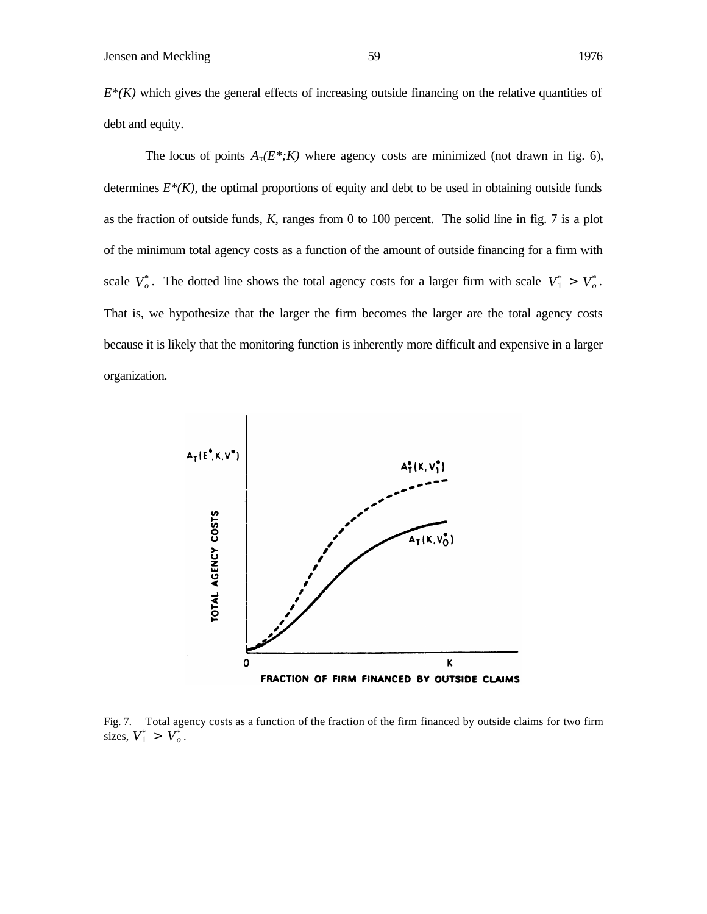$E^*(K)$ which gives the general effects of increasing outside financing on the relative quantities of debt and equity.

The locus of points $A_T(E^*;K)$ where agency costs are minimized (not drawn in fig. 6), determines $E^*(K)$, the optimal proportions of equity and debt to be used in obtaining outside funds as the fraction of outside funds, $K$, ranges from 0 to 100 percent. The solid line in fig. 7 is a plot of the minimum total agency costs as a function of the amount of outside financing for a firm with scale $V_o^*$. The dotted line shows the total agency costs for a larger firm with scale $V_1^* > V_o^*$. That is, we hypothesize that the larger the firm becomes the larger are the total agency costs because it is likely that the monitoring function is inherently more difficult and expensive in a larger organization.

Fig. 7. Total agency costs as a function of the fraction of the firm financed by outside claims for two firm sizes, $V_1^* > V_o^*$.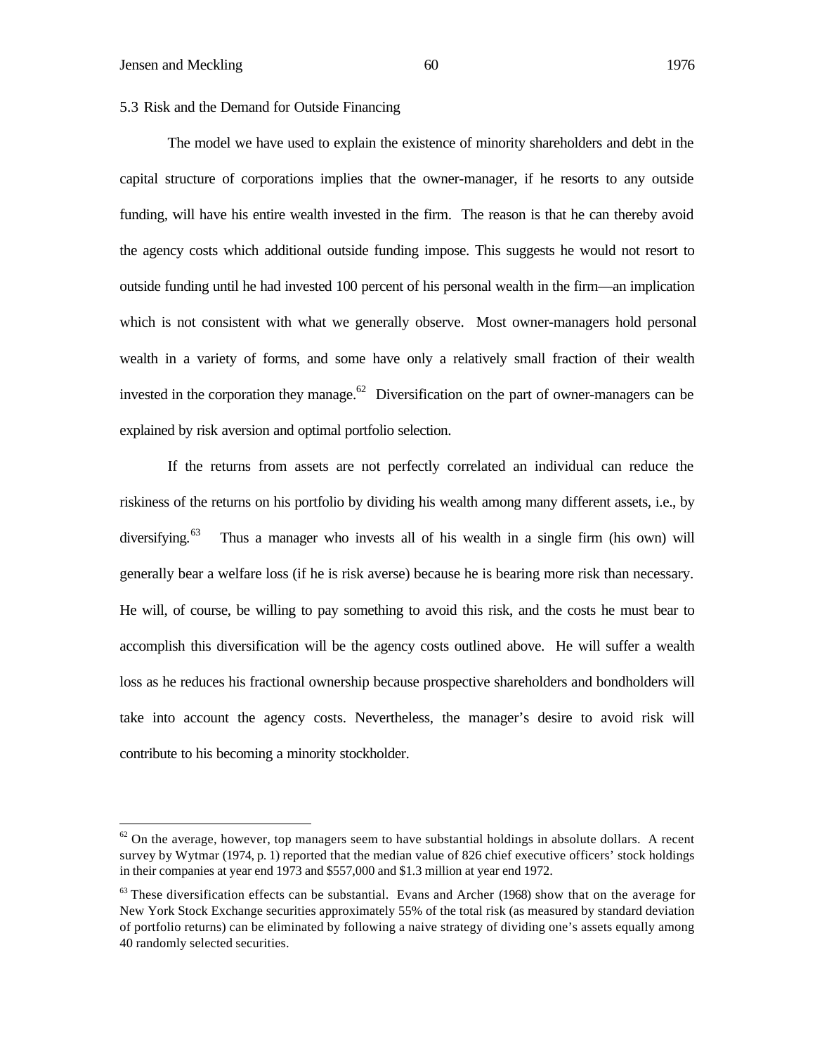5.3 Risk and the Demand for Outside Financing

The model we have used to explain the existence of minority shareholders and debt in the capital structure of corporations implies that the owner-manager, if he resorts to any outside funding, will have his entire wealth invested in the firm. The reason is that he can thereby avoid the agency costs which additional outside funding impose. This suggests he would not resort to outside funding until he had invested 100 percent of his personal wealth in the firm—an implication which is not consistent with what we generally observe. Most owner-managers hold personal wealth in a variety of forms, and some have only a relatively small fraction of their wealth invested in the corporation they manage.[62] Diversification on the part of owner-managers can be explained by risk aversion and optimal portfolio selection.

If the returns from assets are not perfectly correlated an individual can reduce the riskiness of the returns on his portfolio by dividing his wealth among many different assets, i.e., by diversifying.[63] Thus a manager who invests all of his wealth in a single firm (his own) will generally bear a welfare loss (if he is risk averse) because he is bearing more risk than necessary. He will, of course, be willing to pay something to avoid this risk, and the costs he must bear to accomplish this diversification will be the agency costs outlined above. He will suffer a wealth loss as he reduces his fractional ownership because prospective shareholders and bondholders will take into account the agency costs. Nevertheless, the manager's desire to avoid risk will contribute to his becoming a minority stockholder.

---

[62] On the average, however, top managers seem to have substantial holdings in absolute dollars. A recent survey by Wytmar (1974, p. 1) reported that the median value of 826 chief executive officers' stock holdings in their companies at year end 1973 and $557,000 and $1.3 million at year end 1972.

[63] These diversification effects can be substantial. Evans and Archer (1968) show that on the average for New York Stock Exchange securities approximately 55% of the total risk (as measured by standard deviation of portfolio returns) can be eliminated by following a naive strategy of dividing one's assets equally among 40 randomly selected securities.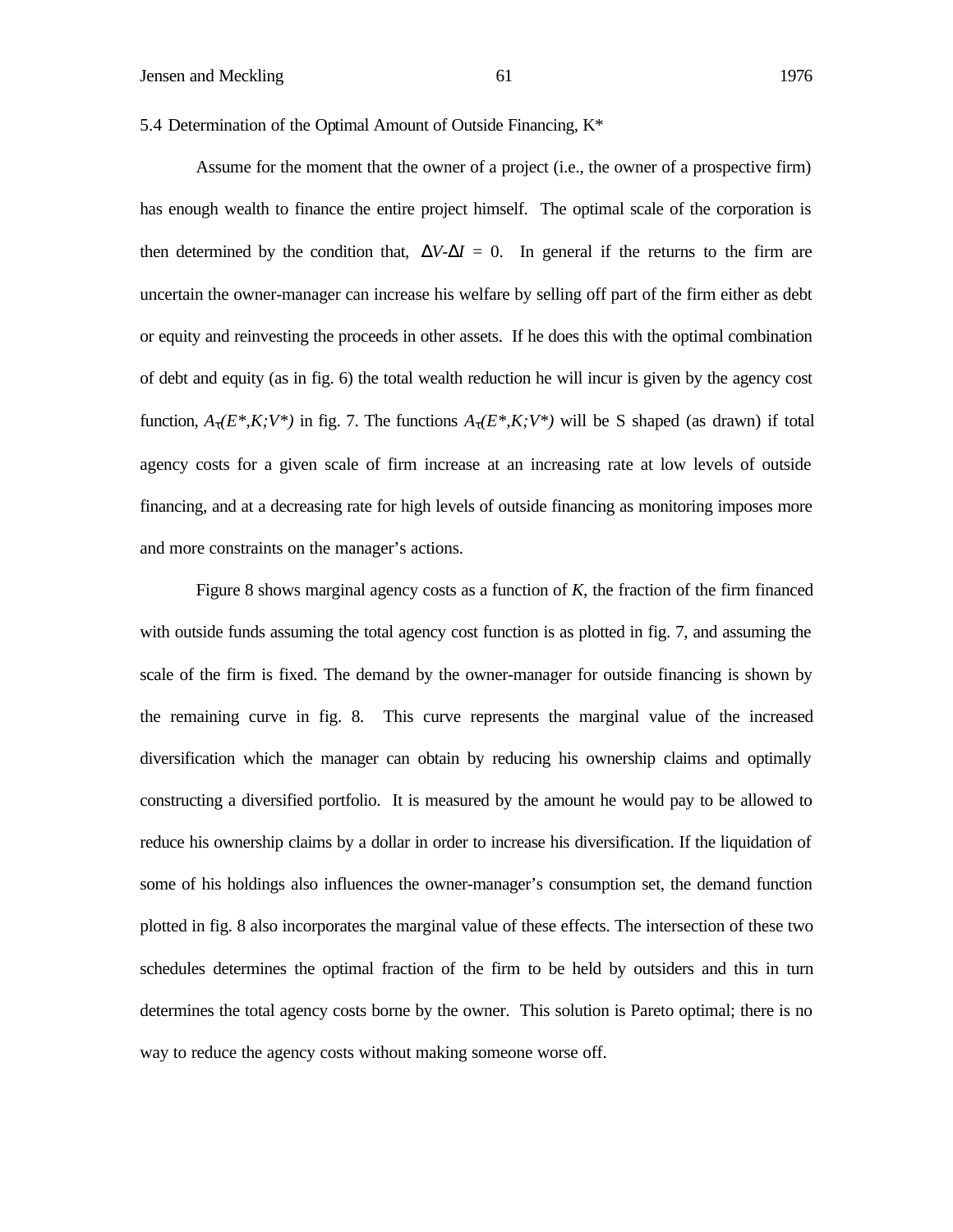### 5.4 Determination of the Optimal Amount of Outside Financing, K*

Assume for the moment that the owner of a project (i.e., the owner of a prospective firm) has enough wealth to finance the entire project himself. The optimal scale of the corporation is then determined by the condition that, $\Delta V$-$\Delta I$ = 0. In general if the returns to the firm are uncertain the owner-manager can increase his welfare by selling off part of the firm either as debt or equity and reinvesting the proceeds in other assets. If he does this with the optimal combination of debt and equity (as in fig. 6) the total wealth reduction he will incur is given by the agency cost function, $A_\tau(E^*,K;V^*)$ in fig. 7. The functions $A_\tau(E^*,K;V^*)$ will be S shaped (as drawn) if total agency costs for a given scale of firm increase at an increasing rate at low levels of outside financing, and at a decreasing rate for high levels of outside financing as monitoring imposes more and more constraints on the manager's actions.

Figure 8 shows marginal agency costs as a function of *K*, the fraction of the firm financed with outside funds assuming the total agency cost function is as plotted in fig. 7, and assuming the scale of the firm is fixed. The demand by the owner-manager for outside financing is shown by the remaining curve in fig. 8. This curve represents the marginal value of the increased diversification which the manager can obtain by reducing his ownership claims and optimally constructing a diversified portfolio. It is measured by the amount he would pay to be allowed to reduce his ownership claims by a dollar in order to increase his diversification. If the liquidation of some of his holdings also influences the owner-manager's consumption set, the demand function plotted in fig. 8 also incorporates the marginal value of these effects. The intersection of these two schedules determines the optimal fraction of the firm to be held by outsiders and this in turn determines the total agency costs borne by the owner. This solution is Pareto optimal; there is no way to reduce the agency costs without making someone worse off.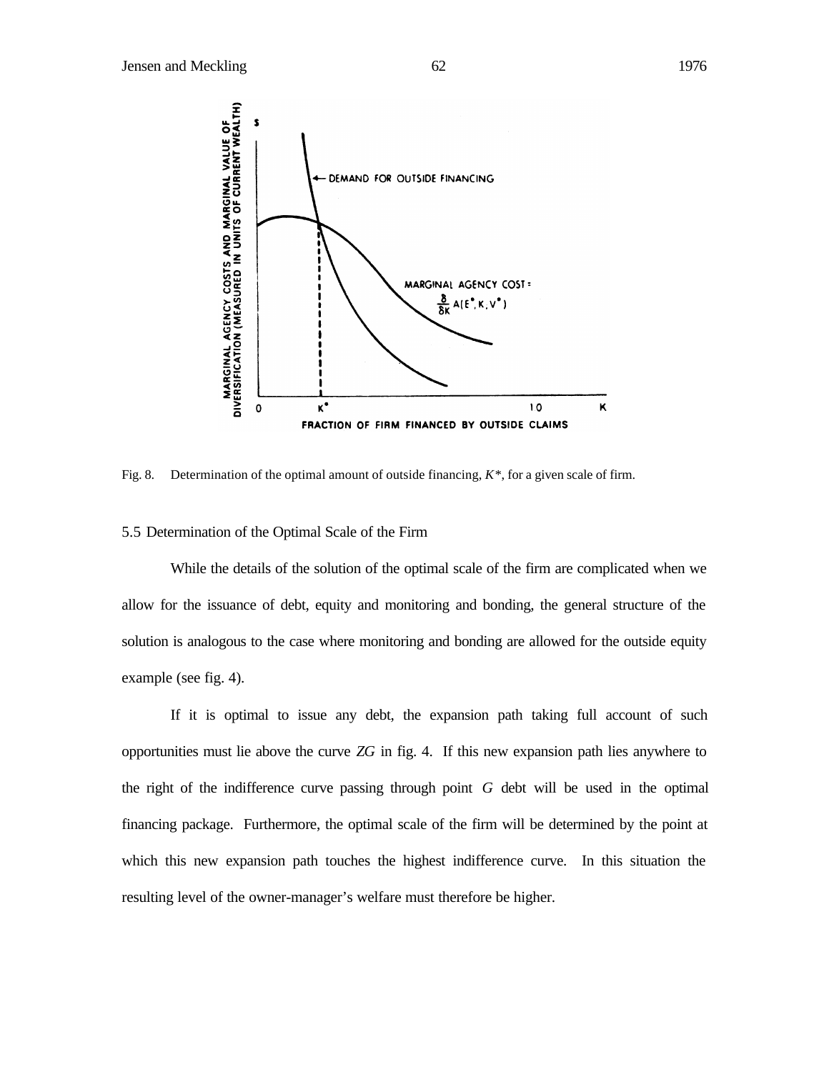Fig. 8. Determination of the optimal amount of outside financing, $K^*$, for a given scale of firm.

### 5.5 Determination of the Optimal Scale of the Firm

While the details of the solution of the optimal scale of the firm are complicated when we allow for the issuance of debt, equity and monitoring and bonding, the general structure of the solution is analogous to the case where monitoring and bonding are allowed for the outside equity example (see fig. 4).

If it is optimal to issue any debt, the expansion path taking full account of such opportunities must lie above the curve *ZG* in fig. 4. If this new expansion path lies anywhere to the right of the indifference curve passing through point *G* debt will be used in the optimal financing package. Furthermore, the optimal scale of the firm will be determined by the point at which this new expansion path touches the highest indifference curve. In this situation the resulting level of the owner-manager's welfare must therefore be higher.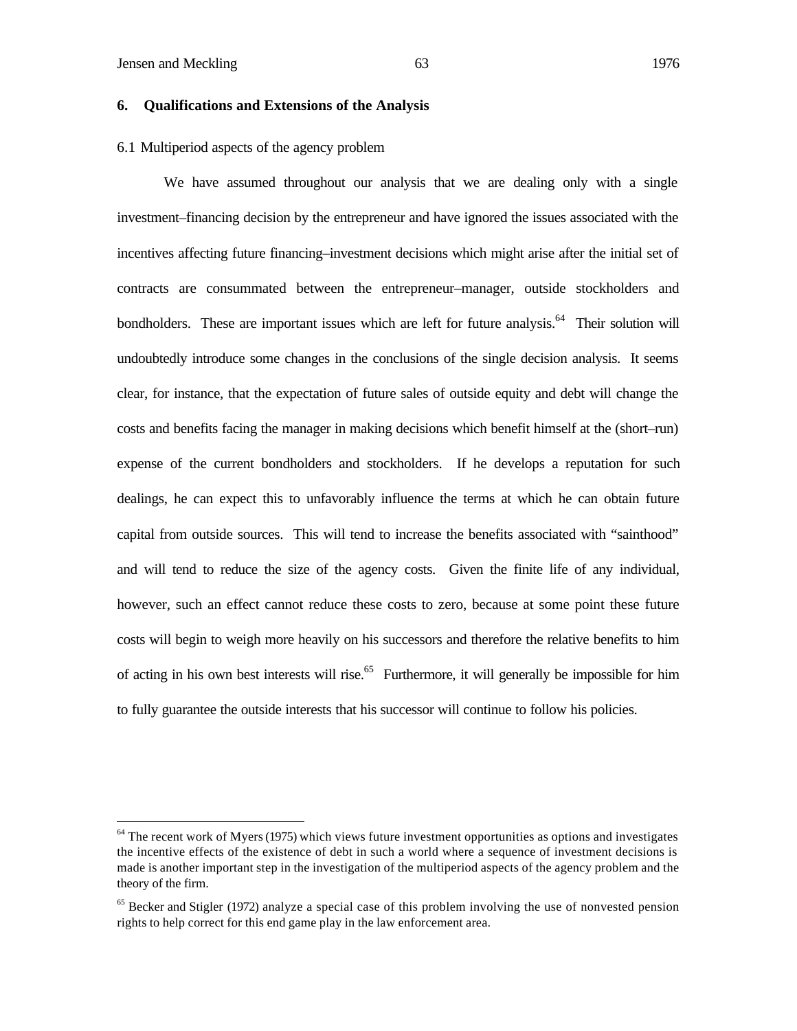## 6. Qualifications and Extensions of the Analysis

### 6.1 Multiperiod aspects of the agency problem

We have assumed throughout our analysis that we are dealing only with a single investment–financing decision by the entrepreneur and have ignored the issues associated with the incentives affecting future financing–investment decisions which might arise after the initial set of contracts are consummated between the entrepreneur–manager, outside stockholders and bondholders. These are important issues which are left for future analysis.[64] Their solution will undoubtedly introduce some changes in the conclusions of the single decision analysis. It seems clear, for instance, that the expectation of future sales of outside equity and debt will change the costs and benefits facing the manager in making decisions which benefit himself at the (short–run) expense of the current bondholders and stockholders. If he develops a reputation for such dealings, he can expect this to unfavorably influence the terms at which he can obtain future capital from outside sources. This will tend to increase the benefits associated with "sainthood" and will tend to reduce the size of the agency costs. Given the finite life of any individual, however, such an effect cannot reduce these costs to zero, because at some point these future costs will begin to weigh more heavily on his successors and therefore the relative benefits to him of acting in his own best interests will rise.[65] Furthermore, it will generally be impossible for him to fully guarantee the outside interests that his successor will continue to follow his policies.

---

[64] The recent work of Myers (1975) which views future investment opportunities as options and investigates the incentive effects of the existence of debt in such a world where a sequence of investment decisions is made is another important step in the investigation of the multiperiod aspects of the agency problem and the theory of the firm.

[65] Becker and Stigler (1972) analyze a special case of this problem involving the use of nonvested pension rights to help correct for this end game play in the law enforcement area.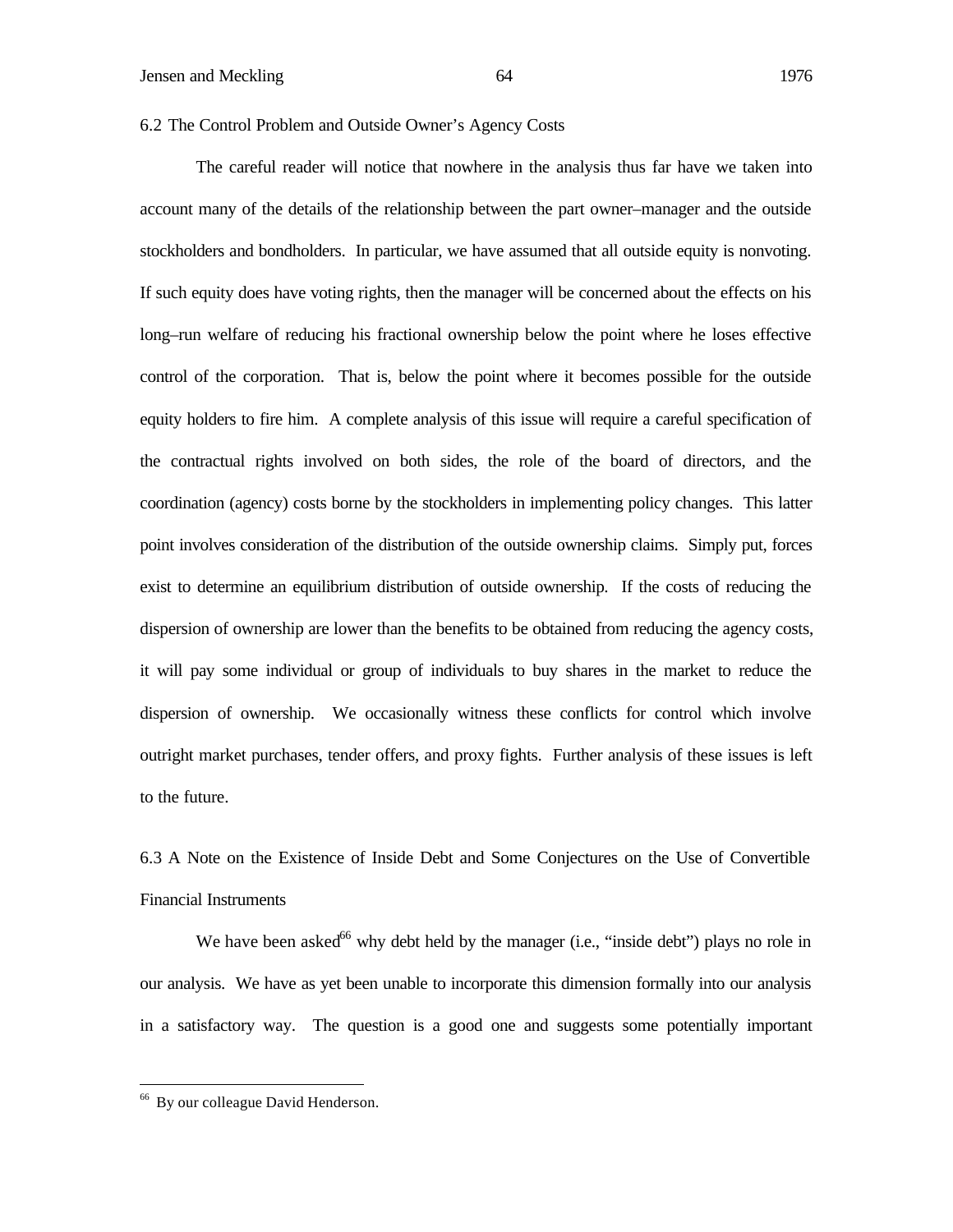### 6.2 The Control Problem and Outside Owner's Agency Costs

The careful reader will notice that nowhere in the analysis thus far have we taken into account many of the details of the relationship between the part owner–manager and the outside stockholders and bondholders. In particular, we have assumed that all outside equity is nonvoting. If such equity does have voting rights, then the manager will be concerned about the effects on his long–run welfare of reducing his fractional ownership below the point where he loses effective control of the corporation. That is, below the point where it becomes possible for the outside equity holders to fire him. A complete analysis of this issue will require a careful specification of the contractual rights involved on both sides, the role of the board of directors, and the coordination (agency) costs borne by the stockholders in implementing policy changes. This latter point involves consideration of the distribution of the outside ownership claims. Simply put, forces exist to determine an equilibrium distribution of outside ownership. If the costs of reducing the dispersion of ownership are lower than the benefits to be obtained from reducing the agency costs, it will pay some individual or group of individuals to buy shares in the market to reduce the dispersion of ownership. We occasionally witness these conflicts for control which involve outright market purchases, tender offers, and proxy fights. Further analysis of these issues is left to the future.

### 6.3 A Note on the Existence of Inside Debt and Some Conjectures on the Use of Convertible Financial Instruments

We have been asked[66] why debt held by the manager (i.e., "inside debt") plays no role in our analysis. We have as yet been unable to incorporate this dimension formally into our analysis in a satisfactory way. The question is a good one and suggests some potentially important

[66] By our colleague David Henderson.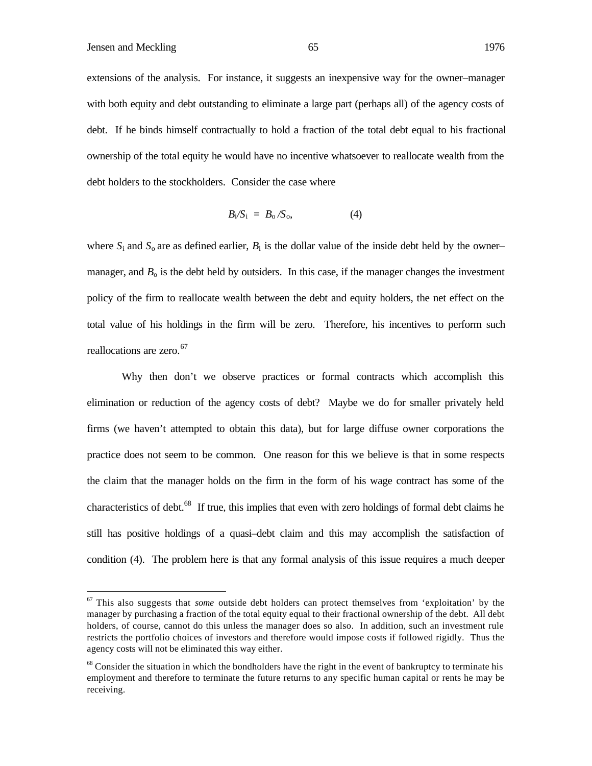extensions of the analysis. For instance, it suggests an inexpensive way for the owner–manager with both equity and debt outstanding to eliminate a large part (perhaps all) of the agency costs of debt. If he binds himself contractually to hold a fraction of the total debt equal to his fractional ownership of the total equity he would have no incentive whatsoever to reallocate wealth from the debt holders to the stockholders. Consider the case where

$$B_i/S_i = B_o/S_o, \qquad (4)$$

where $S_i$ and $S_o$ are as defined earlier, $B_i$ is the dollar value of the inside debt held by the owner–manager, and $B_o$ is the debt held by outsiders. In this case, if the manager changes the investment policy of the firm to reallocate wealth between the debt and equity holders, the net effect on the total value of his holdings in the firm will be zero. Therefore, his incentives to perform such reallocations are zero.[67]

Why then don't we observe practices or formal contracts which accomplish this elimination or reduction of the agency costs of debt? Maybe we do for smaller privately held firms (we haven't attempted to obtain this data), but for large diffuse owner corporations the practice does not seem to be common. One reason for this we believe is that in some respects the claim that the manager holds on the firm in the form of his wage contract has some of the characteristics of debt.[68] If true, this implies that even with zero holdings of formal debt claims he still has positive holdings of a quasi–debt claim and this may accomplish the satisfaction of condition (4). The problem here is that any formal analysis of this issue requires a much deeper

---

[67] This also suggests that *some* outside debt holders can protect themselves from 'exploitation' by the manager by purchasing a fraction of the total equity equal to their fractional ownership of the debt. All debt holders, of course, cannot do this unless the manager does so also. In addition, such an investment rule restricts the portfolio choices of investors and therefore would impose costs if followed rigidly. Thus the agency costs will not be eliminated this way either.

[68] Consider the situation in which the bondholders have the right in the event of bankruptcy to terminate his employment and therefore to terminate the future returns to any specific human capital or rents he may be receiving.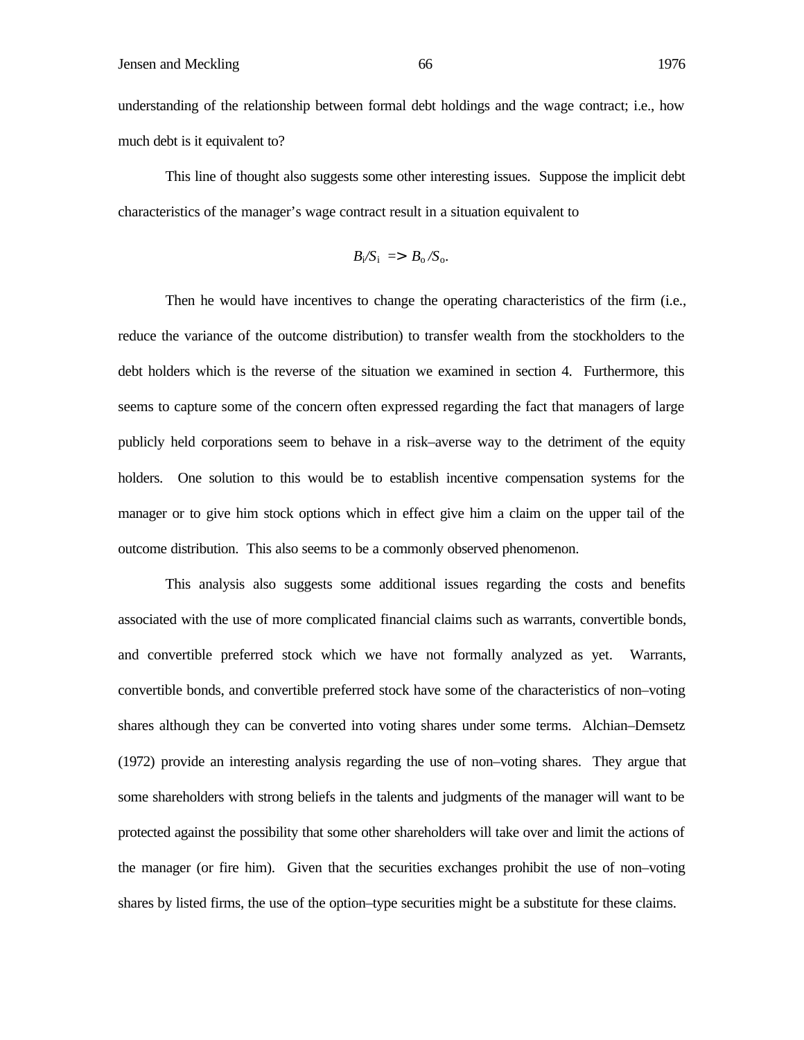understanding of the relationship between formal debt holdings and the wage contract; i.e., how much debt is it equivalent to?

This line of thought also suggests some other interesting issues. Suppose the implicit debt characteristics of the manager's wage contract result in a situation equivalent to

$$B_i/S_i \Rightarrow B_o/S_o.$$

Then he would have incentives to change the operating characteristics of the firm (i.e., reduce the variance of the outcome distribution) to transfer wealth from the stockholders to the debt holders which is the reverse of the situation we examined in section 4. Furthermore, this seems to capture some of the concern often expressed regarding the fact that managers of large publicly held corporations seem to behave in a risk–averse way to the detriment of the equity holders. One solution to this would be to establish incentive compensation systems for the manager or to give him stock options which in effect give him a claim on the upper tail of the outcome distribution. This also seems to be a commonly observed phenomenon.

This analysis also suggests some additional issues regarding the costs and benefits associated with the use of more complicated financial claims such as warrants, convertible bonds, and convertible preferred stock which we have not formally analyzed as yet. Warrants, convertible bonds, and convertible preferred stock have some of the characteristics of non–voting shares although they can be converted into voting shares under some terms. Alchian–Demsetz (1972) provide an interesting analysis regarding the use of non–voting shares. They argue that some shareholders with strong beliefs in the talents and judgments of the manager will want to be protected against the possibility that some other shareholders will take over and limit the actions of the manager (or fire him). Given that the securities exchanges prohibit the use of non–voting shares by listed firms, the use of the option–type securities might be a substitute for these claims.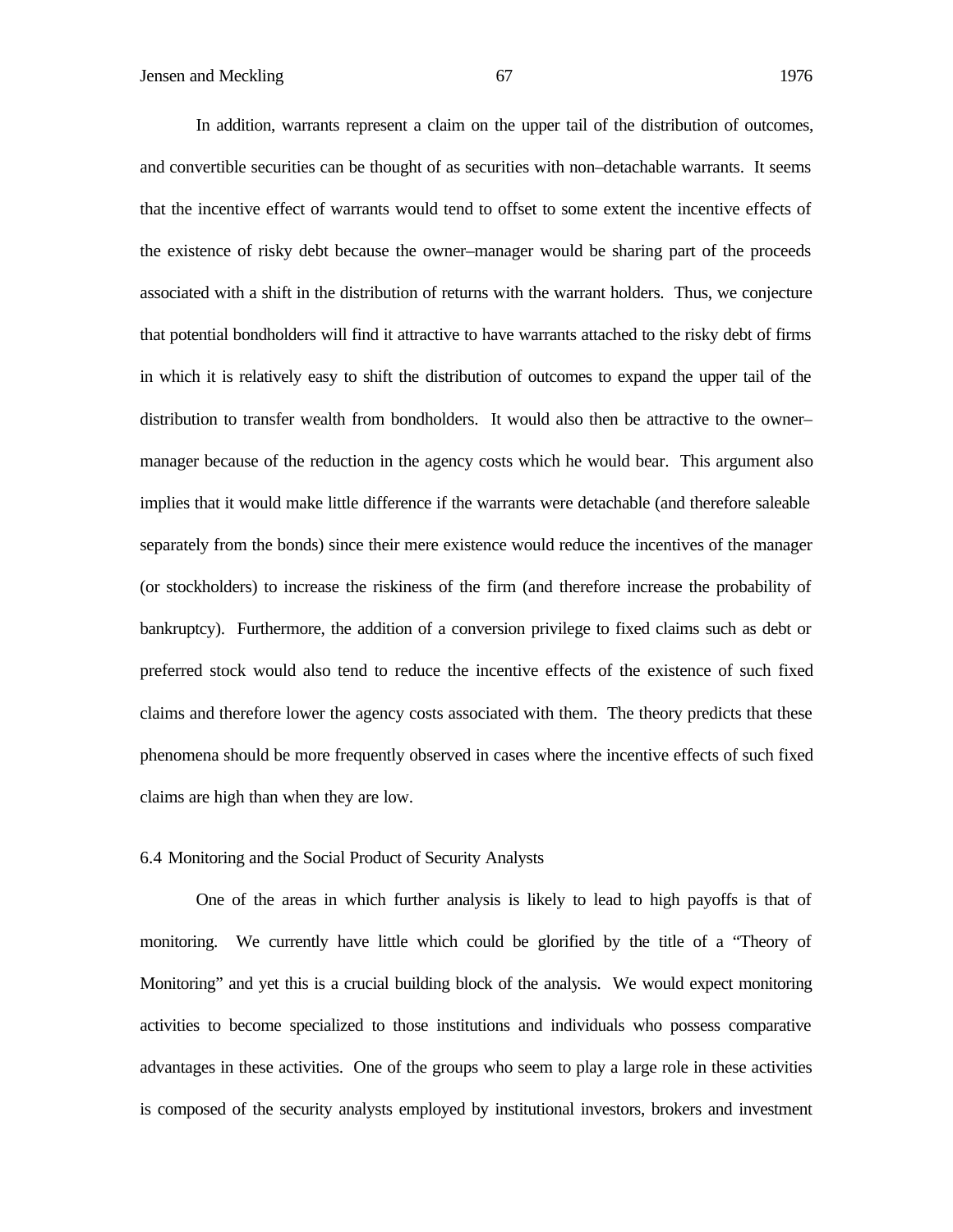In addition, warrants represent a claim on the upper tail of the distribution of outcomes, and convertible securities can be thought of as securities with non–detachable warrants. It seems that the incentive effect of warrants would tend to offset to some extent the incentive effects of the existence of risky debt because the owner–manager would be sharing part of the proceeds associated with a shift in the distribution of returns with the warrant holders. Thus, we conjecture that potential bondholders will find it attractive to have warrants attached to the risky debt of firms in which it is relatively easy to shift the distribution of outcomes to expand the upper tail of the distribution to transfer wealth from bondholders. It would also then be attractive to the owner–manager because of the reduction in the agency costs which he would bear. This argument also implies that it would make little difference if the warrants were detachable (and therefore saleable separately from the bonds) since their mere existence would reduce the incentives of the manager (or stockholders) to increase the riskiness of the firm (and therefore increase the probability of bankruptcy). Furthermore, the addition of a conversion privilege to fixed claims such as debt or preferred stock would also tend to reduce the incentive effects of the existence of such fixed claims and therefore lower the agency costs associated with them. The theory predicts that these phenomena should be more frequently observed in cases where the incentive effects of such fixed claims are high than when they are low.

### 6.4 Monitoring and the Social Product of Security Analysts

One of the areas in which further analysis is likely to lead to high payoffs is that of monitoring. We currently have little which could be glorified by the title of a "Theory of Monitoring" and yet this is a crucial building block of the analysis. We would expect monitoring activities to become specialized to those institutions and individuals who possess comparative advantages in these activities. One of the groups who seem to play a large role in these activities is composed of the security analysts employed by institutional investors, brokers and investment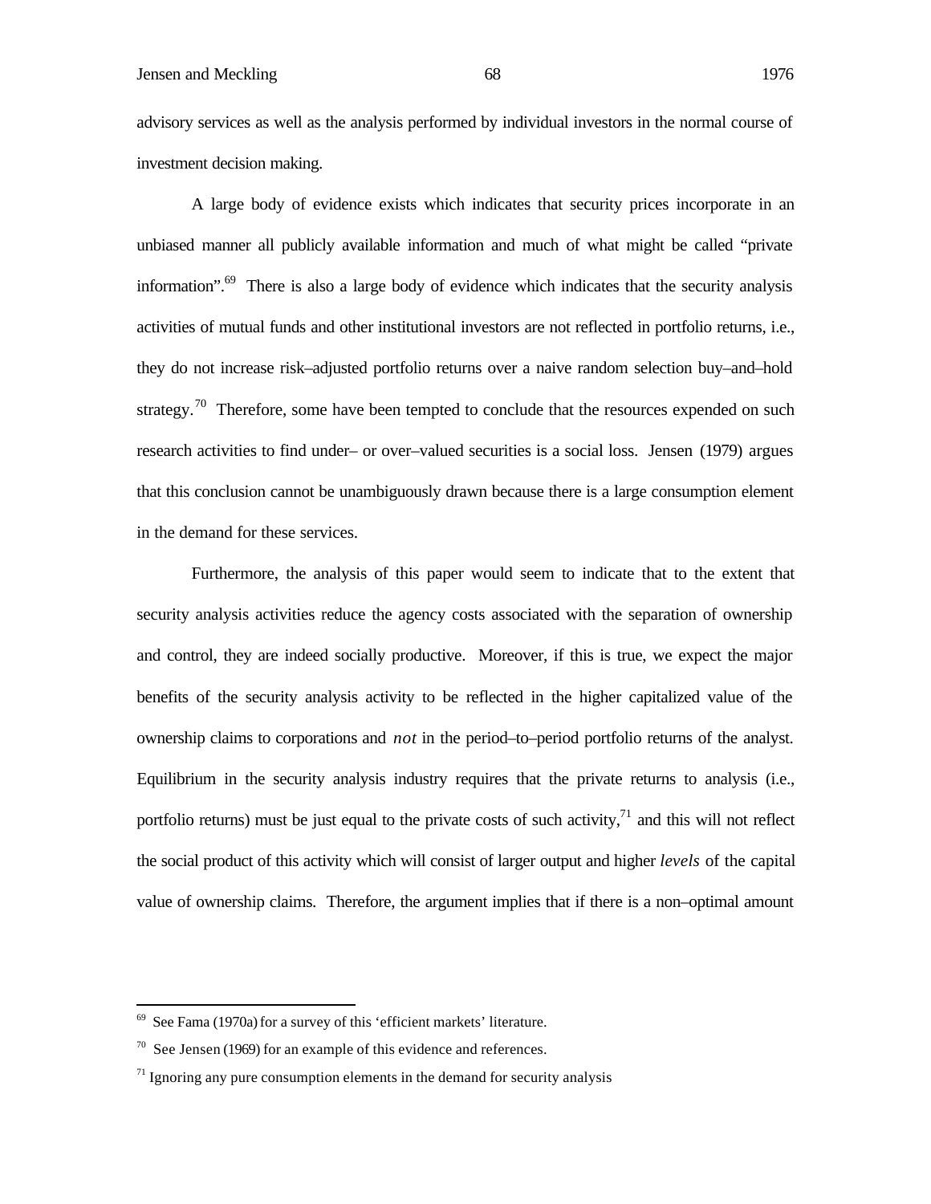advisory services as well as the analysis performed by individual investors in the normal course of investment decision making.

A large body of evidence exists which indicates that security prices incorporate in an unbiased manner all publicly available information and much of what might be called "private information".[69] There is also a large body of evidence which indicates that the security analysis activities of mutual funds and other institutional investors are not reflected in portfolio returns, i.e., they do not increase risk–adjusted portfolio returns over a naive random selection buy–and–hold strategy.[70] Therefore, some have been tempted to conclude that the resources expended on such research activities to find under– or over–valued securities is a social loss. Jensen (1979) argues that this conclusion cannot be unambiguously drawn because there is a large consumption element in the demand for these services.

Furthermore, the analysis of this paper would seem to indicate that to the extent that security analysis activities reduce the agency costs associated with the separation of ownership and control, they are indeed socially productive. Moreover, if this is true, we expect the major benefits of the security analysis activity to be reflected in the higher capitalized value of the ownership claims to corporations and *not* in the period–to–period portfolio returns of the analyst. Equilibrium in the security analysis industry requires that the private returns to analysis (i.e., portfolio returns) must be just equal to the private costs of such activity,[71] and this will not reflect the social product of this activity which will consist of larger output and higher *levels* of the capital value of ownership claims. Therefore, the argument implies that if there is a non–optimal amount

---

[69] See Fama (1970a) for a survey of this 'efficient markets' literature.

[70] See Jensen (1969) for an example of this evidence and references.

[71] Ignoring any pure consumption elements in the demand for security analysis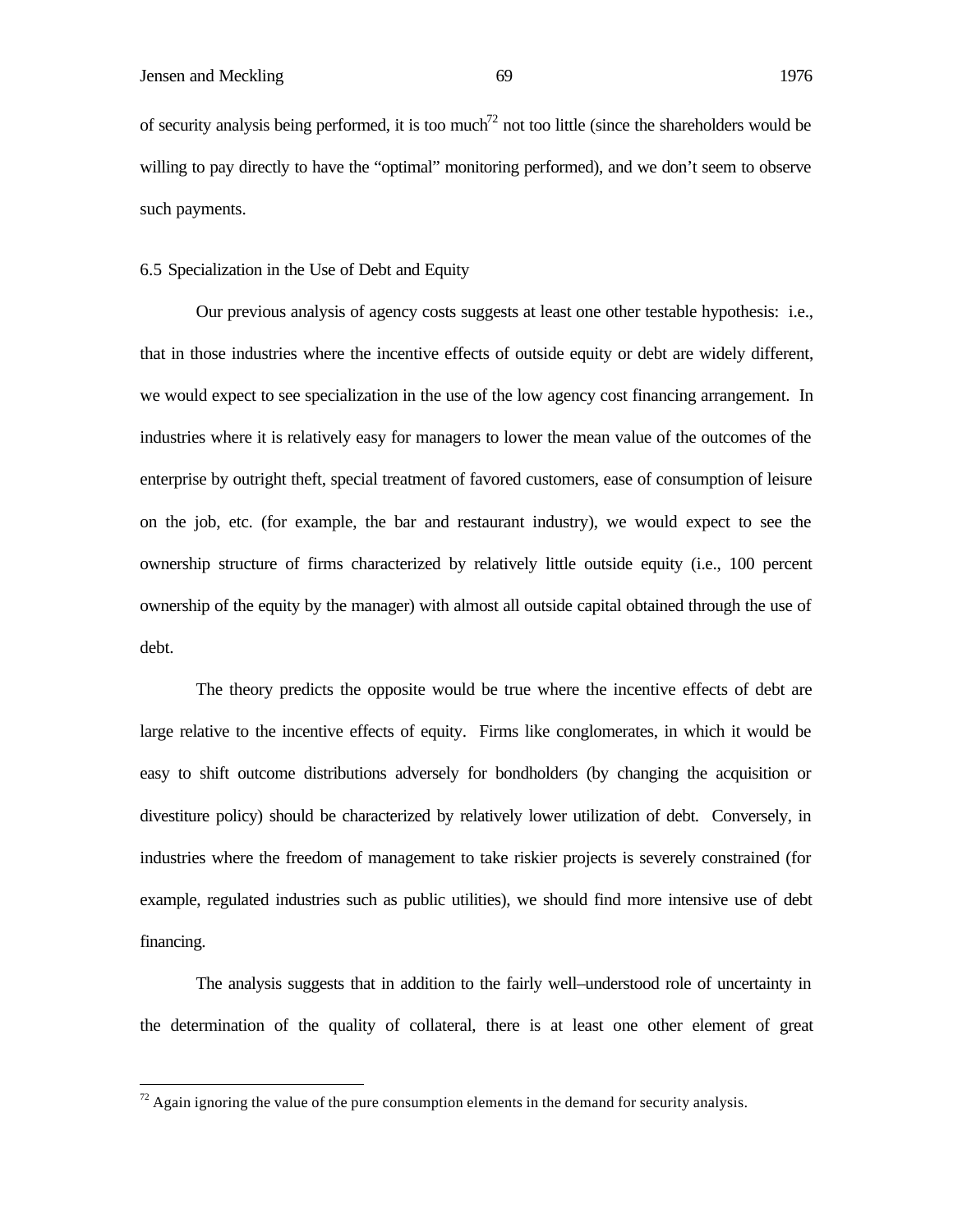of security analysis being performed, it is too much[72] not too little (since the shareholders would be willing to pay directly to have the "optimal" monitoring performed), and we don't seem to observe such payments.

### 6.5 Specialization in the Use of Debt and Equity

Our previous analysis of agency costs suggests at least one other testable hypothesis: i.e., that in those industries where the incentive effects of outside equity or debt are widely different, we would expect to see specialization in the use of the low agency cost financing arrangement. In industries where it is relatively easy for managers to lower the mean value of the outcomes of the enterprise by outright theft, special treatment of favored customers, ease of consumption of leisure on the job, etc. (for example, the bar and restaurant industry), we would expect to see the ownership structure of firms characterized by relatively little outside equity (i.e., 100 percent ownership of the equity by the manager) with almost all outside capital obtained through the use of debt.

The theory predicts the opposite would be true where the incentive effects of debt are large relative to the incentive effects of equity. Firms like conglomerates, in which it would be easy to shift outcome distributions adversely for bondholders (by changing the acquisition or divestiture policy) should be characterized by relatively lower utilization of debt. Conversely, in industries where the freedom of management to take riskier projects is severely constrained (for example, regulated industries such as public utilities), we should find more intensive use of debt financing.

The analysis suggests that in addition to the fairly well–understood role of uncertainty in the determination of the quality of collateral, there is at least one other element of great

[72] Again ignoring the value of the pure consumption elements in the demand for security analysis.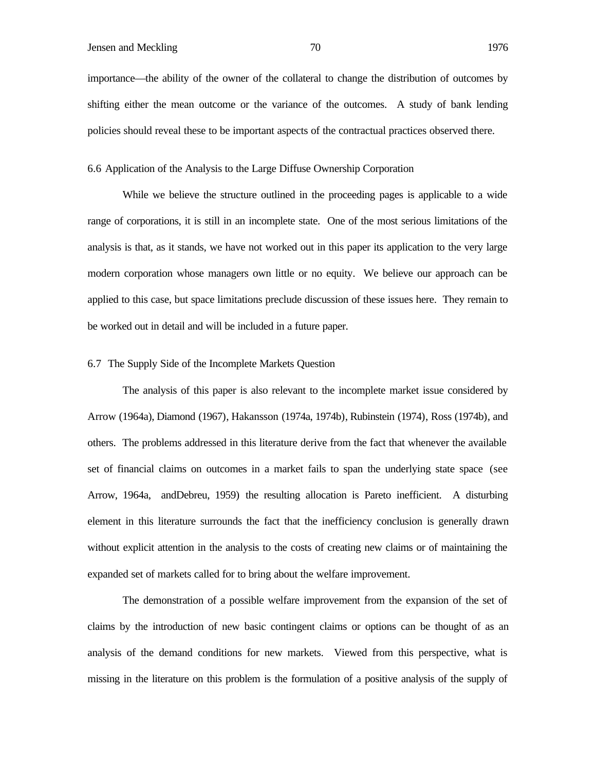importance—the ability of the owner of the collateral to change the distribution of outcomes by shifting either the mean outcome or the variance of the outcomes. A study of bank lending policies should reveal these to be important aspects of the contractual practices observed there.

### 6.6 Application of the Analysis to the Large Diffuse Ownership Corporation

While we believe the structure outlined in the proceeding pages is applicable to a wide range of corporations, it is still in an incomplete state. One of the most serious limitations of the analysis is that, as it stands, we have not worked out in this paper its application to the very large modern corporation whose managers own little or no equity. We believe our approach can be applied to this case, but space limitations preclude discussion of these issues here. They remain to be worked out in detail and will be included in a future paper.

### 6.7 The Supply Side of the Incomplete Markets Question

The analysis of this paper is also relevant to the incomplete market issue considered by Arrow (1964a), Diamond (1967), Hakansson (1974a, 1974b), Rubinstein (1974), Ross (1974b), and others. The problems addressed in this literature derive from the fact that whenever the available set of financial claims on outcomes in a market fails to span the underlying state space (see Arrow, 1964a, andDebreu, 1959) the resulting allocation is Pareto inefficient. A disturbing element in this literature surrounds the fact that the inefficiency conclusion is generally drawn without explicit attention in the analysis to the costs of creating new claims or of maintaining the expanded set of markets called for to bring about the welfare improvement.

The demonstration of a possible welfare improvement from the expansion of the set of claims by the introduction of new basic contingent claims or options can be thought of as an analysis of the demand conditions for new markets. Viewed from this perspective, what is missing in the literature on this problem is the formulation of a positive analysis of the supply of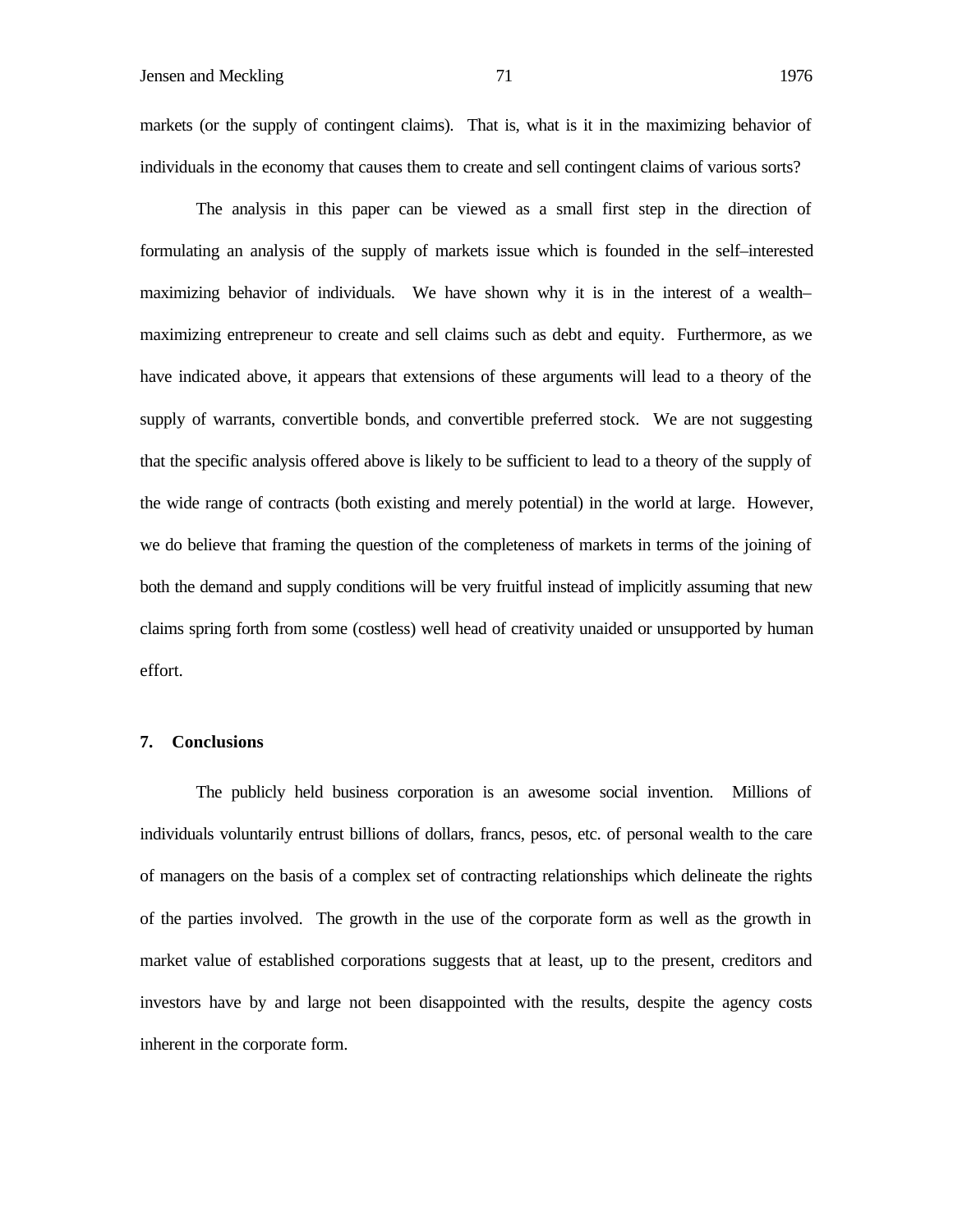markets (or the supply of contingent claims). That is, what is it in the maximizing behavior of individuals in the economy that causes them to create and sell contingent claims of various sorts?

The analysis in this paper can be viewed as a small first step in the direction of formulating an analysis of the supply of markets issue which is founded in the self–interested maximizing behavior of individuals. We have shown why it is in the interest of a wealth–maximizing entrepreneur to create and sell claims such as debt and equity. Furthermore, as we have indicated above, it appears that extensions of these arguments will lead to a theory of the supply of warrants, convertible bonds, and convertible preferred stock. We are not suggesting that the specific analysis offered above is likely to be sufficient to lead to a theory of the supply of the wide range of contracts (both existing and merely potential) in the world at large. However, we do believe that framing the question of the completeness of markets in terms of the joining of both the demand and supply conditions will be very fruitful instead of implicitly assuming that new claims spring forth from some (costless) well head of creativity unaided or unsupported by human effort.

## 7. Conclusions

The publicly held business corporation is an awesome social invention. Millions of individuals voluntarily entrust billions of dollars, francs, pesos, etc. of personal wealth to the care of managers on the basis of a complex set of contracting relationships which delineate the rights of the parties involved. The growth in the use of the corporate form as well as the growth in market value of established corporations suggests that at least, up to the present, creditors and investors have by and large not been disappointed with the results, despite the agency costs inherent in the corporate form.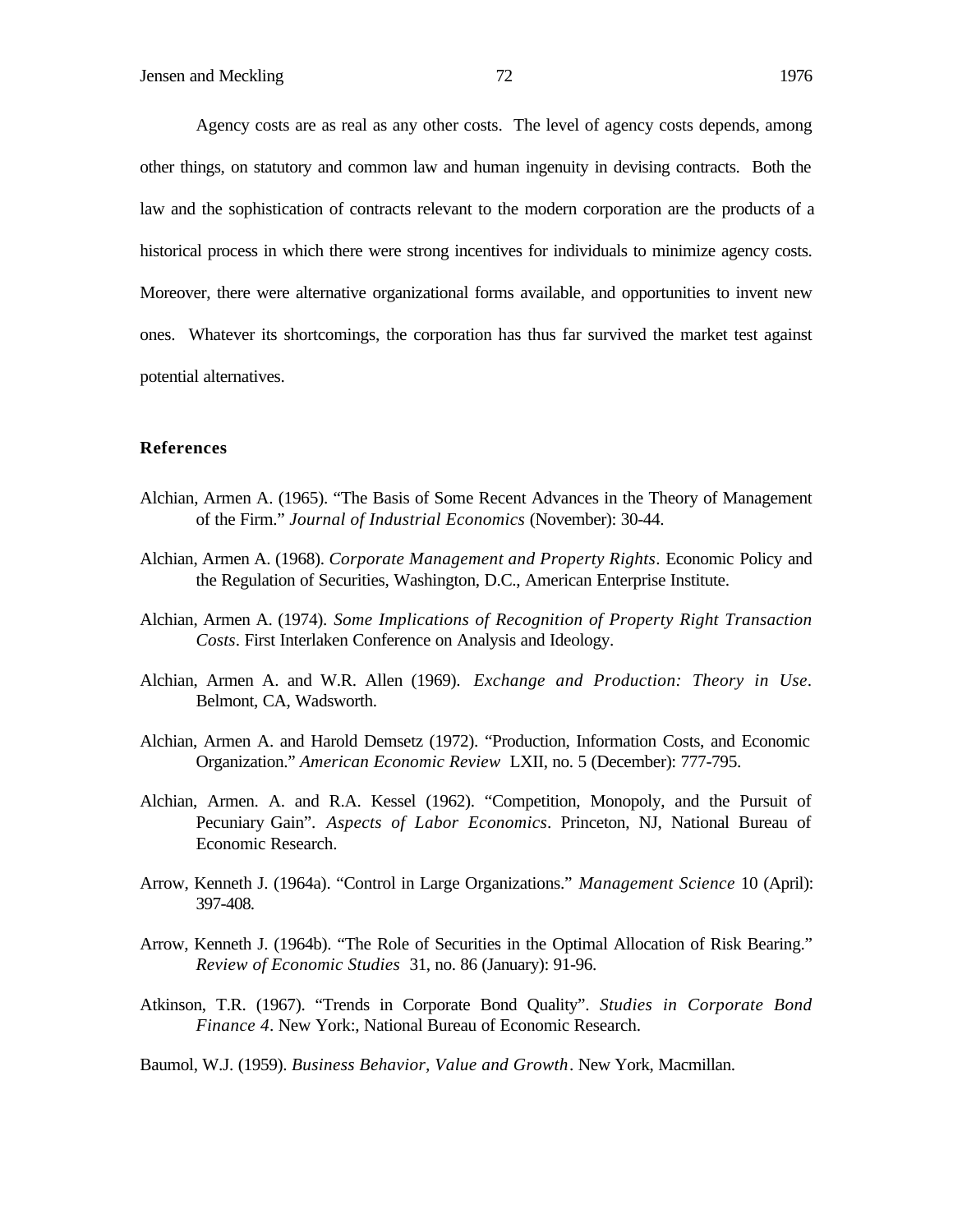Agency costs are as real as any other costs. The level of agency costs depends, among other things, on statutory and common law and human ingenuity in devising contracts. Both the law and the sophistication of contracts relevant to the modern corporation are the products of a historical process in which there were strong incentives for individuals to minimize agency costs. Moreover, there were alternative organizational forms available, and opportunities to invent new ones. Whatever its shortcomings, the corporation has thus far survived the market test against potential alternatives.

## References

Alchian, Armen A. (1965). "The Basis of Some Recent Advances in the Theory of Management of the Firm." *Journal of Industrial Economics* (November): 30-44.

Alchian, Armen A. (1968). *Corporate Management and Property Rights*. Economic Policy and the Regulation of Securities, Washington, D.C., American Enterprise Institute.

Alchian, Armen A. (1974). *Some Implications of Recognition of Property Right Transaction Costs*. First Interlaken Conference on Analysis and Ideology.

Alchian, Armen A. and W.R. Allen (1969). *Exchange and Production: Theory in Use*. Belmont, CA, Wadsworth.

Alchian, Armen A. and Harold Demsetz (1972). "Production, Information Costs, and Economic Organization." *American Economic Review* LXII, no. 5 (December): 777-795.

Alchian, Armen. A. and R.A. Kessel (1962). "Competition, Monopoly, and the Pursuit of Pecuniary Gain". *Aspects of Labor Economics*. Princeton, NJ, National Bureau of Economic Research.

Arrow, Kenneth J. (1964a). "Control in Large Organizations." *Management Science* 10 (April): 397-408.

Arrow, Kenneth J. (1964b). "The Role of Securities in the Optimal Allocation of Risk Bearing." *Review of Economic Studies* 31, no. 86 (January): 91-96.

Atkinson, T.R. (1967). "Trends in Corporate Bond Quality". *Studies in Corporate Bond Finance 4*. New York:, National Bureau of Economic Research.

Baumol, W.J. (1959). *Business Behavior, Value and Growth*. New York, Macmillan.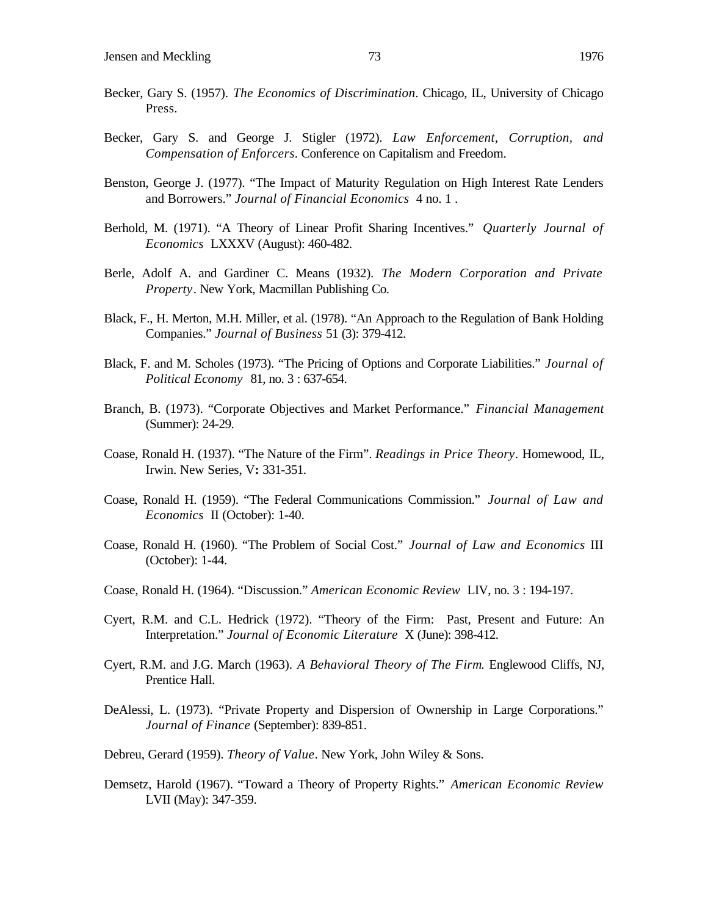Becker, Gary S. (1957). *The Economics of Discrimination*. Chicago, IL, University of Chicago Press.

Becker, Gary S. and George J. Stigler (1972). *Law Enforcement, Corruption, and Compensation of Enforcers*. Conference on Capitalism and Freedom.

Benston, George J. (1977). "The Impact of Maturity Regulation on High Interest Rate Lenders and Borrowers." *Journal of Financial Economics* 4 no. 1 .

Berhold, M. (1971). "A Theory of Linear Profit Sharing Incentives." *Quarterly Journal of Economics* LXXXV (August): 460-482.

Berle, Adolf A. and Gardiner C. Means (1932). *The Modern Corporation and Private Property*. New York, Macmillan Publishing Co.

Black, F., H. Merton, M.H. Miller, et al. (1978). "An Approach to the Regulation of Bank Holding Companies." *Journal of Business* 51 (3): 379-412.

Black, F. and M. Scholes (1973). "The Pricing of Options and Corporate Liabilities." *Journal of Political Economy* 81, no. 3 : 637-654.

Branch, B. (1973). "Corporate Objectives and Market Performance." *Financial Management* (Summer): 24-29.

Coase, Ronald H. (1937). "The Nature of the Firm". *Readings in Price Theory*. Homewood, IL, Irwin. New Series, V**:** 331-351.

Coase, Ronald H. (1959). "The Federal Communications Commission." *Journal of Law and Economics* II (October): 1-40.

Coase, Ronald H. (1960). "The Problem of Social Cost." *Journal of Law and Economics* III (October): 1-44.

Coase, Ronald H. (1964). "Discussion." *American Economic Review* LIV, no. 3 : 194-197.

Cyert, R.M. and C.L. Hedrick (1972). "Theory of the Firm: Past, Present and Future: An Interpretation." *Journal of Economic Literature* X (June): 398-412.

Cyert, R.M. and J.G. March (1963). *A Behavioral Theory of The Firm*. Englewood Cliffs, NJ, Prentice Hall.

DeAlessi, L. (1973). "Private Property and Dispersion of Ownership in Large Corporations." *Journal of Finance* (September): 839-851.

Debreu, Gerard (1959). *Theory of Value*. New York, John Wiley & Sons.

Demsetz, Harold (1967). "Toward a Theory of Property Rights." *American Economic Review* LVII (May): 347-359.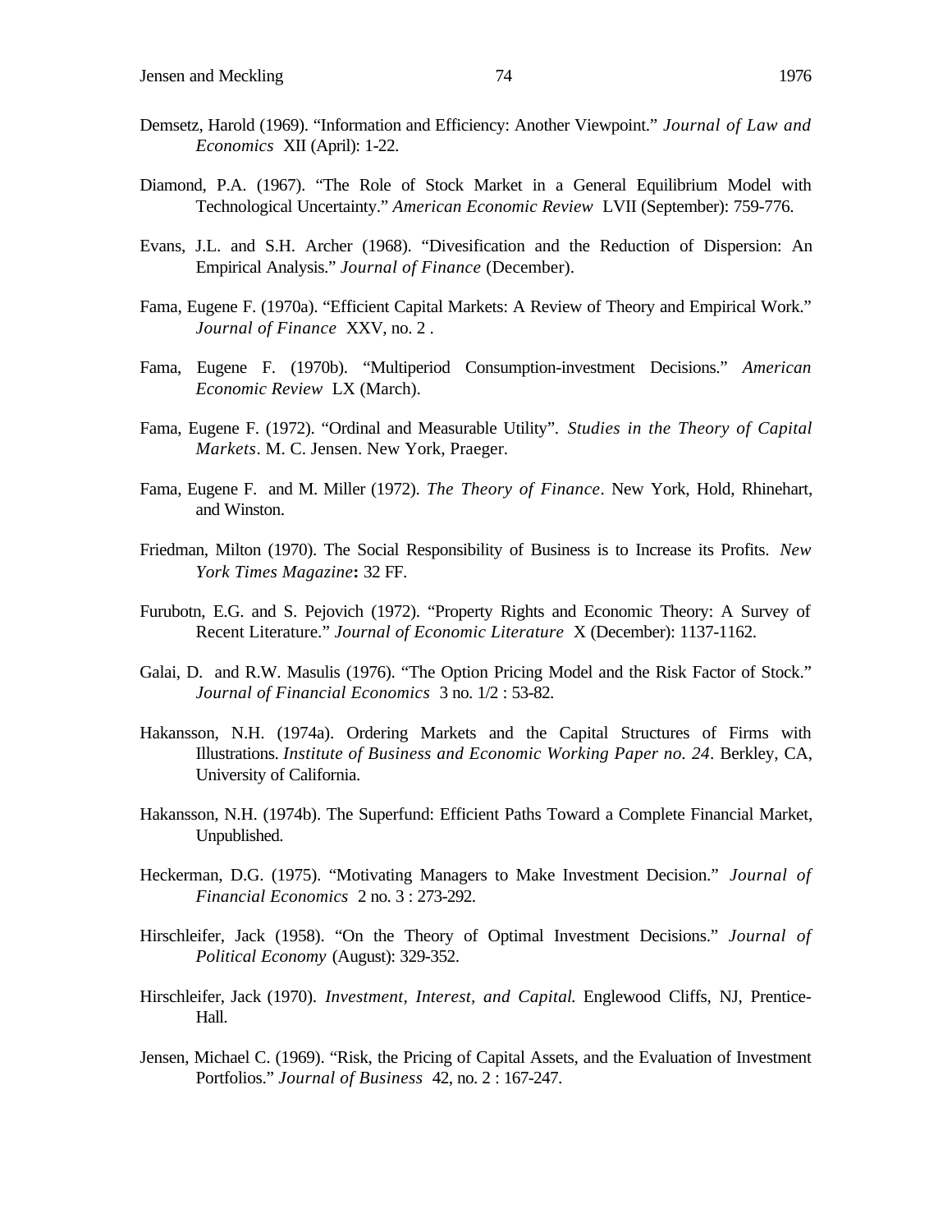Demsetz, Harold (1969). "Information and Efficiency: Another Viewpoint." *Journal of Law and Economics* XII (April): 1-22.

Diamond, P.A. (1967). "The Role of Stock Market in a General Equilibrium Model with Technological Uncertainty." *American Economic Review* LVII (September): 759-776.

Evans, J.L. and S.H. Archer (1968). "Divesification and the Reduction of Dispersion: An Empirical Analysis." *Journal of Finance* (December).

Fama, Eugene F. (1970a). "Efficient Capital Markets: A Review of Theory and Empirical Work." *Journal of Finance* XXV, no. 2 .

Fama, Eugene F. (1970b). "Multiperiod Consumption-investment Decisions." *American Economic Review* LX (March).

Fama, Eugene F. (1972). "Ordinal and Measurable Utility". *Studies in the Theory of Capital Markets*. M. C. Jensen. New York, Praeger.

Fama, Eugene F. and M. Miller (1972). *The Theory of Finance*. New York, Hold, Rhinehart, and Winston.

Friedman, Milton (1970). The Social Responsibility of Business is to Increase its Profits. *New York Times Magazine*: 32 FF.

Furubotn, E.G. and S. Pejovich (1972). "Property Rights and Economic Theory: A Survey of Recent Literature." *Journal of Economic Literature* X (December): 1137-1162.

Galai, D. and R.W. Masulis (1976). "The Option Pricing Model and the Risk Factor of Stock." *Journal of Financial Economics* 3 no. 1/2 : 53-82.

Hakansson, N.H. (1974a). Ordering Markets and the Capital Structures of Firms with Illustrations. *Institute of Business and Economic Working Paper no. 24*. Berkley, CA, University of California.

Hakansson, N.H. (1974b). The Superfund: Efficient Paths Toward a Complete Financial Market, Unpublished.

Heckerman, D.G. (1975). "Motivating Managers to Make Investment Decision." *Journal of Financial Economics* 2 no. 3 : 273-292.

Hirschleifer, Jack (1958). "On the Theory of Optimal Investment Decisions." *Journal of Political Economy* (August): 329-352.

Hirschleifer, Jack (1970). *Investment, Interest, and Capital.* Englewood Cliffs, NJ, Prentice-Hall.

Jensen, Michael C. (1969). "Risk, the Pricing of Capital Assets, and the Evaluation of Investment Portfolios." *Journal of Business* 42, no. 2 : 167-247.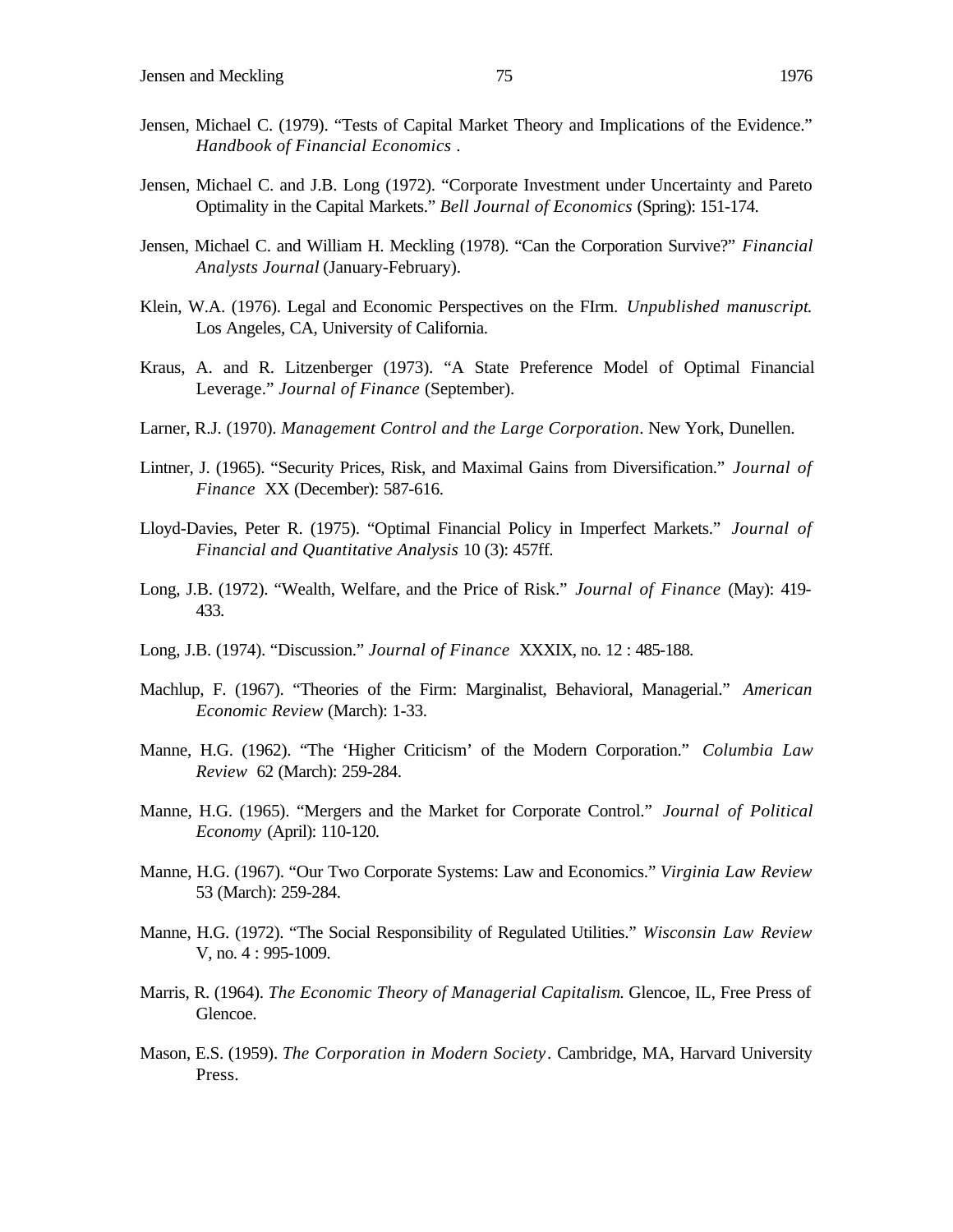Jensen, Michael C. (1979). “Tests of Capital Market Theory and Implications of the Evidence.” *Handbook of Financial Economics* .

Jensen, Michael C. and J.B. Long (1972). “Corporate Investment under Uncertainty and Pareto Optimality in the Capital Markets.” *Bell Journal of Economics* (Spring): 151-174.

Jensen, Michael C. and William H. Meckling (1978). “Can the Corporation Survive?” *Financial Analysts Journal* (January-February).

Klein, W.A. (1976). Legal and Economic Perspectives on the FIrm. *Unpublished manuscript.* Los Angeles, CA, University of California.

Kraus, A. and R. Litzenberger (1973). “A State Preference Model of Optimal Financial Leverage.” *Journal of Finance* (September).

Larner, R.J. (1970). *Management Control and the Large Corporation*. New York, Dunellen.

Lintner, J. (1965). “Security Prices, Risk, and Maximal Gains from Diversification.” *Journal of Finance* XX (December): 587-616.

Lloyd-Davies, Peter R. (1975). “Optimal Financial Policy in Imperfect Markets.” *Journal of Financial and Quantitative Analysis* 10 (3): 457ff.

Long, J.B. (1972). “Wealth, Welfare, and the Price of Risk.” *Journal of Finance* (May): 419-433.

Long, J.B. (1974). “Discussion.” *Journal of Finance* XXXIX, no. 12 : 485-188.

Machlup, F. (1967). “Theories of the Firm: Marginalist, Behavioral, Managerial.” *American Economic Review* (March): 1-33.

Manne, H.G. (1962). “The ‘Higher Criticism’ of the Modern Corporation.” *Columbia Law Review* 62 (March): 259-284.

Manne, H.G. (1965). “Mergers and the Market for Corporate Control.” *Journal of Political Economy* (April): 110-120.

Manne, H.G. (1967). “Our Two Corporate Systems: Law and Economics.” *Virginia Law Review* 53 (March): 259-284.

Manne, H.G. (1972). “The Social Responsibility of Regulated Utilities.” *Wisconsin Law Review* V, no. 4 : 995-1009.

Marris, R. (1964). *The Economic Theory of Managerial Capitalism.* Glencoe, IL, Free Press of Glencoe.

Mason, E.S. (1959). *The Corporation in Modern Society*. Cambridge, MA, Harvard University Press.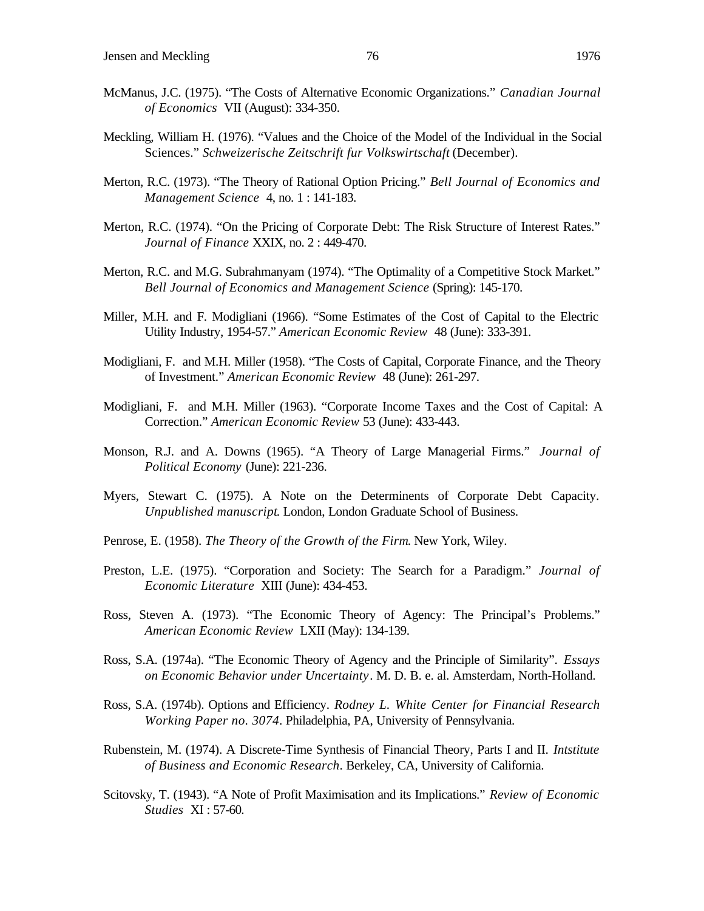McManus, J.C. (1975). “The Costs of Alternative Economic Organizations.” *Canadian Journal of Economics* VII (August): 334-350.

Meckling, William H. (1976). “Values and the Choice of the Model of the Individual in the Social Sciences.” *Schweizerische Zeitschrift fur Volkswirtschaft* (December).

Merton, R.C. (1973). “The Theory of Rational Option Pricing.” *Bell Journal of Economics and Management Science* 4, no. 1 : 141-183.

Merton, R.C. (1974). “On the Pricing of Corporate Debt: The Risk Structure of Interest Rates.” *Journal of Finance* XXIX, no. 2 : 449-470.

Merton, R.C. and M.G. Subrahmanyam (1974). “The Optimality of a Competitive Stock Market.” *Bell Journal of Economics and Management Science* (Spring): 145-170.

Miller, M.H. and F. Modigliani (1966). “Some Estimates of the Cost of Capital to the Electric Utility Industry, 1954-57.” *American Economic Review* 48 (June): 333-391.

Modigliani, F. and M.H. Miller (1958). “The Costs of Capital, Corporate Finance, and the Theory of Investment.” *American Economic Review* 48 (June): 261-297.

Modigliani, F. and M.H. Miller (1963). “Corporate Income Taxes and the Cost of Capital: A Correction.” *American Economic Review* 53 (June): 433-443.

Monson, R.J. and A. Downs (1965). “A Theory of Large Managerial Firms.” *Journal of Political Economy* (June): 221-236.

Myers, Stewart C. (1975). A Note on the Determinents of Corporate Debt Capacity. *Unpublished manuscript*. London, London Graduate School of Business.

Penrose, E. (1958). *The Theory of the Growth of the Firm*. New York, Wiley.

Preston, L.E. (1975). “Corporation and Society: The Search for a Paradigm.” *Journal of Economic Literature* XIII (June): 434-453.

Ross, Steven A. (1973). “The Economic Theory of Agency: The Principal’s Problems.” *American Economic Review* LXII (May): 134-139.

Ross, S.A. (1974a). “The Economic Theory of Agency and the Principle of Similarity”. *Essays on Economic Behavior under Uncertainty*. M. D. B. e. al. Amsterdam, North-Holland.

Ross, S.A. (1974b). Options and Efficiency. *Rodney L. White Center for Financial Research Working Paper no. 3074*. Philadelphia, PA, University of Pennsylvania.

Rubenstein, M. (1974). A Discrete-Time Synthesis of Financial Theory, Parts I and II. *Intstitute of Business and Economic Research*. Berkeley, CA, University of California.

Scitovsky, T. (1943). “A Note of Profit Maximisation and its Implications.” *Review of Economic Studies* XI : 57-60.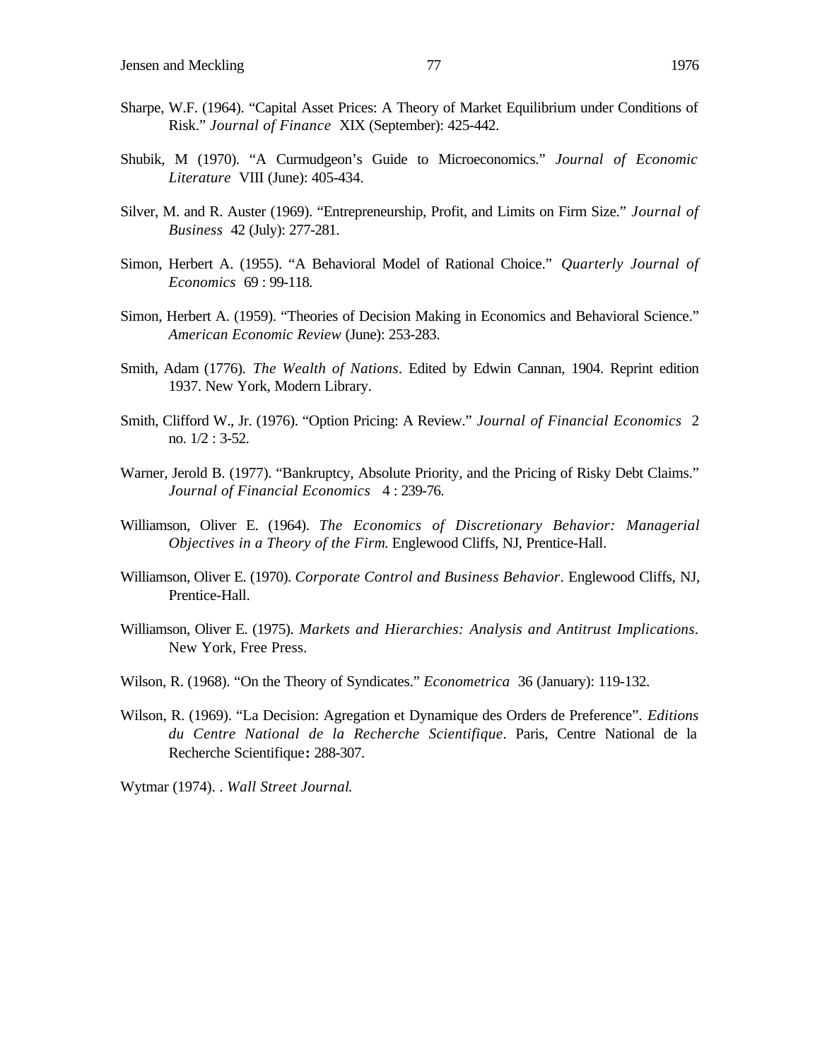Sharpe, W.F. (1964). "Capital Asset Prices: A Theory of Market Equilibrium under Conditions of Risk." *Journal of Finance* XIX (September): 425-442.

Shubik, M (1970). "A Curmudgeon's Guide to Microeconomics." *Journal of Economic Literature* VIII (June): 405-434.

Silver, M. and R. Auster (1969). "Entrepreneurship, Profit, and Limits on Firm Size." *Journal of Business* 42 (July): 277-281.

Simon, Herbert A. (1955). "A Behavioral Model of Rational Choice." *Quarterly Journal of Economics* 69 : 99-118.

Simon, Herbert A. (1959). "Theories of Decision Making in Economics and Behavioral Science." *American Economic Review* (June): 253-283.

Smith, Adam (1776). *The Wealth of Nations*. Edited by Edwin Cannan, 1904. Reprint edition 1937. New York, Modern Library.

Smith, Clifford W., Jr. (1976). "Option Pricing: A Review." *Journal of Financial Economics* 2 no. 1/2 : 3-52.

Warner, Jerold B. (1977). "Bankruptcy, Absolute Priority, and the Pricing of Risky Debt Claims." *Journal of Financial Economics* 4 : 239-76.

Williamson, Oliver E. (1964). *The Economics of Discretionary Behavior: Managerial Objectives in a Theory of the Firm.* Englewood Cliffs, NJ, Prentice-Hall.

Williamson, Oliver E. (1970). *Corporate Control and Business Behavior*. Englewood Cliffs, NJ, Prentice-Hall.

Williamson, Oliver E. (1975). *Markets and Hierarchies: Analysis and Antitrust Implications*. New York, Free Press.

Wilson, R. (1968). "On the Theory of Syndicates." *Econometrica* 36 (January): 119-132.

Wilson, R. (1969). "La Decision: Agregation et Dynamique des Orders de Preference". *Editions du Centre National de la Recherche Scientifique*. Paris, Centre National de la Recherche Scientifique**:** 288-307.

Wytmar (1974). . *Wall Street Journal.*